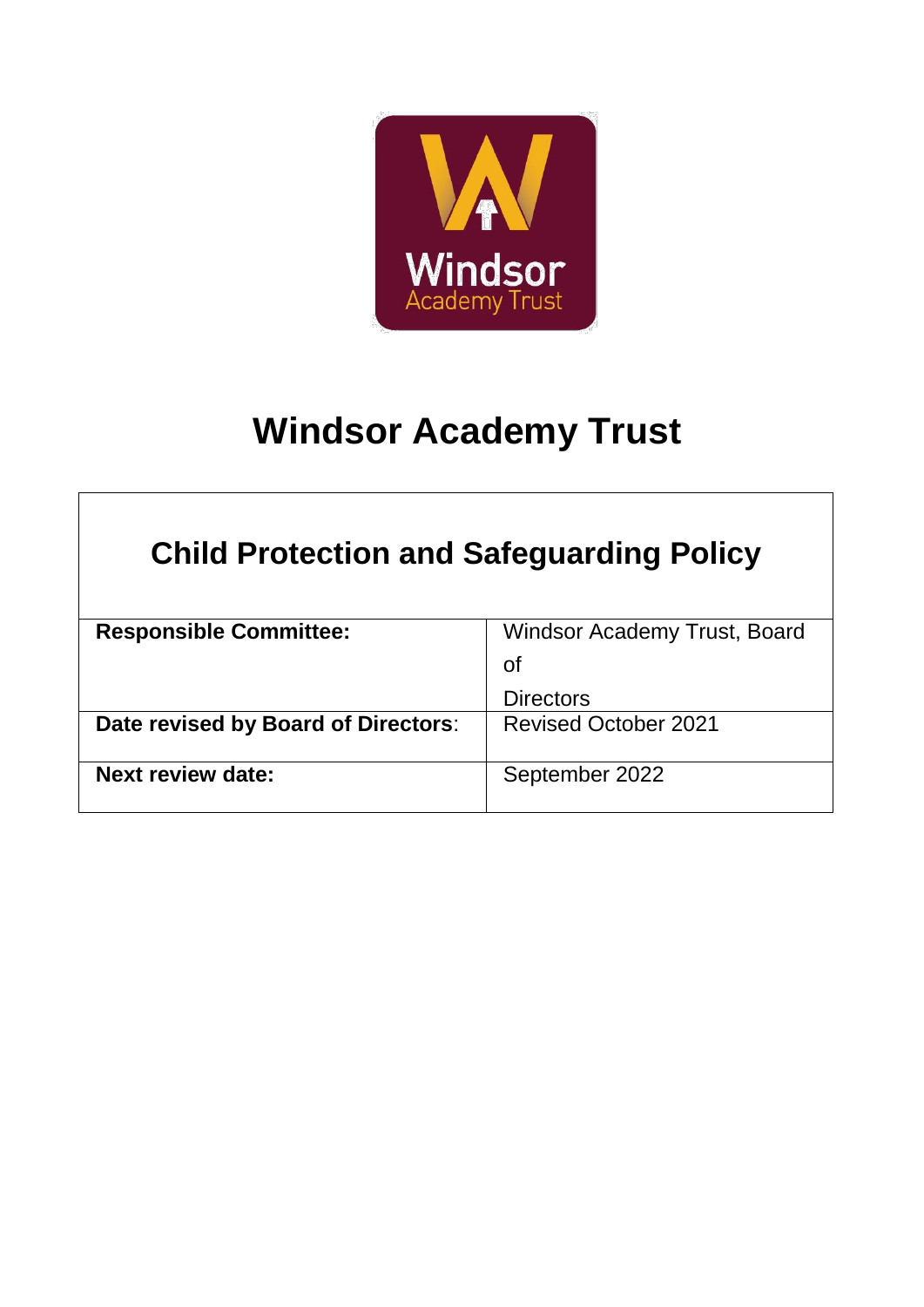# Windsor Academy Trust

## Child Protection and Safeguarding Policy

| | |
|---|---|
| **Responsible Committee:** | Windsor Academy Trust, Board of Directors |
| **Date revised by Board of Directors**: | Revised October 2021 |
| **Next review date:** | September 2022 |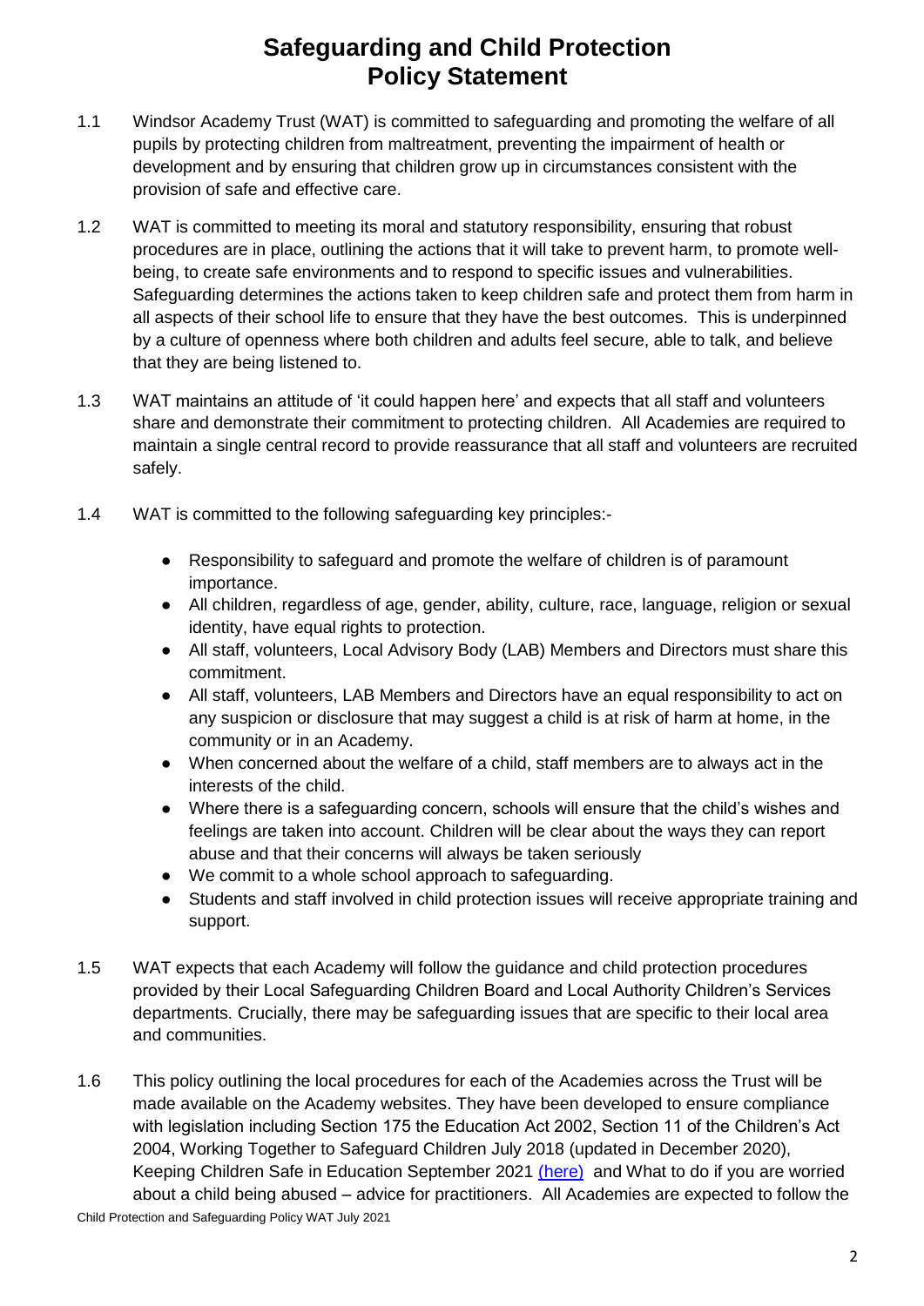# Safeguarding and Child Protection Policy Statement

1.1 Windsor Academy Trust (WAT) is committed to safeguarding and promoting the welfare of all pupils by protecting children from maltreatment, preventing the impairment of health or development and by ensuring that children grow up in circumstances consistent with the provision of safe and effective care.

1.2 WAT is committed to meeting its moral and statutory responsibility, ensuring that robust procedures are in place, outlining the actions that it will take to prevent harm, to promote well-being, to create safe environments and to respond to specific issues and vulnerabilities. Safeguarding determines the actions taken to keep children safe and protect them from harm in all aspects of their school life to ensure that they have the best outcomes. This is underpinned by a culture of openness where both children and adults feel secure, able to talk, and believe that they are being listened to.

1.3 WAT maintains an attitude of 'it could happen here' and expects that all staff and volunteers share and demonstrate their commitment to protecting children. All Academies are required to maintain a single central record to provide reassurance that all staff and volunteers are recruited safely.

1.4 WAT is committed to the following safeguarding key principles:-

- Responsibility to safeguard and promote the welfare of children is of paramount importance.
- All children, regardless of age, gender, ability, culture, race, language, religion or sexual identity, have equal rights to protection.
- All staff, volunteers, Local Advisory Body (LAB) Members and Directors must share this commitment.
- All staff, volunteers, LAB Members and Directors have an equal responsibility to act on any suspicion or disclosure that may suggest a child is at risk of harm at home, in the community or in an Academy.
- When concerned about the welfare of a child, staff members are to always act in the interests of the child.
- Where there is a safeguarding concern, schools will ensure that the child's wishes and feelings are taken into account. Children will be clear about the ways they can report abuse and that their concerns will always be taken seriously
- We commit to a whole school approach to safeguarding.
- Students and staff involved in child protection issues will receive appropriate training and support.

1.5 WAT expects that each Academy will follow the guidance and child protection procedures provided by their Local Safeguarding Children Board and Local Authority Children's Services departments. Crucially, there may be safeguarding issues that are specific to their local area and communities.

1.6 This policy outlining the local procedures for each of the Academies across the Trust will be made available on the Academy websites. They have been developed to ensure compliance with legislation including Section 175 the Education Act 2002, Section 11 of the Children's Act 2004, Working Together to Safeguard Children July 2018 (updated in December 2020), Keeping Children Safe in Education September 2021 (here) and What to do if you are worried about a child being abused – advice for practitioners. All Academies are expected to follow the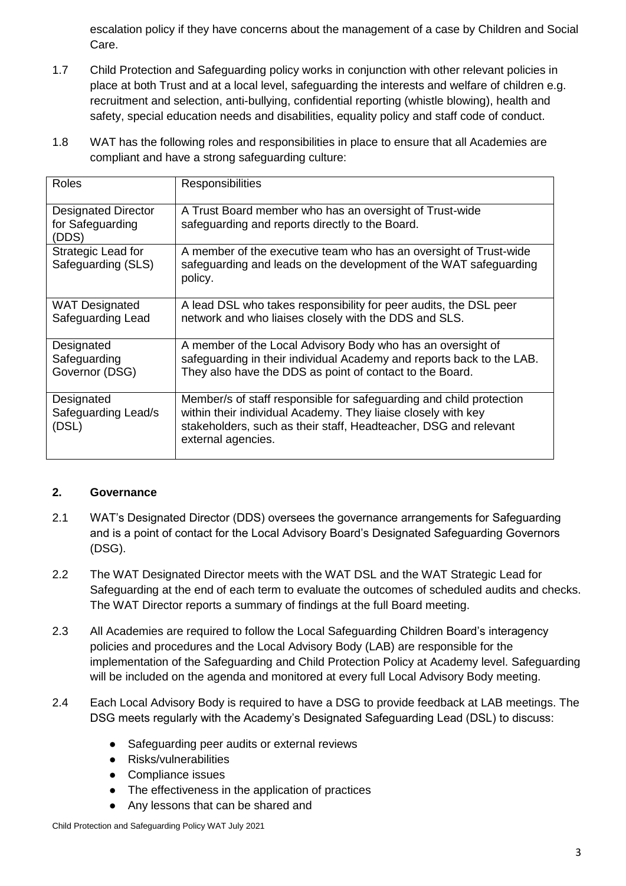escalation policy if they have concerns about the management of a case by Children and Social Care.

1.7 Child Protection and Safeguarding policy works in conjunction with other relevant policies in place at both Trust and at a local level, safeguarding the interests and welfare of children e.g. recruitment and selection, anti-bullying, confidential reporting (whistle blowing), health and safety, special education needs and disabilities, equality policy and staff code of conduct.

1.8 WAT has the following roles and responsibilities in place to ensure that all Academies are compliant and have a strong safeguarding culture:

| Roles | Responsibilities |
|---|---|
| Designated Director for Safeguarding (DDS) | A Trust Board member who has an oversight of Trust-wide safeguarding and reports directly to the Board. |
| Strategic Lead for Safeguarding (SLS) | A member of the executive team who has an oversight of Trust-wide safeguarding and leads on the development of the WAT safeguarding policy. |
| WAT Designated Safeguarding Lead | A lead DSL who takes responsibility for peer audits, the DSL peer network and who liaises closely with the DDS and SLS. |
| Designated Safeguarding Governor (DSG) | A member of the Local Advisory Body who has an oversight of safeguarding in their individual Academy and reports back to the LAB. They also have the DDS as point of contact to the Board. |
| Designated Safeguarding Lead/s (DSL) | Member/s of staff responsible for safeguarding and child protection within their individual Academy. They liaise closely with key stakeholders, such as their staff, Headteacher, DSG and relevant external agencies. |

## 2. Governance

2.1 WAT's Designated Director (DDS) oversees the governance arrangements for Safeguarding and is a point of contact for the Local Advisory Board's Designated Safeguarding Governors (DSG).

2.2 The WAT Designated Director meets with the WAT DSL and the WAT Strategic Lead for Safeguarding at the end of each term to evaluate the outcomes of scheduled audits and checks. The WAT Director reports a summary of findings at the full Board meeting.

2.3 All Academies are required to follow the Local Safeguarding Children Board's interagency policies and procedures and the Local Advisory Body (LAB) are responsible for the implementation of the Safeguarding and Child Protection Policy at Academy level. Safeguarding will be included on the agenda and monitored at every full Local Advisory Body meeting.

2.4 Each Local Advisory Body is required to have a DSG to provide feedback at LAB meetings. The DSG meets regularly with the Academy's Designated Safeguarding Lead (DSL) to discuss:

- Safeguarding peer audits or external reviews
- Risks/vulnerabilities
- Compliance issues
- The effectiveness in the application of practices
- Any lessons that can be shared and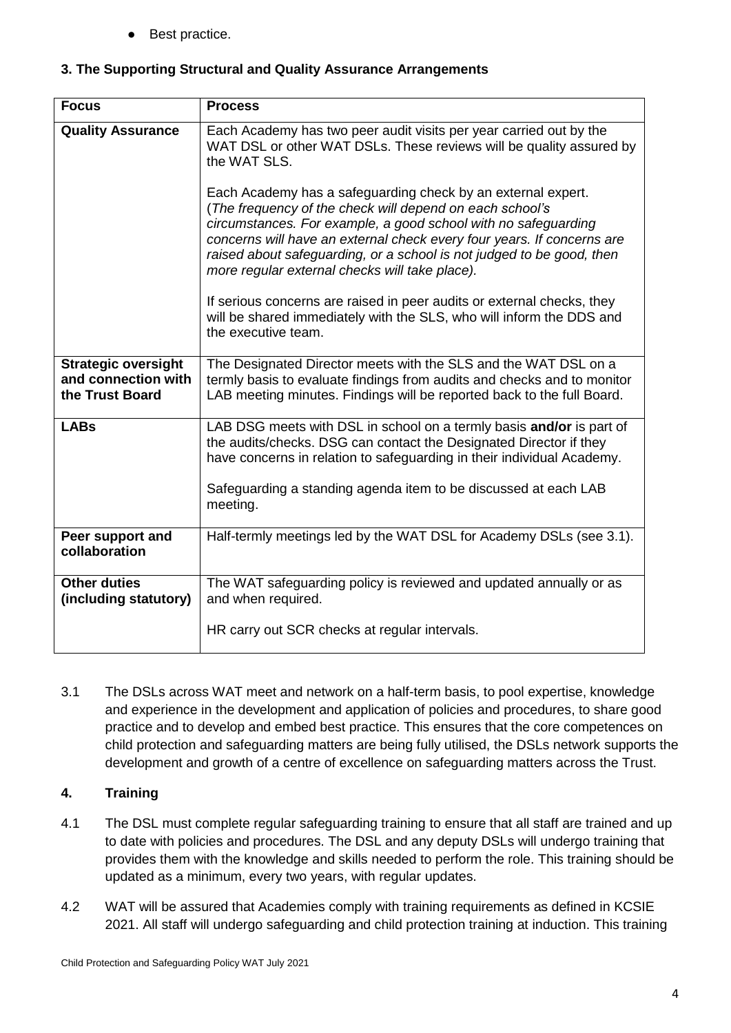- Best practice.

### 3. The Supporting Structural and Quality Assurance Arrangements

| Focus | Process |
|---|---|
| **Quality Assurance** | Each Academy has two peer audit visits per year carried out by the WAT DSL or other WAT DSLs. These reviews will be quality assured by the WAT SLS.<br><br>Each Academy has a safeguarding check by an external expert. (*The frequency of the check will depend on each school's circumstances. For example, a good school with no safeguarding concerns will have an external check every four years. If concerns are raised about safeguarding, or a school is not judged to be good, then more regular external checks will take place).*<br><br>If serious concerns are raised in peer audits or external checks, they will be shared immediately with the SLS, who will inform the DDS and the executive team. |
| **Strategic oversight and connection with the Trust Board** | The Designated Director meets with the SLS and the WAT DSL on a termly basis to evaluate findings from audits and checks and to monitor LAB meeting minutes. Findings will be reported back to the full Board. |
| **LABs** | LAB DSG meets with DSL in school on a termly basis **and/or** is part of the audits/checks. DSG can contact the Designated Director if they have concerns in relation to safeguarding in their individual Academy.<br><br>Safeguarding a standing agenda item to be discussed at each LAB meeting. |
| **Peer support and collaboration** | Half-termly meetings led by the WAT DSL for Academy DSLs (see 3.1). |
| **Other duties (including statutory)** | The WAT safeguarding policy is reviewed and updated annually or as and when required.<br><br>HR carry out SCR checks at regular intervals. |

3.1 The DSLs across WAT meet and network on a half-term basis, to pool expertise, knowledge and experience in the development and application of policies and procedures, to share good practice and to develop and embed best practice. This ensures that the core competences on child protection and safeguarding matters are being fully utilised, the DSLs network supports the development and growth of a centre of excellence on safeguarding matters across the Trust.

### 4. Training

4.1 The DSL must complete regular safeguarding training to ensure that all staff are trained and up to date with policies and procedures. The DSL and any deputy DSLs will undergo training that provides them with the knowledge and skills needed to perform the role. This training should be updated as a minimum, every two years, with regular updates.

4.2 WAT will be assured that Academies comply with training requirements as defined in KCSIE 2021. All staff will undergo safeguarding and child protection training at induction. This training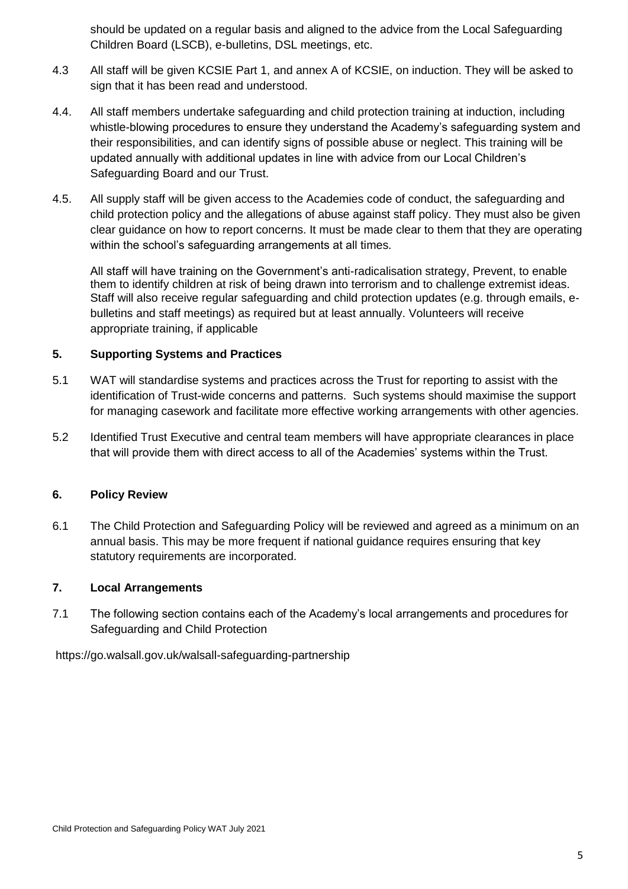should be updated on a regular basis and aligned to the advice from the Local Safeguarding Children Board (LSCB), e-bulletins, DSL meetings, etc.

4.3 All staff will be given KCSIE Part 1, and annex A of KCSIE, on induction. They will be asked to sign that it has been read and understood.

4.4. All staff members undertake safeguarding and child protection training at induction, including whistle-blowing procedures to ensure they understand the Academy's safeguarding system and their responsibilities, and can identify signs of possible abuse or neglect. This training will be updated annually with additional updates in line with advice from our Local Children's Safeguarding Board and our Trust.

4.5. All supply staff will be given access to the Academies code of conduct, the safeguarding and child protection policy and the allegations of abuse against staff policy. They must also be given clear guidance on how to report concerns. It must be made clear to them that they are operating within the school's safeguarding arrangements at all times.

All staff will have training on the Government's anti-radicalisation strategy, Prevent, to enable them to identify children at risk of being drawn into terrorism and to challenge extremist ideas. Staff will also receive regular safeguarding and child protection updates (e.g. through emails, e-bulletins and staff meetings) as required but at least annually. Volunteers will receive appropriate training, if applicable

## 5. Supporting Systems and Practices

5.1 WAT will standardise systems and practices across the Trust for reporting to assist with the identification of Trust-wide concerns and patterns. Such systems should maximise the support for managing casework and facilitate more effective working arrangements with other agencies.

5.2 Identified Trust Executive and central team members will have appropriate clearances in place that will provide them with direct access to all of the Academies' systems within the Trust.

## 6. Policy Review

6.1 The Child Protection and Safeguarding Policy will be reviewed and agreed as a minimum on an annual basis. This may be more frequent if national guidance requires ensuring that key statutory requirements are incorporated.

## 7. Local Arrangements

7.1 The following section contains each of the Academy's local arrangements and procedures for Safeguarding and Child Protection

https://go.walsall.gov.uk/walsall-safeguarding-partnership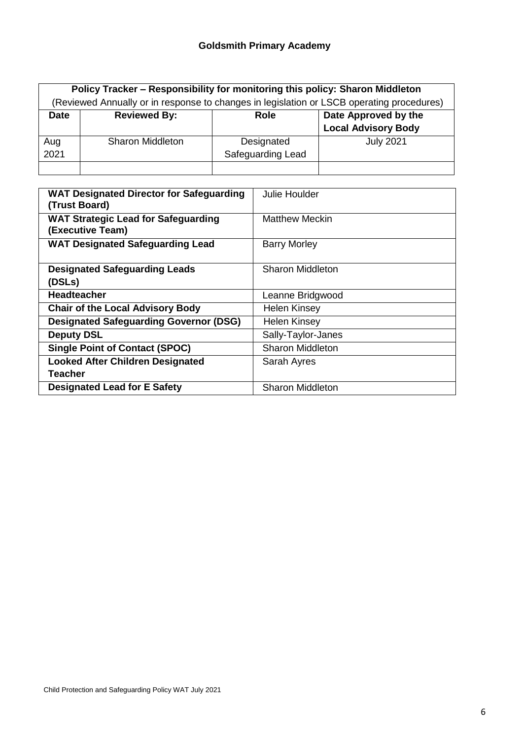**Goldsmith Primary Academy**

| Policy Tracker – Responsibility for monitoring this policy: Sharon Middleton | | | |
|---|---|---|---|
| (Reviewed Annually or in response to changes in legislation or LSCB operating procedures) | | | |
| **Date** | **Reviewed By:** | **Role** | **Date Approved by the Local Advisory Body** |
| Aug 2021 | Sharon Middleton | Designated Safeguarding Lead | July 2021 |
| | | | |

| | |
|---|---|
| **WAT Designated Director for Safeguarding (Trust Board)** | Julie Houlder |
| **WAT Strategic Lead for Safeguarding (Executive Team)** | Matthew Meckin |
| **WAT Designated Safeguarding Lead** | Barry Morley |
| **Designated Safeguarding Leads (DSLs)** | Sharon Middleton |
| **Headteacher** | Leanne Bridgwood |
| **Chair of the Local Advisory Body** | Helen Kinsey |
| **Designated Safeguarding Governor (DSG)** | Helen Kinsey |
| **Deputy DSL** | Sally-Taylor-Janes |
| **Single Point of Contact (SPOC)** | Sharon Middleton |
| **Looked After Children Designated Teacher** | Sarah Ayres |
| **Designated Lead for E Safety** | Sharon Middleton |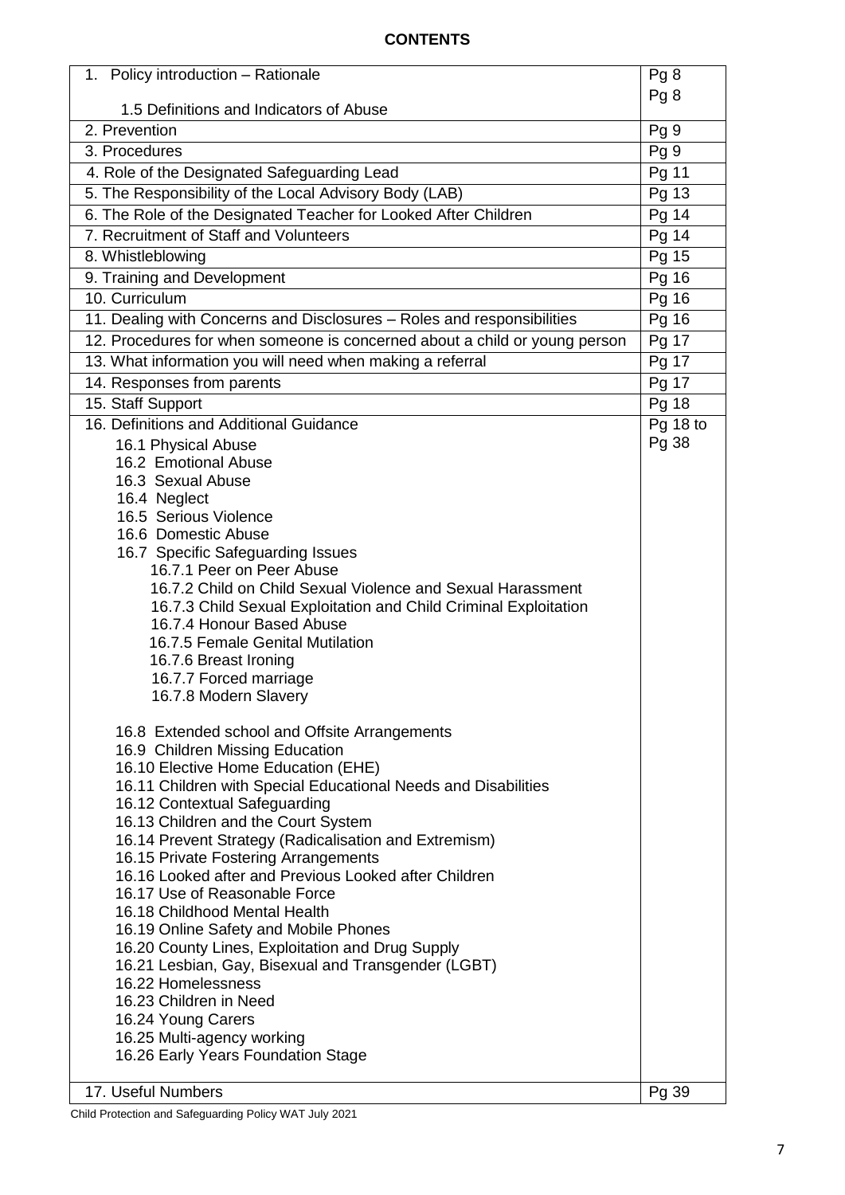**CONTENTS**

| | |
|---|---|
| 1. Policy introduction – Rationale<br>1.5 Definitions and Indicators of Abuse | Pg 8<br>Pg 8 |
| 2. Prevention | Pg 9 |
| 3. Procedures | Pg 9 |
| 4. Role of the Designated Safeguarding Lead | Pg 11 |
| 5. The Responsibility of the Local Advisory Body (LAB) | Pg 13 |
| 6. The Role of the Designated Teacher for Looked After Children | Pg 14 |
| 7. Recruitment of Staff and Volunteers | Pg 14 |
| 8. Whistleblowing | Pg 15 |
| 9. Training and Development | Pg 16 |
| 10. Curriculum | Pg 16 |
| 11. Dealing with Concerns and Disclosures – Roles and responsibilities | Pg 16 |
| 12. Procedures for when someone is concerned about a child or young person | Pg 17 |
| 13. What information you will need when making a referral | Pg 17 |
| 14. Responses from parents | Pg 17 |
| 15. Staff Support | Pg 18 |
| 16. Definitions and Additional Guidance<br>16.1 Physical Abuse<br>16.2 Emotional Abuse<br>16.3 Sexual Abuse<br>16.4 Neglect<br>16.5 Serious Violence<br>16.6 Domestic Abuse<br>16.7 Specific Safeguarding Issues<br>16.7.1 Peer on Peer Abuse<br>16.7.2 Child on Child Sexual Violence and Sexual Harassment<br>16.7.3 Child Sexual Exploitation and Child Criminal Exploitation<br>16.7.4 Honour Based Abuse<br>16.7.5 Female Genital Mutilation<br>16.7.6 Breast Ironing<br>16.7.7 Forced marriage<br>16.7.8 Modern Slavery<br><br>16.8 Extended school and Offsite Arrangements<br>16.9 Children Missing Education<br>16.10 Elective Home Education (EHE)<br>16.11 Children with Special Educational Needs and Disabilities<br>16.12 Contextual Safeguarding<br>16.13 Children and the Court System<br>16.14 Prevent Strategy (Radicalisation and Extremism)<br>16.15 Private Fostering Arrangements<br>16.16 Looked after and Previous Looked after Children<br>16.17 Use of Reasonable Force<br>16.18 Childhood Mental Health<br>16.19 Online Safety and Mobile Phones<br>16.20 County Lines, Exploitation and Drug Supply<br>16.21 Lesbian, Gay, Bisexual and Transgender (LGBT)<br>16.22 Homelessness<br>16.23 Children in Need<br>16.24 Young Carers<br>16.25 Multi-agency working<br>16.26 Early Years Foundation Stage | Pg 18 to Pg 38 |
| 17. Useful Numbers | Pg 39 |

Child Protection and Safeguarding Policy WAT July 2021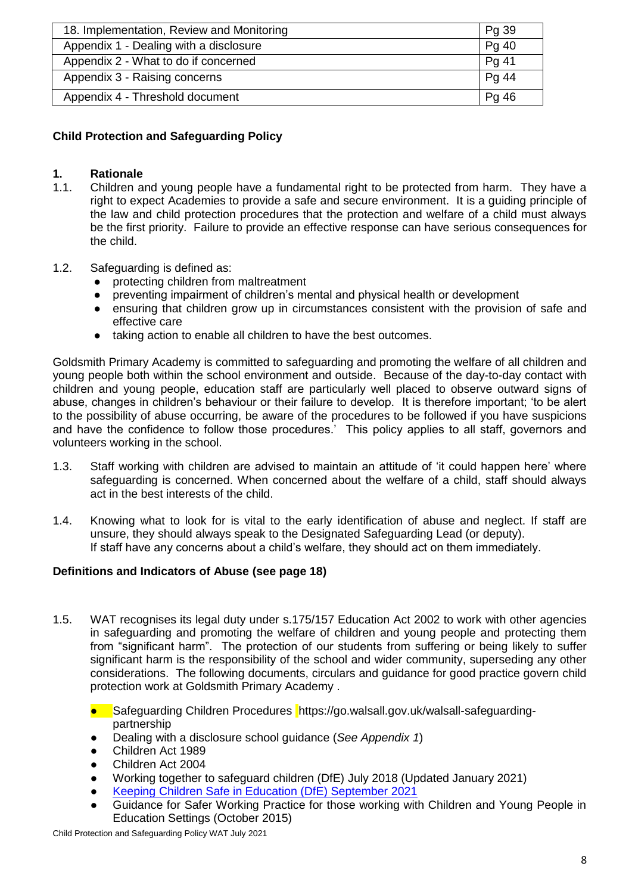| 18. Implementation, Review and Monitoring | Pg 39 |
| --- | --- |
| Appendix 1 - Dealing with a disclosure | Pg 40 |
| Appendix 2 - What to do if concerned | Pg 41 |
| Appendix 3 - Raising concerns | Pg 44 |
| Appendix 4 - Threshold document | Pg 46 |

## Child Protection and Safeguarding Policy

### 1. Rationale

1.1. Children and young people have a fundamental right to be protected from harm. They have a right to expect Academies to provide a safe and secure environment. It is a guiding principle of the law and child protection procedures that the protection and welfare of a child must always be the first priority. Failure to provide an effective response can have serious consequences for the child.

1.2. Safeguarding is defined as:

- protecting children from maltreatment
- preventing impairment of children's mental and physical health or development
- ensuring that children grow up in circumstances consistent with the provision of safe and effective care
- taking action to enable all children to have the best outcomes.

Goldsmith Primary Academy is committed to safeguarding and promoting the welfare of all children and young people both within the school environment and outside. Because of the day-to-day contact with children and young people, education staff are particularly well placed to observe outward signs of abuse, changes in children's behaviour or their failure to develop. It is therefore important; 'to be alert to the possibility of abuse occurring, be aware of the procedures to be followed if you have suspicions and have the confidence to follow those procedures.' This policy applies to all staff, governors and volunteers working in the school.

1.3. Staff working with children are advised to maintain an attitude of 'it could happen here' where safeguarding is concerned. When concerned about the welfare of a child, staff should always act in the best interests of the child.

1.4. Knowing what to look for is vital to the early identification of abuse and neglect. If staff are unsure, they should always speak to the Designated Safeguarding Lead (or deputy).
If staff have any concerns about a child's welfare, they should act on them immediately.

**Definitions and Indicators of Abuse (see page 18)**

1.5. WAT recognises its legal duty under s.175/157 Education Act 2002 to work with other agencies in safeguarding and promoting the welfare of children and young people and protecting them from "significant harm". The protection of our students from suffering or being likely to suffer significant harm is the responsibility of the school and wider community, superseding any other considerations. The following documents, circulars and guidance for good practice govern child protection work at Goldsmith Primary Academy .

- Safeguarding Children Procedures https://go.walsall.gov.uk/walsall-safeguarding-partnership
- Dealing with a disclosure school guidance (*See Appendix 1*)
- Children Act 1989
- Children Act 2004
- Working together to safeguard children (DfE) July 2018 (Updated January 2021)
- Keeping Children Safe in Education (DfE) September 2021
- Guidance for Safer Working Practice for those working with Children and Young People in Education Settings (October 2015)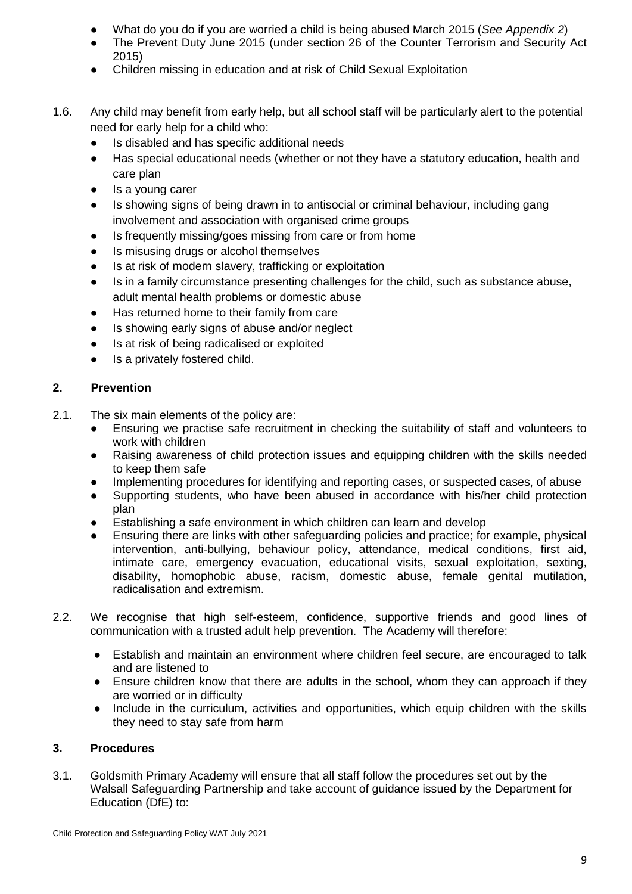- What do you do if you are worried a child is being abused March 2015 (*See Appendix 2*)
- The Prevent Duty June 2015 (under section 26 of the Counter Terrorism and Security Act 2015)
- Children missing in education and at risk of Child Sexual Exploitation

1.6. Any child may benefit from early help, but all school staff will be particularly alert to the potential need for early help for a child who:

- Is disabled and has specific additional needs
- Has special educational needs (whether or not they have a statutory education, health and care plan
- Is a young carer
- Is showing signs of being drawn in to antisocial or criminal behaviour, including gang involvement and association with organised crime groups
- Is frequently missing/goes missing from care or from home
- Is misusing drugs or alcohol themselves
- Is at risk of modern slavery, trafficking or exploitation
- Is in a family circumstance presenting challenges for the child, such as substance abuse, adult mental health problems or domestic abuse
- Has returned home to their family from care
- Is showing early signs of abuse and/or neglect
- Is at risk of being radicalised or exploited
- Is a privately fostered child.

## 2. Prevention

2.1. The six main elements of the policy are:

- Ensuring we practise safe recruitment in checking the suitability of staff and volunteers to work with children
- Raising awareness of child protection issues and equipping children with the skills needed to keep them safe
- Implementing procedures for identifying and reporting cases, or suspected cases, of abuse
- Supporting students, who have been abused in accordance with his/her child protection plan
- Establishing a safe environment in which children can learn and develop
- Ensuring there are links with other safeguarding policies and practice; for example, physical intervention, anti-bullying, behaviour policy, attendance, medical conditions, first aid, intimate care, emergency evacuation, educational visits, sexual exploitation, sexting, disability, homophobic abuse, racism, domestic abuse, female genital mutilation, radicalisation and extremism.

2.2. We recognise that high self-esteem, confidence, supportive friends and good lines of communication with a trusted adult help prevention. The Academy will therefore:

- Establish and maintain an environment where children feel secure, are encouraged to talk and are listened to
- Ensure children know that there are adults in the school, whom they can approach if they are worried or in difficulty
- Include in the curriculum, activities and opportunities, which equip children with the skills they need to stay safe from harm

## 3. Procedures

3.1. Goldsmith Primary Academy will ensure that all staff follow the procedures set out by the Walsall Safeguarding Partnership and take account of guidance issued by the Department for Education (DfE) to: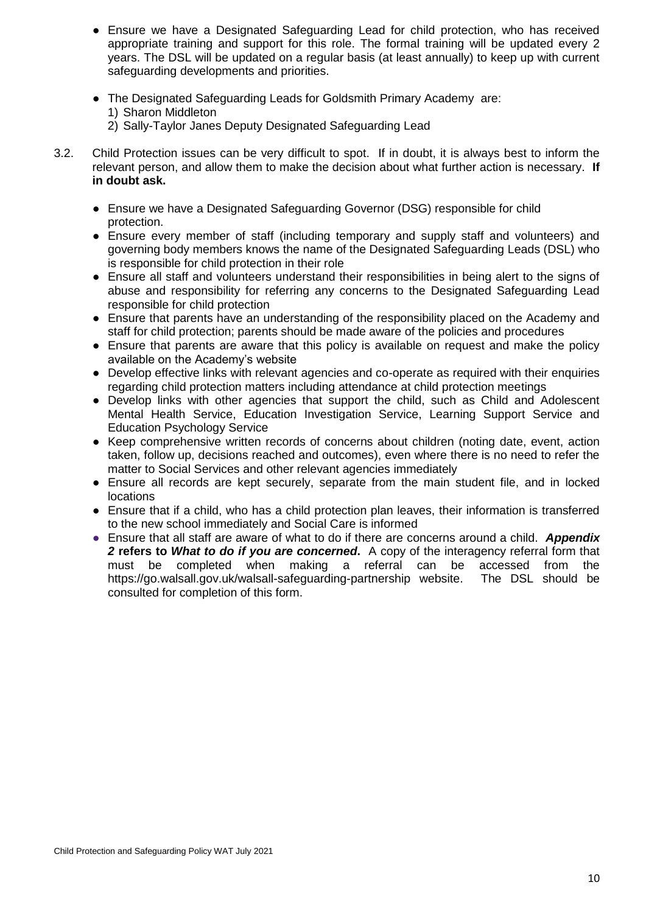- Ensure we have a Designated Safeguarding Lead for child protection, who has received appropriate training and support for this role. The formal training will be updated every 2 years. The DSL will be updated on a regular basis (at least annually) to keep up with current safeguarding developments and priorities.

- The Designated Safeguarding Leads for Goldsmith Primary Academy are:
  1) Sharon Middleton
  2) Sally-Taylor Janes Deputy Designated Safeguarding Lead

3.2. Child Protection issues can be very difficult to spot. If in doubt, it is always best to inform the relevant person, and allow them to make the decision about what further action is necessary. **If in doubt ask.**

- Ensure we have a Designated Safeguarding Governor (DSG) responsible for child protection.
- Ensure every member of staff (including temporary and supply staff and volunteers) and governing body members knows the name of the Designated Safeguarding Leads (DSL) who is responsible for child protection in their role
- Ensure all staff and volunteers understand their responsibilities in being alert to the signs of abuse and responsibility for referring any concerns to the Designated Safeguarding Lead responsible for child protection
- Ensure that parents have an understanding of the responsibility placed on the Academy and staff for child protection; parents should be made aware of the policies and procedures
- Ensure that parents are aware that this policy is available on request and make the policy available on the Academy's website
- Develop effective links with relevant agencies and co-operate as required with their enquiries regarding child protection matters including attendance at child protection meetings
- Develop links with other agencies that support the child, such as Child and Adolescent Mental Health Service, Education Investigation Service, Learning Support Service and Education Psychology Service
- Keep comprehensive written records of concerns about children (noting date, event, action taken, follow up, decisions reached and outcomes), even where there is no need to refer the matter to Social Services and other relevant agencies immediately
- Ensure all records are kept securely, separate from the main student file, and in locked locations
- Ensure that if a child, who has a child protection plan leaves, their information is transferred to the new school immediately and Social Care is informed
- Ensure that all staff are aware of what to do if there are concerns around a child. ***Appendix 2*** **refers to** ***What to do if you are concerned***. A copy of the interagency referral form that must be completed when making a referral can be accessed from the https://go.walsall.gov.uk/walsall-safeguarding-partnership website. The DSL should be consulted for completion of this form.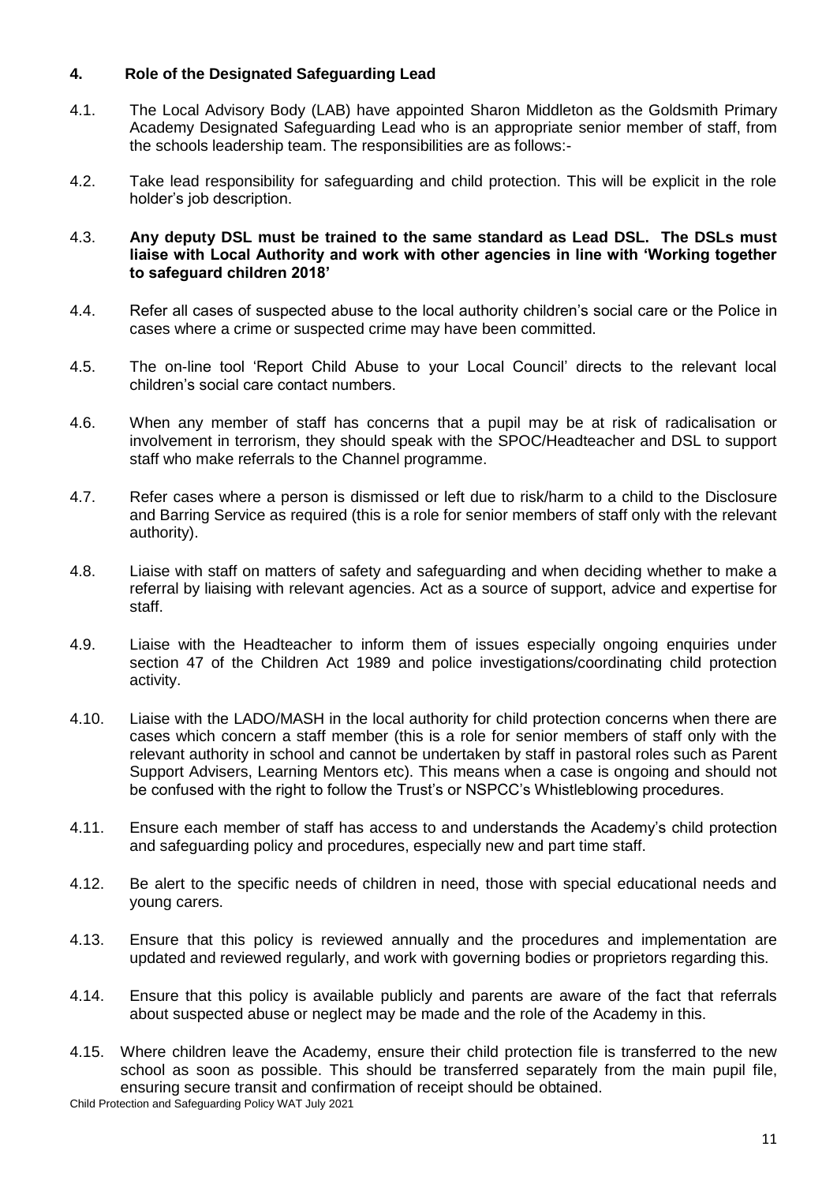## 4. Role of the Designated Safeguarding Lead

4.1. The Local Advisory Body (LAB) have appointed Sharon Middleton as the Goldsmith Primary Academy Designated Safeguarding Lead who is an appropriate senior member of staff, from the schools leadership team. The responsibilities are as follows:-

4.2. Take lead responsibility for safeguarding and child protection. This will be explicit in the role holder's job description.

4.3. **Any deputy DSL must be trained to the same standard as Lead DSL. The DSLs must liaise with Local Authority and work with other agencies in line with 'Working together to safeguard children 2018'**

4.4. Refer all cases of suspected abuse to the local authority children's social care or the Police in cases where a crime or suspected crime may have been committed.

4.5. The on-line tool 'Report Child Abuse to your Local Council' directs to the relevant local children's social care contact numbers.

4.6. When any member of staff has concerns that a pupil may be at risk of radicalisation or involvement in terrorism, they should speak with the SPOC/Headteacher and DSL to support staff who make referrals to the Channel programme.

4.7. Refer cases where a person is dismissed or left due to risk/harm to a child to the Disclosure and Barring Service as required (this is a role for senior members of staff only with the relevant authority).

4.8. Liaise with staff on matters of safety and safeguarding and when deciding whether to make a referral by liaising with relevant agencies. Act as a source of support, advice and expertise for staff.

4.9. Liaise with the Headteacher to inform them of issues especially ongoing enquiries under section 47 of the Children Act 1989 and police investigations/coordinating child protection activity.

4.10. Liaise with the LADO/MASH in the local authority for child protection concerns when there are cases which concern a staff member (this is a role for senior members of staff only with the relevant authority in school and cannot be undertaken by staff in pastoral roles such as Parent Support Advisers, Learning Mentors etc). This means when a case is ongoing and should not be confused with the right to follow the Trust's or NSPCC's Whistleblowing procedures.

4.11. Ensure each member of staff has access to and understands the Academy's child protection and safeguarding policy and procedures, especially new and part time staff.

4.12. Be alert to the specific needs of children in need, those with special educational needs and young carers.

4.13. Ensure that this policy is reviewed annually and the procedures and implementation are updated and reviewed regularly, and work with governing bodies or proprietors regarding this.

4.14. Ensure that this policy is available publicly and parents are aware of the fact that referrals about suspected abuse or neglect may be made and the role of the Academy in this.

4.15. Where children leave the Academy, ensure their child protection file is transferred to the new school as soon as possible. This should be transferred separately from the main pupil file, ensuring secure transit and confirmation of receipt should be obtained.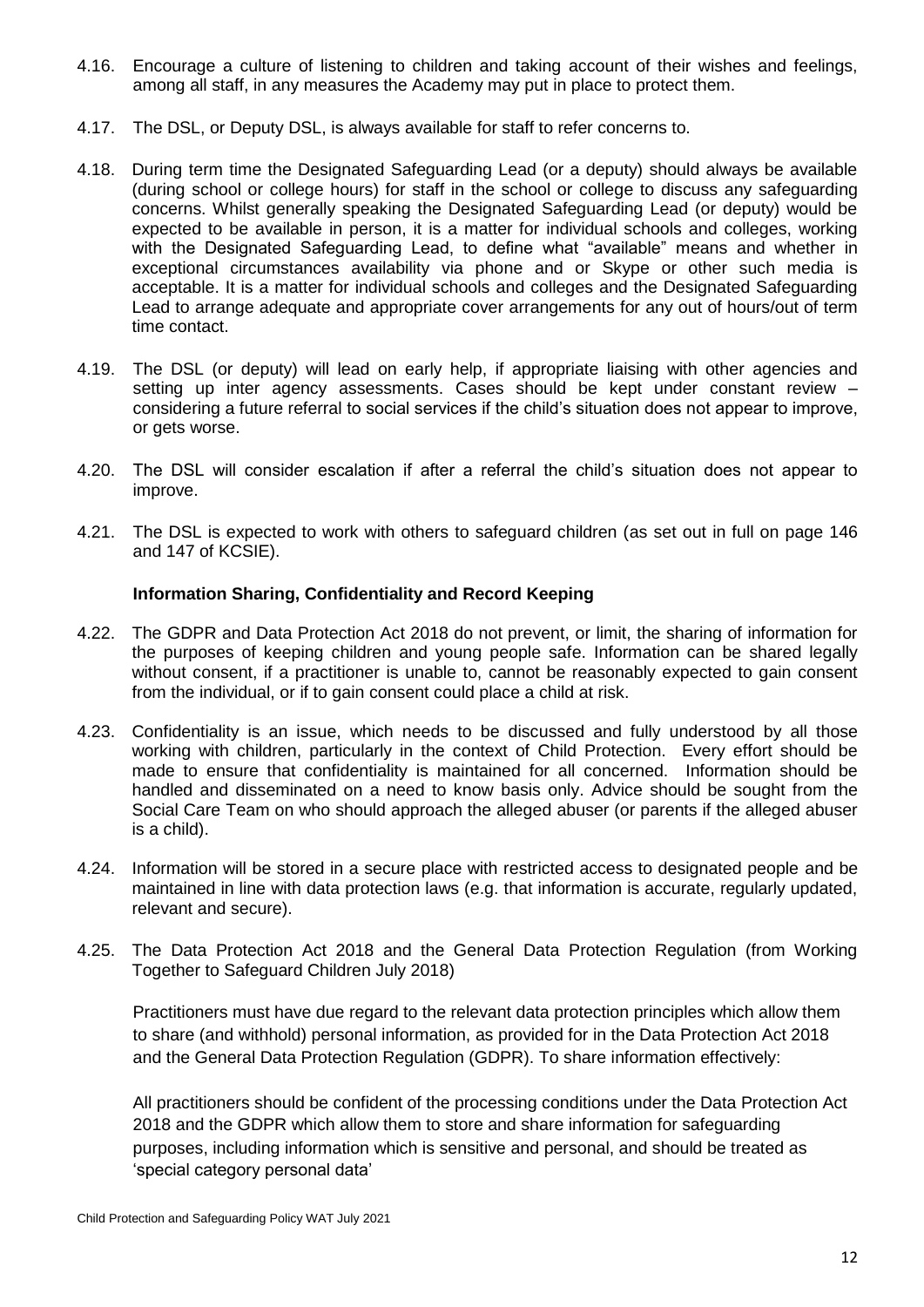4.16. Encourage a culture of listening to children and taking account of their wishes and feelings, among all staff, in any measures the Academy may put in place to protect them.

4.17. The DSL, or Deputy DSL, is always available for staff to refer concerns to.

4.18. During term time the Designated Safeguarding Lead (or a deputy) should always be available (during school or college hours) for staff in the school or college to discuss any safeguarding concerns. Whilst generally speaking the Designated Safeguarding Lead (or deputy) would be expected to be available in person, it is a matter for individual schools and colleges, working with the Designated Safeguarding Lead, to define what "available" means and whether in exceptional circumstances availability via phone and or Skype or other such media is acceptable. It is a matter for individual schools and colleges and the Designated Safeguarding Lead to arrange adequate and appropriate cover arrangements for any out of hours/out of term time contact.

4.19. The DSL (or deputy) will lead on early help, if appropriate liaising with other agencies and setting up inter agency assessments. Cases should be kept under constant review – considering a future referral to social services if the child's situation does not appear to improve, or gets worse.

4.20. The DSL will consider escalation if after a referral the child's situation does not appear to improve.

4.21. The DSL is expected to work with others to safeguard children (as set out in full on page 146 and 147 of KCSIE).

**Information Sharing, Confidentiality and Record Keeping**

4.22. The GDPR and Data Protection Act 2018 do not prevent, or limit, the sharing of information for the purposes of keeping children and young people safe. Information can be shared legally without consent, if a practitioner is unable to, cannot be reasonably expected to gain consent from the individual, or if to gain consent could place a child at risk.

4.23. Confidentiality is an issue, which needs to be discussed and fully understood by all those working with children, particularly in the context of Child Protection. Every effort should be made to ensure that confidentiality is maintained for all concerned. Information should be handled and disseminated on a need to know basis only. Advice should be sought from the Social Care Team on who should approach the alleged abuser (or parents if the alleged abuser is a child).

4.24. Information will be stored in a secure place with restricted access to designated people and be maintained in line with data protection laws (e.g. that information is accurate, regularly updated, relevant and secure).

4.25. The Data Protection Act 2018 and the General Data Protection Regulation (from Working Together to Safeguard Children July 2018)

Practitioners must have due regard to the relevant data protection principles which allow them to share (and withhold) personal information, as provided for in the Data Protection Act 2018 and the General Data Protection Regulation (GDPR). To share information effectively:

All practitioners should be confident of the processing conditions under the Data Protection Act 2018 and the GDPR which allow them to store and share information for safeguarding purposes, including information which is sensitive and personal, and should be treated as 'special category personal data'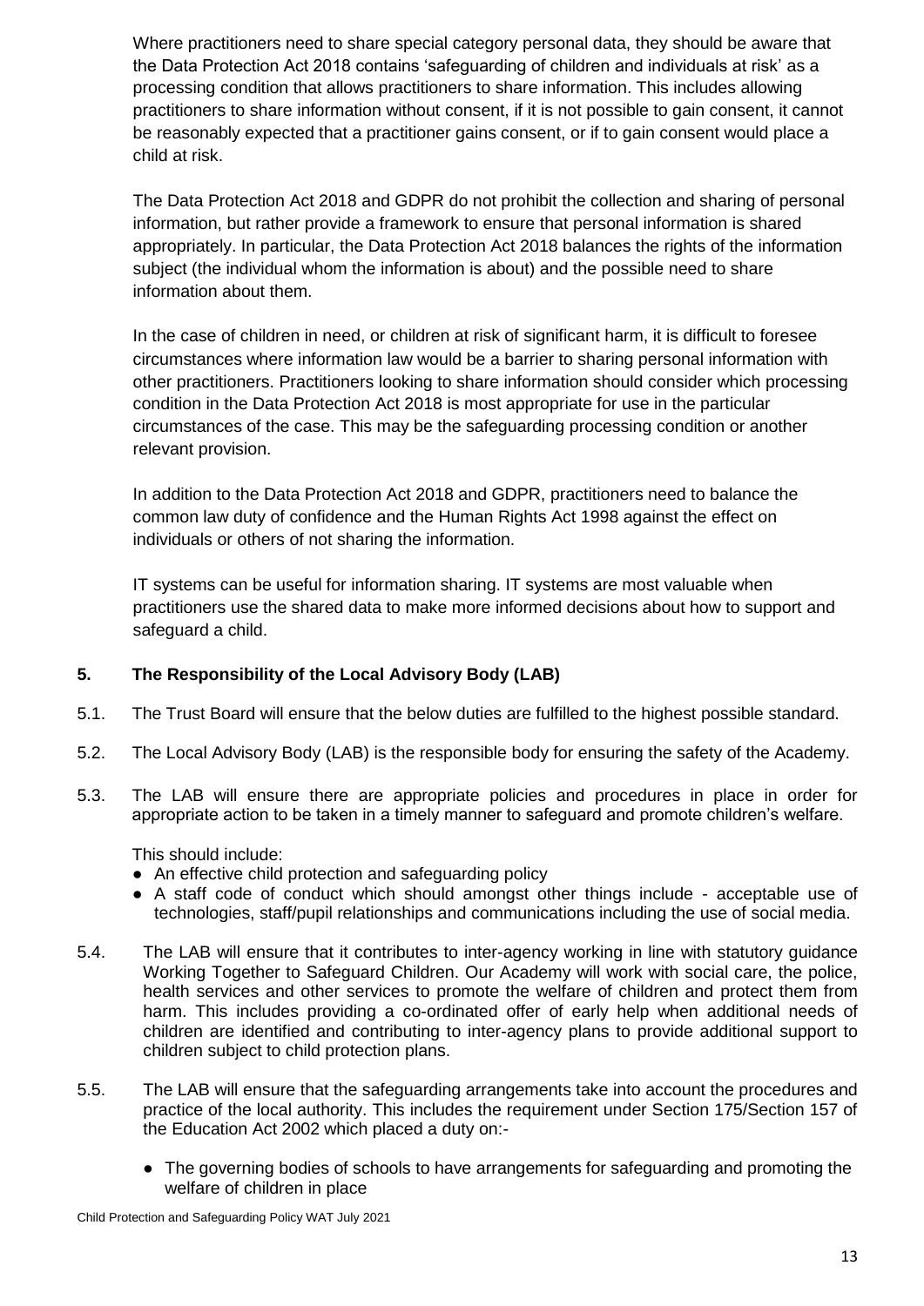Where practitioners need to share special category personal data, they should be aware that the Data Protection Act 2018 contains 'safeguarding of children and individuals at risk' as a processing condition that allows practitioners to share information. This includes allowing practitioners to share information without consent, if it is not possible to gain consent, it cannot be reasonably expected that a practitioner gains consent, or if to gain consent would place a child at risk.

The Data Protection Act 2018 and GDPR do not prohibit the collection and sharing of personal information, but rather provide a framework to ensure that personal information is shared appropriately. In particular, the Data Protection Act 2018 balances the rights of the information subject (the individual whom the information is about) and the possible need to share information about them.

In the case of children in need, or children at risk of significant harm, it is difficult to foresee circumstances where information law would be a barrier to sharing personal information with other practitioners. Practitioners looking to share information should consider which processing condition in the Data Protection Act 2018 is most appropriate for use in the particular circumstances of the case. This may be the safeguarding processing condition or another relevant provision.

In addition to the Data Protection Act 2018 and GDPR, practitioners need to balance the common law duty of confidence and the Human Rights Act 1998 against the effect on individuals or others of not sharing the information.

IT systems can be useful for information sharing. IT systems are most valuable when practitioners use the shared data to make more informed decisions about how to support and safeguard a child.

## 5. The Responsibility of the Local Advisory Body (LAB)

5.1. The Trust Board will ensure that the below duties are fulfilled to the highest possible standard.

5.2. The Local Advisory Body (LAB) is the responsible body for ensuring the safety of the Academy.

5.3. The LAB will ensure there are appropriate policies and procedures in place in order for appropriate action to be taken in a timely manner to safeguard and promote children's welfare.

This should include:

- An effective child protection and safeguarding policy
- A staff code of conduct which should amongst other things include - acceptable use of technologies, staff/pupil relationships and communications including the use of social media.

5.4. The LAB will ensure that it contributes to inter-agency working in line with statutory guidance Working Together to Safeguard Children. Our Academy will work with social care, the police, health services and other services to promote the welfare of children and protect them from harm. This includes providing a co-ordinated offer of early help when additional needs of children are identified and contributing to inter-agency plans to provide additional support to children subject to child protection plans.

5.5. The LAB will ensure that the safeguarding arrangements take into account the procedures and practice of the local authority. This includes the requirement under Section 175/Section 157 of the Education Act 2002 which placed a duty on:-

- The governing bodies of schools to have arrangements for safeguarding and promoting the welfare of children in place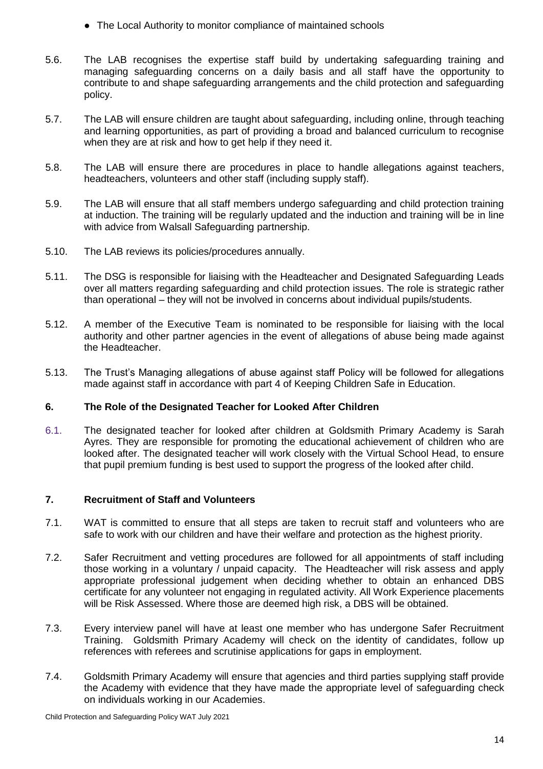- The Local Authority to monitor compliance of maintained schools

5.6. The LAB recognises the expertise staff build by undertaking safeguarding training and managing safeguarding concerns on a daily basis and all staff have the opportunity to contribute to and shape safeguarding arrangements and the child protection and safeguarding policy.

5.7. The LAB will ensure children are taught about safeguarding, including online, through teaching and learning opportunities, as part of providing a broad and balanced curriculum to recognise when they are at risk and how to get help if they need it.

5.8. The LAB will ensure there are procedures in place to handle allegations against teachers, headteachers, volunteers and other staff (including supply staff).

5.9. The LAB will ensure that all staff members undergo safeguarding and child protection training at induction. The training will be regularly updated and the induction and training will be in line with advice from Walsall Safeguarding partnership.

5.10. The LAB reviews its policies/procedures annually.

5.11. The DSG is responsible for liaising with the Headteacher and Designated Safeguarding Leads over all matters regarding safeguarding and child protection issues. The role is strategic rather than operational – they will not be involved in concerns about individual pupils/students.

5.12. A member of the Executive Team is nominated to be responsible for liaising with the local authority and other partner agencies in the event of allegations of abuse being made against the Headteacher.

5.13. The Trust's Managing allegations of abuse against staff Policy will be followed for allegations made against staff in accordance with part 4 of Keeping Children Safe in Education.

## 6. The Role of the Designated Teacher for Looked After Children

6.1. The designated teacher for looked after children at Goldsmith Primary Academy is Sarah Ayres. They are responsible for promoting the educational achievement of children who are looked after. The designated teacher will work closely with the Virtual School Head, to ensure that pupil premium funding is best used to support the progress of the looked after child.

## 7. Recruitment of Staff and Volunteers

7.1. WAT is committed to ensure that all steps are taken to recruit staff and volunteers who are safe to work with our children and have their welfare and protection as the highest priority.

7.2. Safer Recruitment and vetting procedures are followed for all appointments of staff including those working in a voluntary / unpaid capacity. The Headteacher will risk assess and apply appropriate professional judgement when deciding whether to obtain an enhanced DBS certificate for any volunteer not engaging in regulated activity. All Work Experience placements will be Risk Assessed. Where those are deemed high risk, a DBS will be obtained.

7.3. Every interview panel will have at least one member who has undergone Safer Recruitment Training. Goldsmith Primary Academy will check on the identity of candidates, follow up references with referees and scrutinise applications for gaps in employment.

7.4. Goldsmith Primary Academy will ensure that agencies and third parties supplying staff provide the Academy with evidence that they have made the appropriate level of safeguarding check on individuals working in our Academies.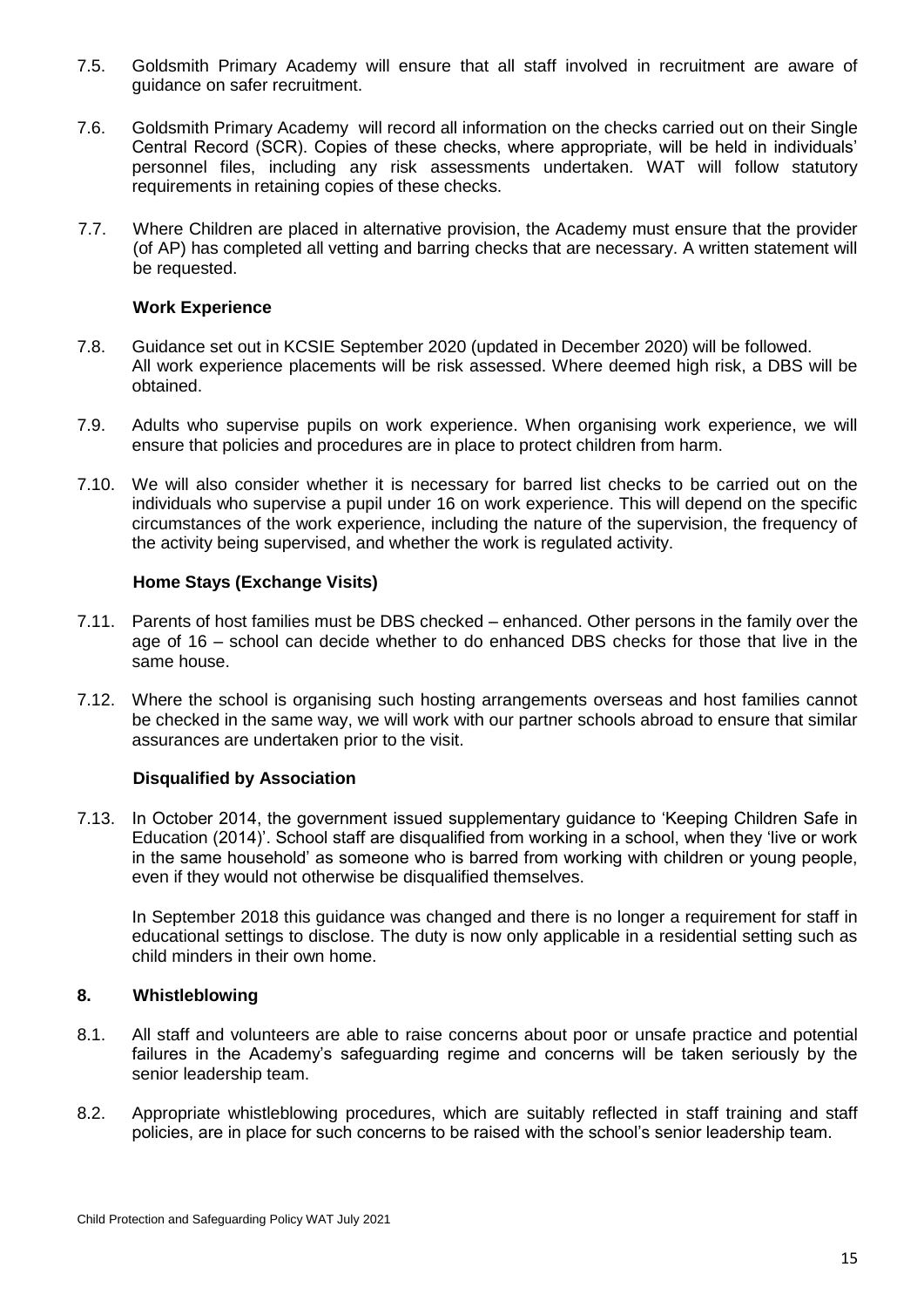7.5. Goldsmith Primary Academy will ensure that all staff involved in recruitment are aware of guidance on safer recruitment.

7.6. Goldsmith Primary Academy will record all information on the checks carried out on their Single Central Record (SCR). Copies of these checks, where appropriate, will be held in individuals' personnel files, including any risk assessments undertaken. WAT will follow statutory requirements in retaining copies of these checks.

7.7. Where Children are placed in alternative provision, the Academy must ensure that the provider (of AP) has completed all vetting and barring checks that are necessary. A written statement will be requested.

**Work Experience**

7.8. Guidance set out in KCSIE September 2020 (updated in December 2020) will be followed. All work experience placements will be risk assessed. Where deemed high risk, a DBS will be obtained.

7.9. Adults who supervise pupils on work experience. When organising work experience, we will ensure that policies and procedures are in place to protect children from harm.

7.10. We will also consider whether it is necessary for barred list checks to be carried out on the individuals who supervise a pupil under 16 on work experience. This will depend on the specific circumstances of the work experience, including the nature of the supervision, the frequency of the activity being supervised, and whether the work is regulated activity.

**Home Stays (Exchange Visits)**

7.11. Parents of host families must be DBS checked – enhanced. Other persons in the family over the age of 16 – school can decide whether to do enhanced DBS checks for those that live in the same house.

7.12. Where the school is organising such hosting arrangements overseas and host families cannot be checked in the same way, we will work with our partner schools abroad to ensure that similar assurances are undertaken prior to the visit.

**Disqualified by Association**

7.13. In October 2014, the government issued supplementary guidance to 'Keeping Children Safe in Education (2014)'. School staff are disqualified from working in a school, when they 'live or work in the same household' as someone who is barred from working with children or young people, even if they would not otherwise be disqualified themselves.

In September 2018 this guidance was changed and there is no longer a requirement for staff in educational settings to disclose. The duty is now only applicable in a residential setting such as child minders in their own home.

## 8. Whistleblowing

8.1. All staff and volunteers are able to raise concerns about poor or unsafe practice and potential failures in the Academy's safeguarding regime and concerns will be taken seriously by the senior leadership team.

8.2. Appropriate whistleblowing procedures, which are suitably reflected in staff training and staff policies, are in place for such concerns to be raised with the school's senior leadership team.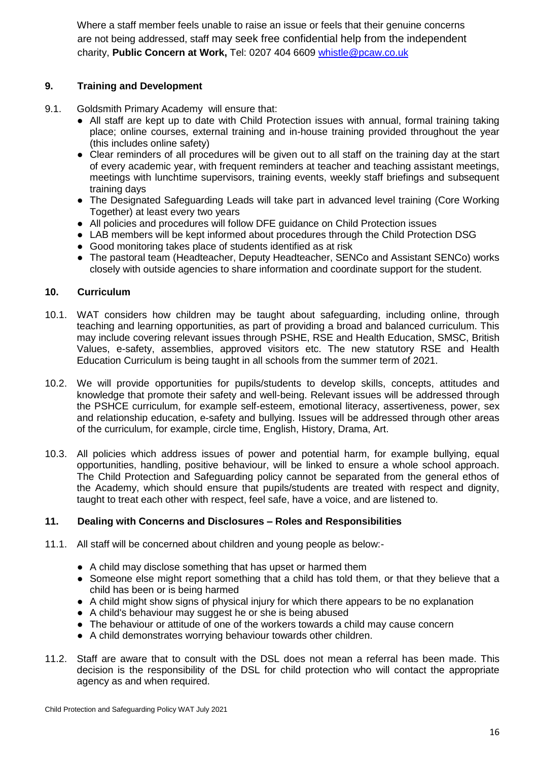Where a staff member feels unable to raise an issue or feels that their genuine concerns are not being addressed, staff may seek free confidential help from the independent charity, **Public Concern at Work,** Tel: 0207 404 6609 whistle@pcaw.co.uk

## 9. Training and Development

9.1. Goldsmith Primary Academy will ensure that:

- All staff are kept up to date with Child Protection issues with annual, formal training taking place; online courses, external training and in-house training provided throughout the year (this includes online safety)
- Clear reminders of all procedures will be given out to all staff on the training day at the start of every academic year, with frequent reminders at teacher and teaching assistant meetings, meetings with lunchtime supervisors, training events, weekly staff briefings and subsequent training days
- The Designated Safeguarding Leads will take part in advanced level training (Core Working Together) at least every two years
- All policies and procedures will follow DFE guidance on Child Protection issues
- LAB members will be kept informed about procedures through the Child Protection DSG
- Good monitoring takes place of students identified as at risk
- The pastoral team (Headteacher, Deputy Headteacher, SENCo and Assistant SENCo) works closely with outside agencies to share information and coordinate support for the student.

## 10. Curriculum

10.1. WAT considers how children may be taught about safeguarding, including online, through teaching and learning opportunities, as part of providing a broad and balanced curriculum. This may include covering relevant issues through PSHE, RSE and Health Education, SMSC, British Values, e-safety, assemblies, approved visitors etc. The new statutory RSE and Health Education Curriculum is being taught in all schools from the summer term of 2021.

10.2. We will provide opportunities for pupils/students to develop skills, concepts, attitudes and knowledge that promote their safety and well-being. Relevant issues will be addressed through the PSHCE curriculum, for example self-esteem, emotional literacy, assertiveness, power, sex and relationship education, e-safety and bullying. Issues will be addressed through other areas of the curriculum, for example, circle time, English, History, Drama, Art.

10.3. All policies which address issues of power and potential harm, for example bullying, equal opportunities, handling, positive behaviour, will be linked to ensure a whole school approach. The Child Protection and Safeguarding policy cannot be separated from the general ethos of the Academy, which should ensure that pupils/students are treated with respect and dignity, taught to treat each other with respect, feel safe, have a voice, and are listened to.

## 11. Dealing with Concerns and Disclosures – Roles and Responsibilities

11.1. All staff will be concerned about children and young people as below:-

- A child may disclose something that has upset or harmed them
- Someone else might report something that a child has told them, or that they believe that a child has been or is being harmed
- A child might show signs of physical injury for which there appears to be no explanation
- A child's behaviour may suggest he or she is being abused
- The behaviour or attitude of one of the workers towards a child may cause concern
- A child demonstrates worrying behaviour towards other children.

11.2. Staff are aware that to consult with the DSL does not mean a referral has been made. This decision is the responsibility of the DSL for child protection who will contact the appropriate agency as and when required.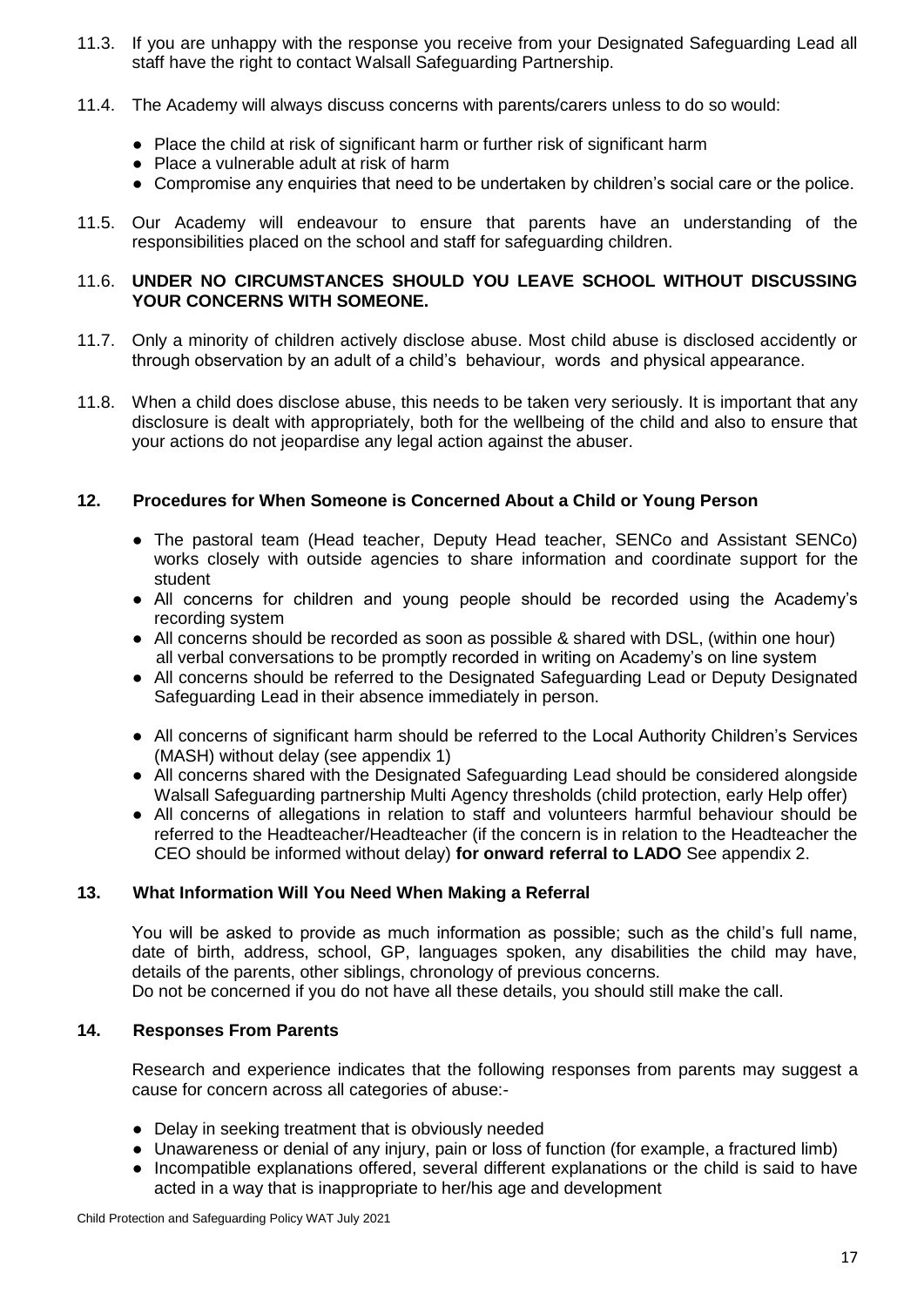11.3. If you are unhappy with the response you receive from your Designated Safeguarding Lead all staff have the right to contact Walsall Safeguarding Partnership.

11.4. The Academy will always discuss concerns with parents/carers unless to do so would:

- Place the child at risk of significant harm or further risk of significant harm
- Place a vulnerable adult at risk of harm
- Compromise any enquiries that need to be undertaken by children's social care or the police.

11.5. Our Academy will endeavour to ensure that parents have an understanding of the responsibilities placed on the school and staff for safeguarding children.

11.6. **UNDER NO CIRCUMSTANCES SHOULD YOU LEAVE SCHOOL WITHOUT DISCUSSING YOUR CONCERNS WITH SOMEONE.**

11.7. Only a minority of children actively disclose abuse. Most child abuse is disclosed accidently or through observation by an adult of a child's behaviour, words and physical appearance.

11.8. When a child does disclose abuse, this needs to be taken very seriously. It is important that any disclosure is dealt with appropriately, both for the wellbeing of the child and also to ensure that your actions do not jeopardise any legal action against the abuser.

## 12. Procedures for When Someone is Concerned About a Child or Young Person

- The pastoral team (Head teacher, Deputy Head teacher, SENCo and Assistant SENCo) works closely with outside agencies to share information and coordinate support for the student
- All concerns for children and young people should be recorded using the Academy's recording system
- All concerns should be recorded as soon as possible & shared with DSL, (within one hour) all verbal conversations to be promptly recorded in writing on Academy's on line system
- All concerns should be referred to the Designated Safeguarding Lead or Deputy Designated Safeguarding Lead in their absence immediately in person.
- All concerns of significant harm should be referred to the Local Authority Children's Services (MASH) without delay (see appendix 1)
- All concerns shared with the Designated Safeguarding Lead should be considered alongside Walsall Safeguarding partnership Multi Agency thresholds (child protection, early Help offer)
- All concerns of allegations in relation to staff and volunteers harmful behaviour should be referred to the Headteacher/Headteacher (if the concern is in relation to the Headteacher the CEO should be informed without delay) **for onward referral to LADO** See appendix 2.

## 13. What Information Will You Need When Making a Referral

You will be asked to provide as much information as possible; such as the child's full name, date of birth, address, school, GP, languages spoken, any disabilities the child may have, details of the parents, other siblings, chronology of previous concerns.
Do not be concerned if you do not have all these details, you should still make the call.

## 14. Responses From Parents

Research and experience indicates that the following responses from parents may suggest a cause for concern across all categories of abuse:-

- Delay in seeking treatment that is obviously needed
- Unawareness or denial of any injury, pain or loss of function (for example, a fractured limb)
- Incompatible explanations offered, several different explanations or the child is said to have acted in a way that is inappropriate to her/his age and development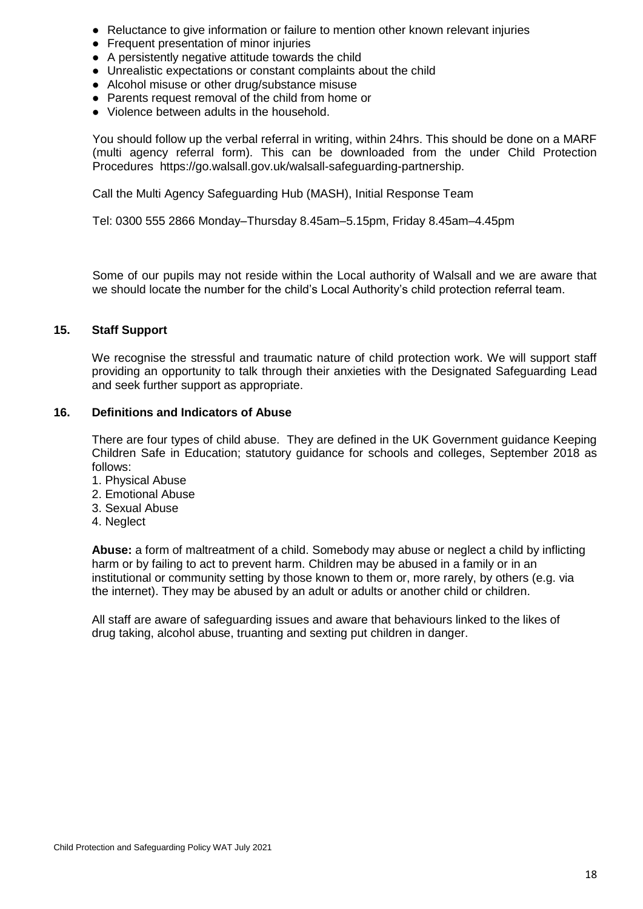- Reluctance to give information or failure to mention other known relevant injuries
- Frequent presentation of minor injuries
- A persistently negative attitude towards the child
- Unrealistic expectations or constant complaints about the child
- Alcohol misuse or other drug/substance misuse
- Parents request removal of the child from home or
- Violence between adults in the household.

You should follow up the verbal referral in writing, within 24hrs. This should be done on a MARF (multi agency referral form). This can be downloaded from the under Child Protection Procedures https://go.walsall.gov.uk/walsall-safeguarding-partnership.

Call the Multi Agency Safeguarding Hub (MASH), Initial Response Team

Tel: 0300 555 2866 Monday–Thursday 8.45am–5.15pm, Friday 8.45am–4.45pm

Some of our pupils may not reside within the Local authority of Walsall and we are aware that we should locate the number for the child's Local Authority's child protection referral team.

## 15. Staff Support

We recognise the stressful and traumatic nature of child protection work. We will support staff providing an opportunity to talk through their anxieties with the Designated Safeguarding Lead and seek further support as appropriate.

## 16. Definitions and Indicators of Abuse

There are four types of child abuse. They are defined in the UK Government guidance Keeping Children Safe in Education; statutory guidance for schools and colleges, September 2018 as follows:

1. Physical Abuse
2. Emotional Abuse
3. Sexual Abuse
4. Neglect

**Abuse:** a form of maltreatment of a child. Somebody may abuse or neglect a child by inflicting harm or by failing to act to prevent harm. Children may be abused in a family or in an institutional or community setting by those known to them or, more rarely, by others (e.g. via the internet). They may be abused by an adult or adults or another child or children.

All staff are aware of safeguarding issues and aware that behaviours linked to the likes of drug taking, alcohol abuse, truanting and sexting put children in danger.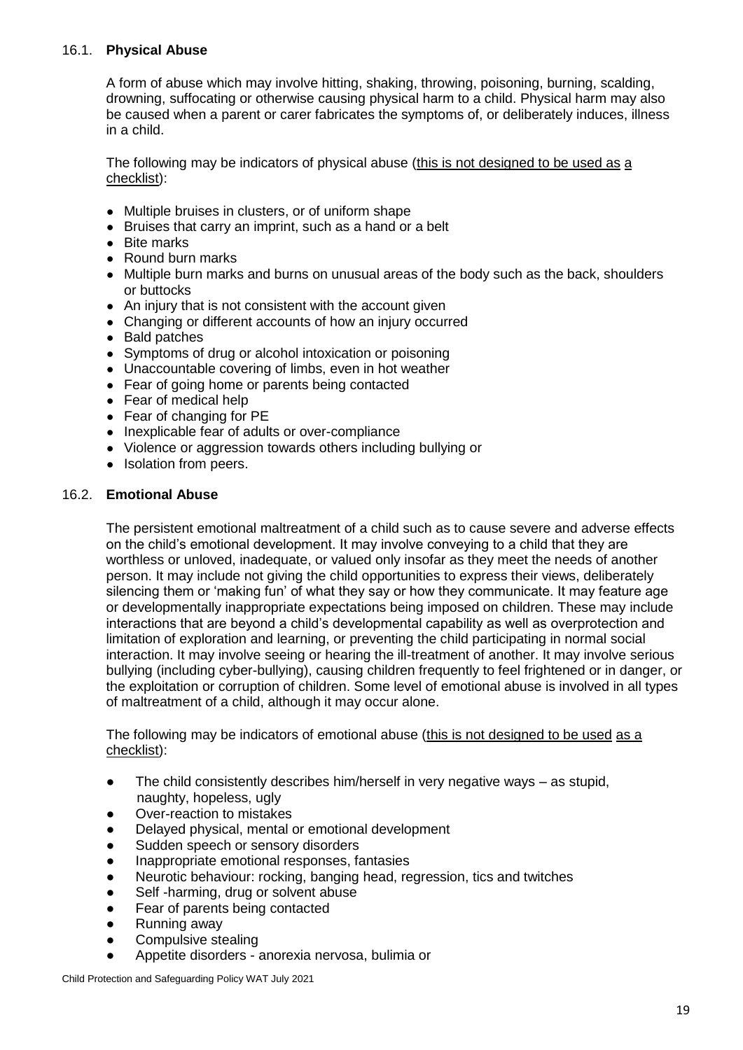### 16.1. **Physical Abuse**

A form of abuse which may involve hitting, shaking, throwing, poisoning, burning, scalding, drowning, suffocating or otherwise causing physical harm to a child. Physical harm may also be caused when a parent or carer fabricates the symptoms of, or deliberately induces, illness in a child.

The following may be indicators of physical abuse (this is not designed to be used as a checklist):

- Multiple bruises in clusters, or of uniform shape
- Bruises that carry an imprint, such as a hand or a belt
- Bite marks
- Round burn marks
- Multiple burn marks and burns on unusual areas of the body such as the back, shoulders or buttocks
- An injury that is not consistent with the account given
- Changing or different accounts of how an injury occurred
- Bald patches
- Symptoms of drug or alcohol intoxication or poisoning
- Unaccountable covering of limbs, even in hot weather
- Fear of going home or parents being contacted
- Fear of medical help
- Fear of changing for PE
- Inexplicable fear of adults or over-compliance
- Violence or aggression towards others including bullying or
- Isolation from peers.

### 16.2. **Emotional Abuse**

The persistent emotional maltreatment of a child such as to cause severe and adverse effects on the child's emotional development. It may involve conveying to a child that they are worthless or unloved, inadequate, or valued only insofar as they meet the needs of another person. It may include not giving the child opportunities to express their views, deliberately silencing them or 'making fun' of what they say or how they communicate. It may feature age or developmentally inappropriate expectations being imposed on children. These may include interactions that are beyond a child's developmental capability as well as overprotection and limitation of exploration and learning, or preventing the child participating in normal social interaction. It may involve seeing or hearing the ill-treatment of another. It may involve serious bullying (including cyber-bullying), causing children frequently to feel frightened or in danger, or the exploitation or corruption of children. Some level of emotional abuse is involved in all types of maltreatment of a child, although it may occur alone.

The following may be indicators of emotional abuse (this is not designed to be used as a checklist):

- The child consistently describes him/herself in very negative ways – as stupid, naughty, hopeless, ugly
- Over-reaction to mistakes
- Delayed physical, mental or emotional development
- Sudden speech or sensory disorders
- Inappropriate emotional responses, fantasies
- Neurotic behaviour: rocking, banging head, regression, tics and twitches
- Self -harming, drug or solvent abuse
- Fear of parents being contacted
- Running away
- Compulsive stealing
- Appetite disorders - anorexia nervosa, bulimia or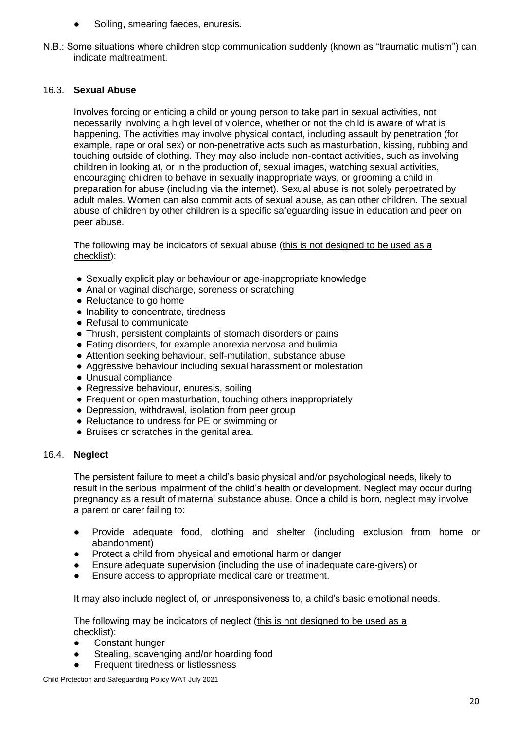- Soiling, smearing faeces, enuresis.

N.B.: Some situations where children stop communication suddenly (known as "traumatic mutism") can indicate maltreatment.

### 16.3. **Sexual Abuse**

Involves forcing or enticing a child or young person to take part in sexual activities, not necessarily involving a high level of violence, whether or not the child is aware of what is happening. The activities may involve physical contact, including assault by penetration (for example, rape or oral sex) or non-penetrative acts such as masturbation, kissing, rubbing and touching outside of clothing. They may also include non-contact activities, such as involving children in looking at, or in the production of, sexual images, watching sexual activities, encouraging children to behave in sexually inappropriate ways, or grooming a child in preparation for abuse (including via the internet). Sexual abuse is not solely perpetrated by adult males. Women can also commit acts of sexual abuse, as can other children. The sexual abuse of children by other children is a specific safeguarding issue in education and peer on peer abuse.

The following may be indicators of sexual abuse (this is not designed to be used as a checklist):

- Sexually explicit play or behaviour or age-inappropriate knowledge
- Anal or vaginal discharge, soreness or scratching
- Reluctance to go home
- Inability to concentrate, tiredness
- Refusal to communicate
- Thrush, persistent complaints of stomach disorders or pains
- Eating disorders, for example anorexia nervosa and bulimia
- Attention seeking behaviour, self-mutilation, substance abuse
- Aggressive behaviour including sexual harassment or molestation
- Unusual compliance
- Regressive behaviour, enuresis, soiling
- Frequent or open masturbation, touching others inappropriately
- Depression, withdrawal, isolation from peer group
- Reluctance to undress for PE or swimming or
- Bruises or scratches in the genital area.

### 16.4. **Neglect**

The persistent failure to meet a child's basic physical and/or psychological needs, likely to result in the serious impairment of the child's health or development. Neglect may occur during pregnancy as a result of maternal substance abuse. Once a child is born, neglect may involve a parent or carer failing to:

- Provide adequate food, clothing and shelter (including exclusion from home or abandonment)
- Protect a child from physical and emotional harm or danger
- Ensure adequate supervision (including the use of inadequate care-givers) or
- Ensure access to appropriate medical care or treatment.

It may also include neglect of, or unresponsiveness to, a child's basic emotional needs.

The following may be indicators of neglect (this is not designed to be used as a checklist):

- Constant hunger
- Stealing, scavenging and/or hoarding food
- Frequent tiredness or listlessness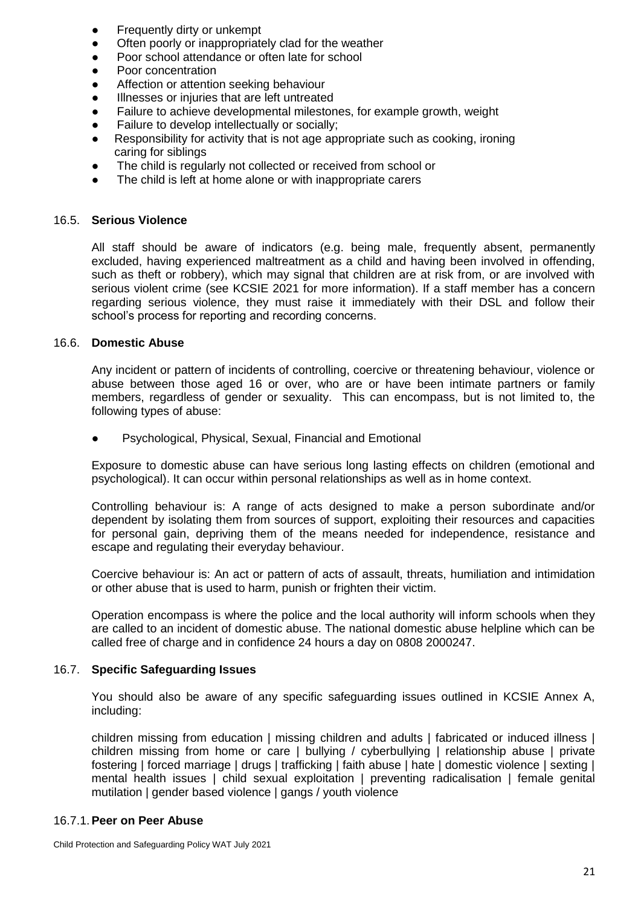- Frequently dirty or unkempt
- Often poorly or inappropriately clad for the weather
- Poor school attendance or often late for school
- Poor concentration
- Affection or attention seeking behaviour
- Illnesses or injuries that are left untreated
- Failure to achieve developmental milestones, for example growth, weight
- Failure to develop intellectually or socially;
- Responsibility for activity that is not age appropriate such as cooking, ironing caring for siblings
- The child is regularly not collected or received from school or
- The child is left at home alone or with inappropriate carers

### 16.5. **Serious Violence**

All staff should be aware of indicators (e.g. being male, frequently absent, permanently excluded, having experienced maltreatment as a child and having been involved in offending, such as theft or robbery), which may signal that children are at risk from, or are involved with serious violent crime (see KCSIE 2021 for more information). If a staff member has a concern regarding serious violence, they must raise it immediately with their DSL and follow their school's process for reporting and recording concerns.

### 16.6. **Domestic Abuse**

Any incident or pattern of incidents of controlling, coercive or threatening behaviour, violence or abuse between those aged 16 or over, who are or have been intimate partners or family members, regardless of gender or sexuality. This can encompass, but is not limited to, the following types of abuse:

- Psychological, Physical, Sexual, Financial and Emotional

Exposure to domestic abuse can have serious long lasting effects on children (emotional and psychological). It can occur within personal relationships as well as in home context.

Controlling behaviour is: A range of acts designed to make a person subordinate and/or dependent by isolating them from sources of support, exploiting their resources and capacities for personal gain, depriving them of the means needed for independence, resistance and escape and regulating their everyday behaviour.

Coercive behaviour is: An act or pattern of acts of assault, threats, humiliation and intimidation or other abuse that is used to harm, punish or frighten their victim.

Operation encompass is where the police and the local authority will inform schools when they are called to an incident of domestic abuse. The national domestic abuse helpline which can be called free of charge and in confidence 24 hours a day on 0808 2000247.

### 16.7. **Specific Safeguarding Issues**

You should also be aware of any specific safeguarding issues outlined in KCSIE Annex A, including:

children missing from education | missing children and adults | fabricated or induced illness | children missing from home or care | bullying / cyberbullying | relationship abuse | private fostering | forced marriage | drugs | trafficking | faith abuse | hate | domestic violence | sexting | mental health issues | child sexual exploitation | preventing radicalisation | female genital mutilation | gender based violence | gangs / youth violence

#### 16.7.1. **Peer on Peer Abuse**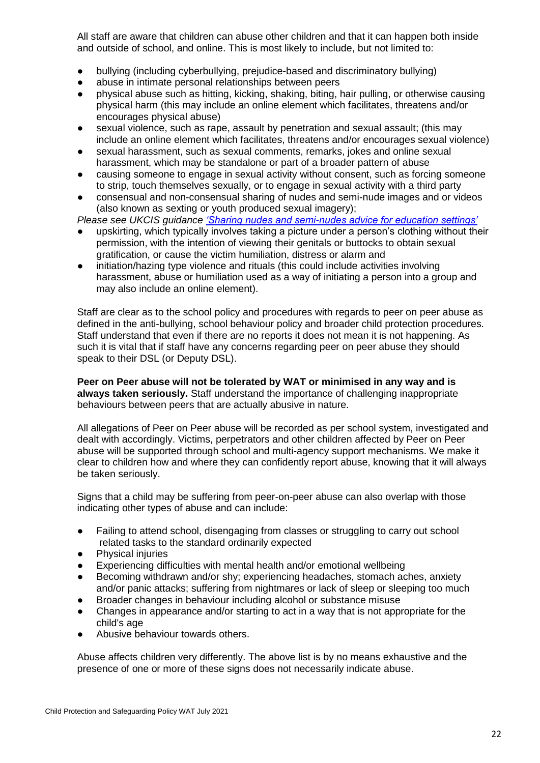All staff are aware that children can abuse other children and that it can happen both inside and outside of school, and online. This is most likely to include, but not limited to:

- bullying (including cyberbullying, prejudice-based and discriminatory bullying)
- abuse in intimate personal relationships between peers
- physical abuse such as hitting, kicking, shaking, biting, hair pulling, or otherwise causing physical harm (this may include an online element which facilitates, threatens and/or encourages physical abuse)
- sexual violence, such as rape, assault by penetration and sexual assault; (this may include an online element which facilitates, threatens and/or encourages sexual violence)
- sexual harassment, such as sexual comments, remarks, jokes and online sexual harassment, which may be standalone or part of a broader pattern of abuse
- causing someone to engage in sexual activity without consent, such as forcing someone to strip, touch themselves sexually, or to engage in sexual activity with a third party
- consensual and non-consensual sharing of nudes and semi-nude images and or videos (also known as sexting or youth produced sexual imagery);

*Please see UKCIS guidance ['Sharing nudes and semi-nudes advice for education settings']*

- upskirting, which typically involves taking a picture under a person's clothing without their permission, with the intention of viewing their genitals or buttocks to obtain sexual gratification, or cause the victim humiliation, distress or alarm and
- initiation/hazing type violence and rituals (this could include activities involving harassment, abuse or humiliation used as a way of initiating a person into a group and may also include an online element).

Staff are clear as to the school policy and procedures with regards to peer on peer abuse as defined in the anti-bullying, school behaviour policy and broader child protection procedures. Staff understand that even if there are no reports it does not mean it is not happening. As such it is vital that if staff have any concerns regarding peer on peer abuse they should speak to their DSL (or Deputy DSL).

**Peer on Peer abuse will not be tolerated by WAT or minimised in any way and is always taken seriously.** Staff understand the importance of challenging inappropriate behaviours between peers that are actually abusive in nature.

All allegations of Peer on Peer abuse will be recorded as per school system, investigated and dealt with accordingly. Victims, perpetrators and other children affected by Peer on Peer abuse will be supported through school and multi-agency support mechanisms. We make it clear to children how and where they can confidently report abuse, knowing that it will always be taken seriously.

Signs that a child may be suffering from peer-on-peer abuse can also overlap with those indicating other types of abuse and can include:

- Failing to attend school, disengaging from classes or struggling to carry out school related tasks to the standard ordinarily expected
- Physical injuries
- Experiencing difficulties with mental health and/or emotional wellbeing
- Becoming withdrawn and/or shy; experiencing headaches, stomach aches, anxiety and/or panic attacks; suffering from nightmares or lack of sleep or sleeping too much
- Broader changes in behaviour including alcohol or substance misuse
- Changes in appearance and/or starting to act in a way that is not appropriate for the child's age
- Abusive behaviour towards others.

Abuse affects children very differently. The above list is by no means exhaustive and the presence of one or more of these signs does not necessarily indicate abuse.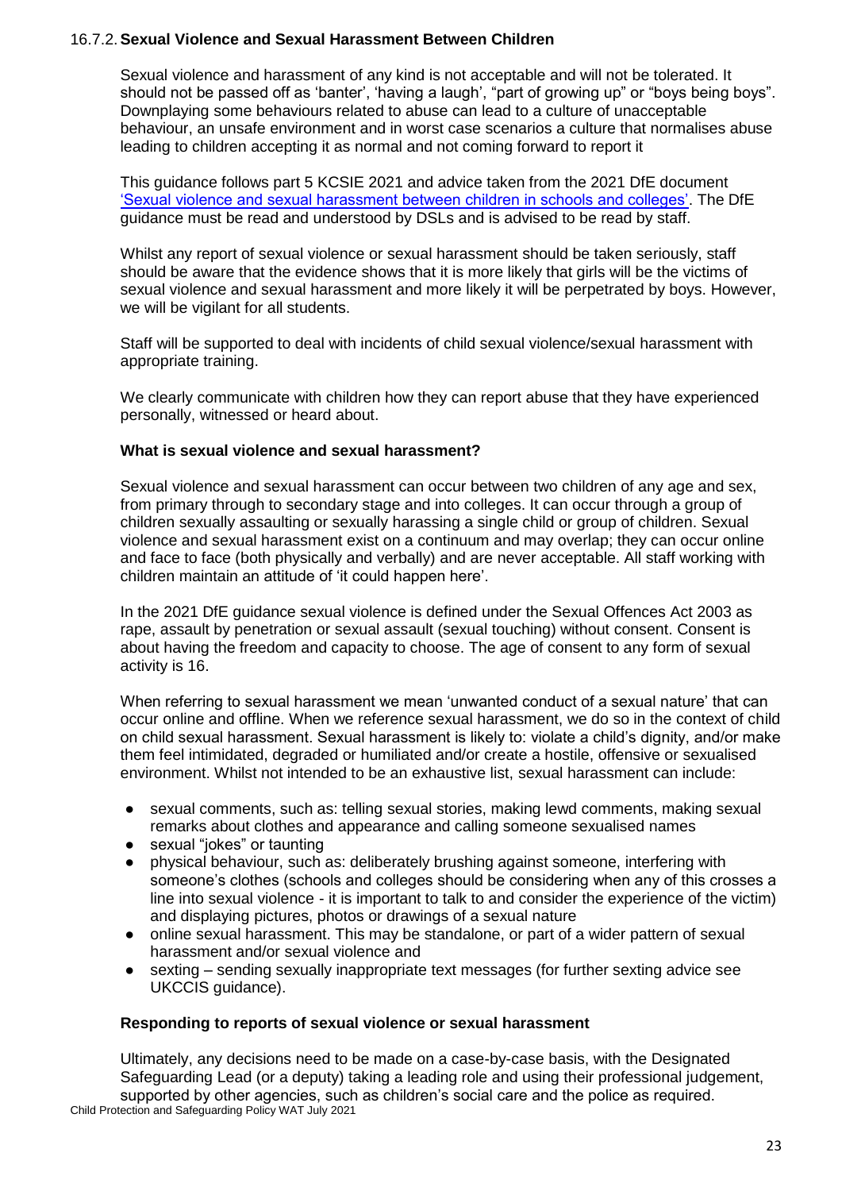### 16.7.2. Sexual Violence and Sexual Harassment Between Children

Sexual violence and harassment of any kind is not acceptable and will not be tolerated. It should not be passed off as 'banter', 'having a laugh', "part of growing up" or "boys being boys". Downplaying some behaviours related to abuse can lead to a culture of unacceptable behaviour, an unsafe environment and in worst case scenarios a culture that normalises abuse leading to children accepting it as normal and not coming forward to report it

This guidance follows part 5 KCSIE 2021 and advice taken from the 2021 DfE document 'Sexual violence and sexual harassment between children in schools and colleges'. The DfE guidance must be read and understood by DSLs and is advised to be read by staff.

Whilst any report of sexual violence or sexual harassment should be taken seriously, staff should be aware that the evidence shows that it is more likely that girls will be the victims of sexual violence and sexual harassment and more likely it will be perpetrated by boys. However, we will be vigilant for all students.

Staff will be supported to deal with incidents of child sexual violence/sexual harassment with appropriate training.

We clearly communicate with children how they can report abuse that they have experienced personally, witnessed or heard about.

**What is sexual violence and sexual harassment?**

Sexual violence and sexual harassment can occur between two children of any age and sex, from primary through to secondary stage and into colleges. It can occur through a group of children sexually assaulting or sexually harassing a single child or group of children. Sexual violence and sexual harassment exist on a continuum and may overlap; they can occur online and face to face (both physically and verbally) and are never acceptable. All staff working with children maintain an attitude of 'it could happen here'.

In the 2021 DfE guidance sexual violence is defined under the Sexual Offences Act 2003 as rape, assault by penetration or sexual assault (sexual touching) without consent. Consent is about having the freedom and capacity to choose. The age of consent to any form of sexual activity is 16.

When referring to sexual harassment we mean 'unwanted conduct of a sexual nature' that can occur online and offline. When we reference sexual harassment, we do so in the context of child on child sexual harassment. Sexual harassment is likely to: violate a child's dignity, and/or make them feel intimidated, degraded or humiliated and/or create a hostile, offensive or sexualised environment. Whilst not intended to be an exhaustive list, sexual harassment can include:

- sexual comments, such as: telling sexual stories, making lewd comments, making sexual remarks about clothes and appearance and calling someone sexualised names
- sexual "jokes" or taunting
- physical behaviour, such as: deliberately brushing against someone, interfering with someone's clothes (schools and colleges should be considering when any of this crosses a line into sexual violence - it is important to talk to and consider the experience of the victim) and displaying pictures, photos or drawings of a sexual nature
- online sexual harassment. This may be standalone, or part of a wider pattern of sexual harassment and/or sexual violence and
- sexting – sending sexually inappropriate text messages (for further sexting advice see UKCCIS guidance).

**Responding to reports of sexual violence or sexual harassment**

Ultimately, any decisions need to be made on a case-by-case basis, with the Designated Safeguarding Lead (or a deputy) taking a leading role and using their professional judgement, supported by other agencies, such as children's social care and the police as required.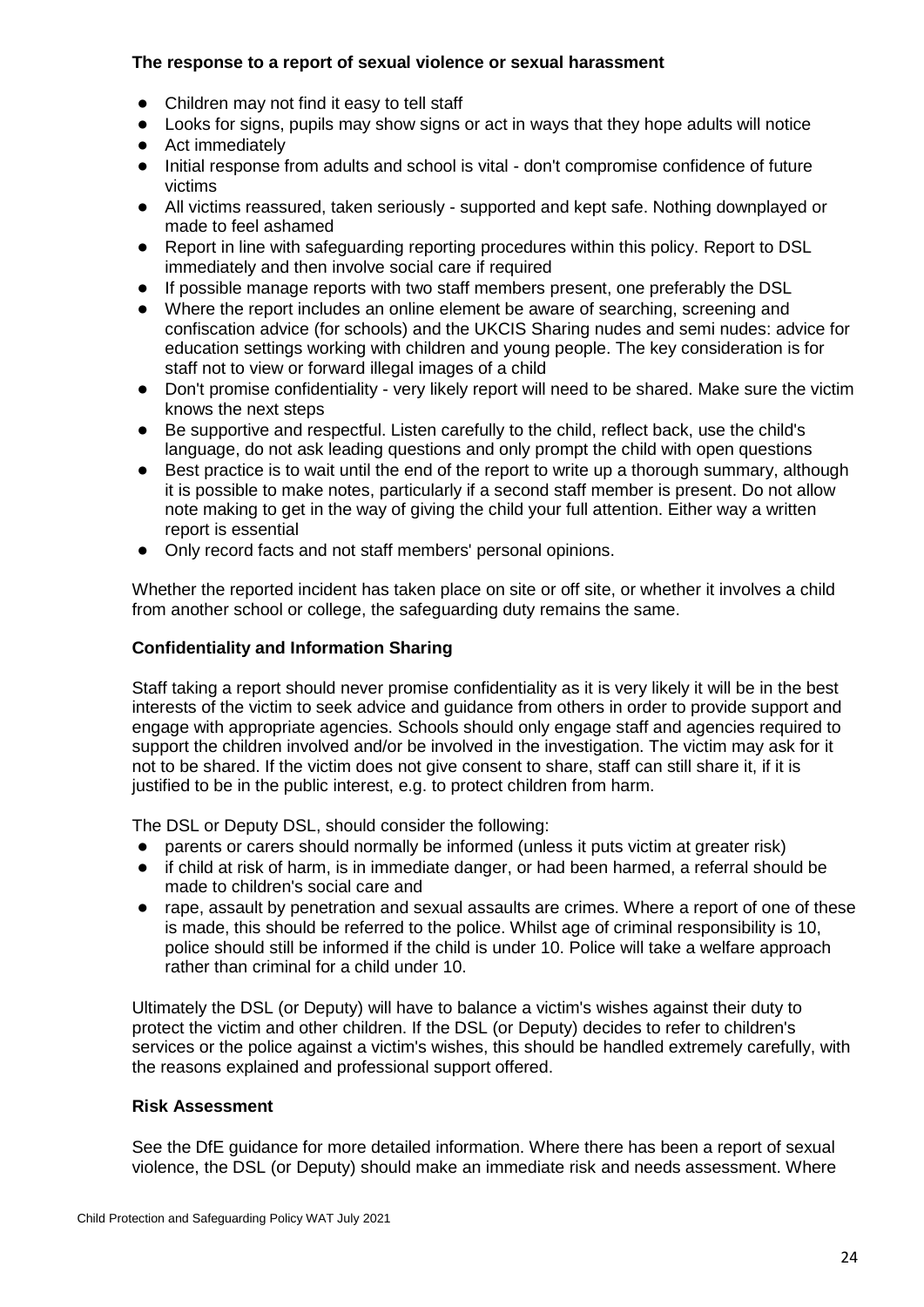**The response to a report of sexual violence or sexual harassment**

- Children may not find it easy to tell staff
- Looks for signs, pupils may show signs or act in ways that they hope adults will notice
- Act immediately
- Initial response from adults and school is vital - don't compromise confidence of future victims
- All victims reassured, taken seriously - supported and kept safe. Nothing downplayed or made to feel ashamed
- Report in line with safeguarding reporting procedures within this policy. Report to DSL immediately and then involve social care if required
- If possible manage reports with two staff members present, one preferably the DSL
- Where the report includes an online element be aware of searching, screening and confiscation advice (for schools) and the UKCIS Sharing nudes and semi nudes: advice for education settings working with children and young people. The key consideration is for staff not to view or forward illegal images of a child
- Don't promise confidentiality - very likely report will need to be shared. Make sure the victim knows the next steps
- Be supportive and respectful. Listen carefully to the child, reflect back, use the child's language, do not ask leading questions and only prompt the child with open questions
- Best practice is to wait until the end of the report to write up a thorough summary, although it is possible to make notes, particularly if a second staff member is present. Do not allow note making to get in the way of giving the child your full attention. Either way a written report is essential
- Only record facts and not staff members' personal opinions.

Whether the reported incident has taken place on site or off site, or whether it involves a child from another school or college, the safeguarding duty remains the same.

**Confidentiality and Information Sharing**

Staff taking a report should never promise confidentiality as it is very likely it will be in the best interests of the victim to seek advice and guidance from others in order to provide support and engage with appropriate agencies. Schools should only engage staff and agencies required to support the children involved and/or be involved in the investigation. The victim may ask for it not to be shared. If the victim does not give consent to share, staff can still share it, if it is justified to be in the public interest, e.g. to protect children from harm.

The DSL or Deputy DSL, should consider the following:

- parents or carers should normally be informed (unless it puts victim at greater risk)
- if child at risk of harm, is in immediate danger, or had been harmed, a referral should be made to children's social care and
- rape, assault by penetration and sexual assaults are crimes. Where a report of one of these is made, this should be referred to the police. Whilst age of criminal responsibility is 10, police should still be informed if the child is under 10. Police will take a welfare approach rather than criminal for a child under 10.

Ultimately the DSL (or Deputy) will have to balance a victim's wishes against their duty to protect the victim and other children. If the DSL (or Deputy) decides to refer to children's services or the police against a victim's wishes, this should be handled extremely carefully, with the reasons explained and professional support offered.

**Risk Assessment**

See the DfE guidance for more detailed information. Where there has been a report of sexual violence, the DSL (or Deputy) should make an immediate risk and needs assessment. Where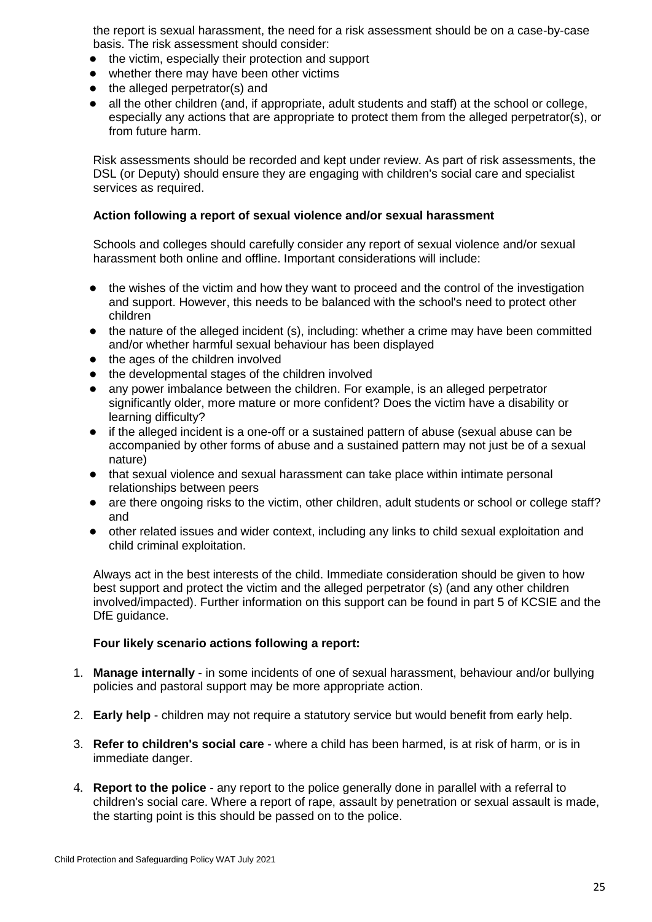the report is sexual harassment, the need for a risk assessment should be on a case-by-case basis. The risk assessment should consider:

- the victim, especially their protection and support
- whether there may have been other victims
- the alleged perpetrator(s) and
- all the other children (and, if appropriate, adult students and staff) at the school or college, especially any actions that are appropriate to protect them from the alleged perpetrator(s), or from future harm.

Risk assessments should be recorded and kept under review. As part of risk assessments, the DSL (or Deputy) should ensure they are engaging with children's social care and specialist services as required.

**Action following a report of sexual violence and/or sexual harassment**

Schools and colleges should carefully consider any report of sexual violence and/or sexual harassment both online and offline. Important considerations will include:

- the wishes of the victim and how they want to proceed and the control of the investigation and support. However, this needs to be balanced with the school's need to protect other children
- the nature of the alleged incident (s), including: whether a crime may have been committed and/or whether harmful sexual behaviour has been displayed
- the ages of the children involved
- the developmental stages of the children involved
- any power imbalance between the children. For example, is an alleged perpetrator significantly older, more mature or more confident? Does the victim have a disability or learning difficulty?
- if the alleged incident is a one-off or a sustained pattern of abuse (sexual abuse can be accompanied by other forms of abuse and a sustained pattern may not just be of a sexual nature)
- that sexual violence and sexual harassment can take place within intimate personal relationships between peers
- are there ongoing risks to the victim, other children, adult students or school or college staff? and
- other related issues and wider context, including any links to child sexual exploitation and child criminal exploitation.

Always act in the best interests of the child. Immediate consideration should be given to how best support and protect the victim and the alleged perpetrator (s) (and any other children involved/impacted). Further information on this support can be found in part 5 of KCSIE and the DfE guidance.

**Four likely scenario actions following a report:**

1. **Manage internally** - in some incidents of one of sexual harassment, behaviour and/or bullying policies and pastoral support may be more appropriate action.
2. **Early help** - children may not require a statutory service but would benefit from early help.
3. **Refer to children's social care** - where a child has been harmed, is at risk of harm, or is in immediate danger.
4. **Report to the police** - any report to the police generally done in parallel with a referral to children's social care. Where a report of rape, assault by penetration or sexual assault is made, the starting point is this should be passed on to the police.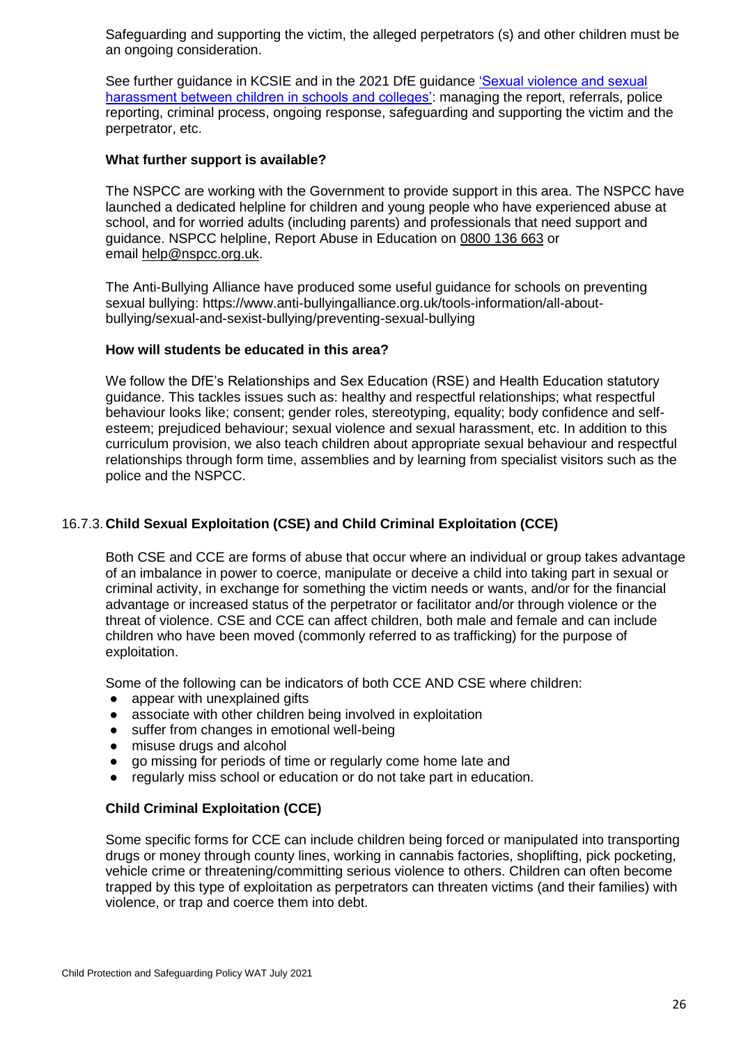Safeguarding and supporting the victim, the alleged perpetrators (s) and other children must be an ongoing consideration.

See further guidance in KCSIE and in the 2021 DfE guidance 'Sexual violence and sexual harassment between children in schools and colleges': managing the report, referrals, police reporting, criminal process, ongoing response, safeguarding and supporting the victim and the perpetrator, etc.

**What further support is available?**

The NSPCC are working with the Government to provide support in this area. The NSPCC have launched a dedicated helpline for children and young people who have experienced abuse at school, and for worried adults (including parents) and professionals that need support and guidance. NSPCC helpline, Report Abuse in Education on 0800 136 663 or email help@nspcc.org.uk.

The Anti-Bullying Alliance have produced some useful guidance for schools on preventing sexual bullying: https://www.anti-bullyingalliance.org.uk/tools-information/all-about-bullying/sexual-and-sexist-bullying/preventing-sexual-bullying

**How will students be educated in this area?**

We follow the DfE's Relationships and Sex Education (RSE) and Health Education statutory guidance. This tackles issues such as: healthy and respectful relationships; what respectful behaviour looks like; consent; gender roles, stereotyping, equality; body confidence and self-esteem; prejudiced behaviour; sexual violence and sexual harassment, etc. In addition to this curriculum provision, we also teach children about appropriate sexual behaviour and respectful relationships through form time, assemblies and by learning from specialist visitors such as the police and the NSPCC.

### 16.7.3. Child Sexual Exploitation (CSE) and Child Criminal Exploitation (CCE)

Both CSE and CCE are forms of abuse that occur where an individual or group takes advantage of an imbalance in power to coerce, manipulate or deceive a child into taking part in sexual or criminal activity, in exchange for something the victim needs or wants, and/or for the financial advantage or increased status of the perpetrator or facilitator and/or through violence or the threat of violence. CSE and CCE can affect children, both male and female and can include children who have been moved (commonly referred to as trafficking) for the purpose of exploitation.

Some of the following can be indicators of both CCE AND CSE where children:

- appear with unexplained gifts
- associate with other children being involved in exploitation
- suffer from changes in emotional well-being
- misuse drugs and alcohol
- go missing for periods of time or regularly come home late and
- regularly miss school or education or do not take part in education.

**Child Criminal Exploitation (CCE)**

Some specific forms for CCE can include children being forced or manipulated into transporting drugs or money through county lines, working in cannabis factories, shoplifting, pick pocketing, vehicle crime or threatening/committing serious violence to others. Children can often become trapped by this type of exploitation as perpetrators can threaten victims (and their families) with violence, or trap and coerce them into debt.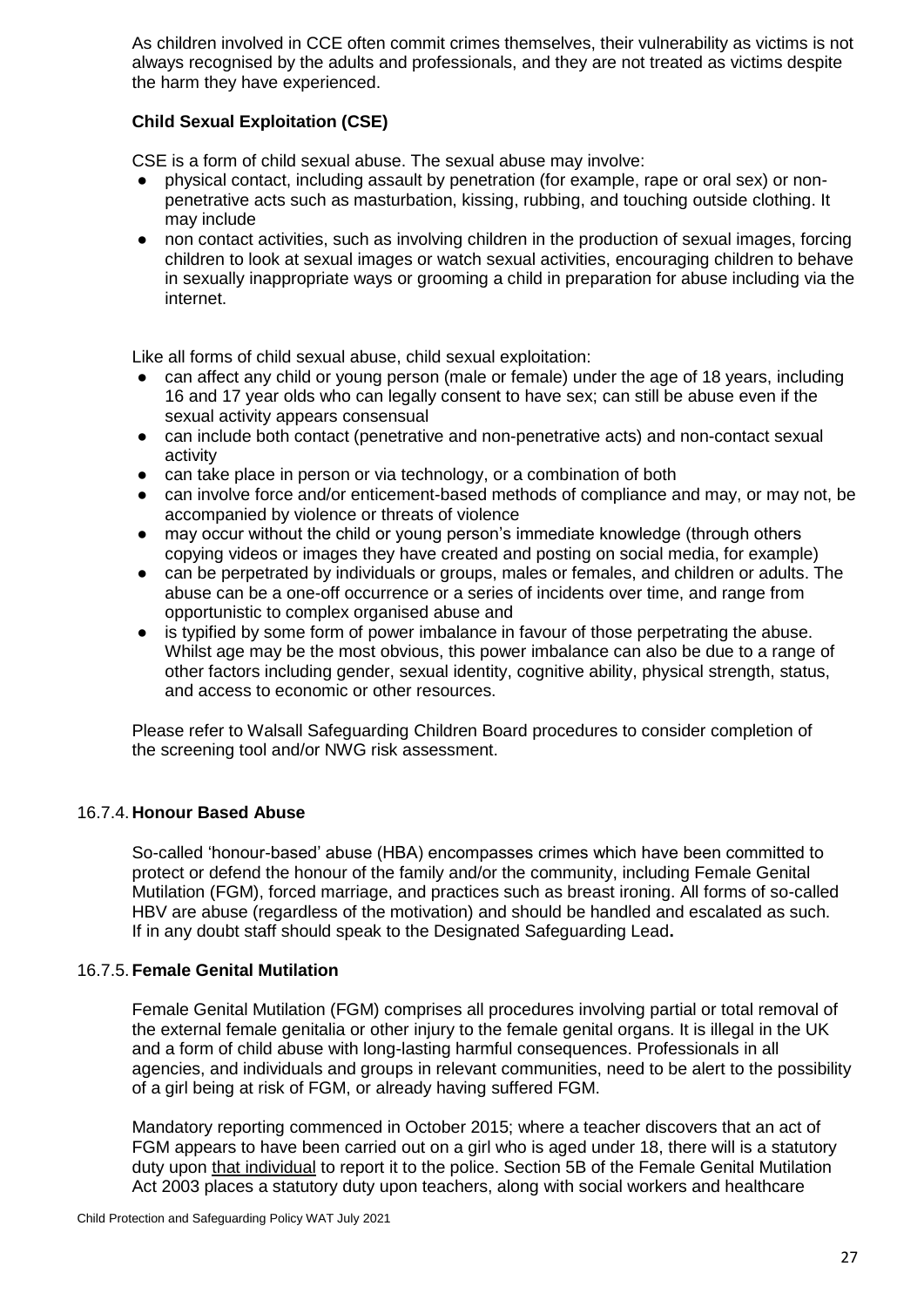As children involved in CCE often commit crimes themselves, their vulnerability as victims is not always recognised by the adults and professionals, and they are not treated as victims despite the harm they have experienced.

**Child Sexual Exploitation (CSE)**

CSE is a form of child sexual abuse. The sexual abuse may involve:

- physical contact, including assault by penetration (for example, rape or oral sex) or non-penetrative acts such as masturbation, kissing, rubbing, and touching outside clothing. It may include
- non contact activities, such as involving children in the production of sexual images, forcing children to look at sexual images or watch sexual activities, encouraging children to behave in sexually inappropriate ways or grooming a child in preparation for abuse including via the internet.

Like all forms of child sexual abuse, child sexual exploitation:

- can affect any child or young person (male or female) under the age of 18 years, including 16 and 17 year olds who can legally consent to have sex; can still be abuse even if the sexual activity appears consensual
- can include both contact (penetrative and non-penetrative acts) and non-contact sexual activity
- can take place in person or via technology, or a combination of both
- can involve force and/or enticement-based methods of compliance and may, or may not, be accompanied by violence or threats of violence
- may occur without the child or young person's immediate knowledge (through others copying videos or images they have created and posting on social media, for example)
- can be perpetrated by individuals or groups, males or females, and children or adults. The abuse can be a one-off occurrence or a series of incidents over time, and range from opportunistic to complex organised abuse and
- is typified by some form of power imbalance in favour of those perpetrating the abuse. Whilst age may be the most obvious, this power imbalance can also be due to a range of other factors including gender, sexual identity, cognitive ability, physical strength, status, and access to economic or other resources.

Please refer to Walsall Safeguarding Children Board procedures to consider completion of the screening tool and/or NWG risk assessment.

### 16.7.4. Honour Based Abuse

So-called 'honour-based' abuse (HBA) encompasses crimes which have been committed to protect or defend the honour of the family and/or the community, including Female Genital Mutilation (FGM), forced marriage, and practices such as breast ironing. All forms of so-called HBV are abuse (regardless of the motivation) and should be handled and escalated as such. If in any doubt staff should speak to the Designated Safeguarding Lead**.**

### 16.7.5. Female Genital Mutilation

Female Genital Mutilation (FGM) comprises all procedures involving partial or total removal of the external female genitalia or other injury to the female genital organs. It is illegal in the UK and a form of child abuse with long-lasting harmful consequences. Professionals in all agencies, and individuals and groups in relevant communities, need to be alert to the possibility of a girl being at risk of FGM, or already having suffered FGM.

Mandatory reporting commenced in October 2015; where a teacher discovers that an act of FGM appears to have been carried out on a girl who is aged under 18, there will is a statutory duty upon that individual to report it to the police. Section 5B of the Female Genital Mutilation Act 2003 places a statutory duty upon teachers, along with social workers and healthcare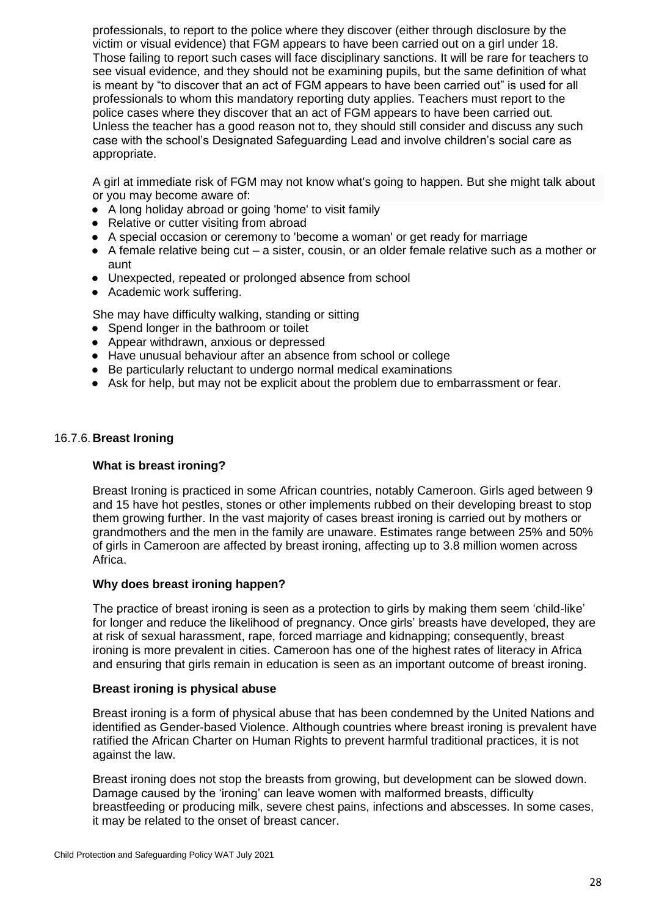professionals, to report to the police where they discover (either through disclosure by the victim or visual evidence) that FGM appears to have been carried out on a girl under 18. Those failing to report such cases will face disciplinary sanctions. It will be rare for teachers to see visual evidence, and they should not be examining pupils, but the same definition of what is meant by "to discover that an act of FGM appears to have been carried out" is used for all professionals to whom this mandatory reporting duty applies. Teachers must report to the police cases where they discover that an act of FGM appears to have been carried out. Unless the teacher has a good reason not to, they should still consider and discuss any such case with the school's Designated Safeguarding Lead and involve children's social care as appropriate.

A girl at immediate risk of FGM may not know what's going to happen. But she might talk about or you may become aware of:

- A long holiday abroad or going 'home' to visit family
- Relative or cutter visiting from abroad
- A special occasion or ceremony to 'become a woman' or get ready for marriage
- A female relative being cut – a sister, cousin, or an older female relative such as a mother or aunt
- Unexpected, repeated or prolonged absence from school
- Academic work suffering.

She may have difficulty walking, standing or sitting

- Spend longer in the bathroom or toilet
- Appear withdrawn, anxious or depressed
- Have unusual behaviour after an absence from school or college
- Be particularly reluctant to undergo normal medical examinations
- Ask for help, but may not be explicit about the problem due to embarrassment or fear.

### 16.7.6. Breast Ironing

**What is breast ironing?**

Breast Ironing is practiced in some African countries, notably Cameroon. Girls aged between 9 and 15 have hot pestles, stones or other implements rubbed on their developing breast to stop them growing further. In the vast majority of cases breast ironing is carried out by mothers or grandmothers and the men in the family are unaware. Estimates range between 25% and 50% of girls in Cameroon are affected by breast ironing, affecting up to 3.8 million women across Africa.

**Why does breast ironing happen?**

The practice of breast ironing is seen as a protection to girls by making them seem 'child-like' for longer and reduce the likelihood of pregnancy. Once girls' breasts have developed, they are at risk of sexual harassment, rape, forced marriage and kidnapping; consequently, breast ironing is more prevalent in cities. Cameroon has one of the highest rates of literacy in Africa and ensuring that girls remain in education is seen as an important outcome of breast ironing.

**Breast ironing is physical abuse**

Breast ironing is a form of physical abuse that has been condemned by the United Nations and identified as Gender-based Violence. Although countries where breast ironing is prevalent have ratified the African Charter on Human Rights to prevent harmful traditional practices, it is not against the law.

Breast ironing does not stop the breasts from growing, but development can be slowed down. Damage caused by the 'ironing' can leave women with malformed breasts, difficulty breastfeeding or producing milk, severe chest pains, infections and abscesses. In some cases, it may be related to the onset of breast cancer.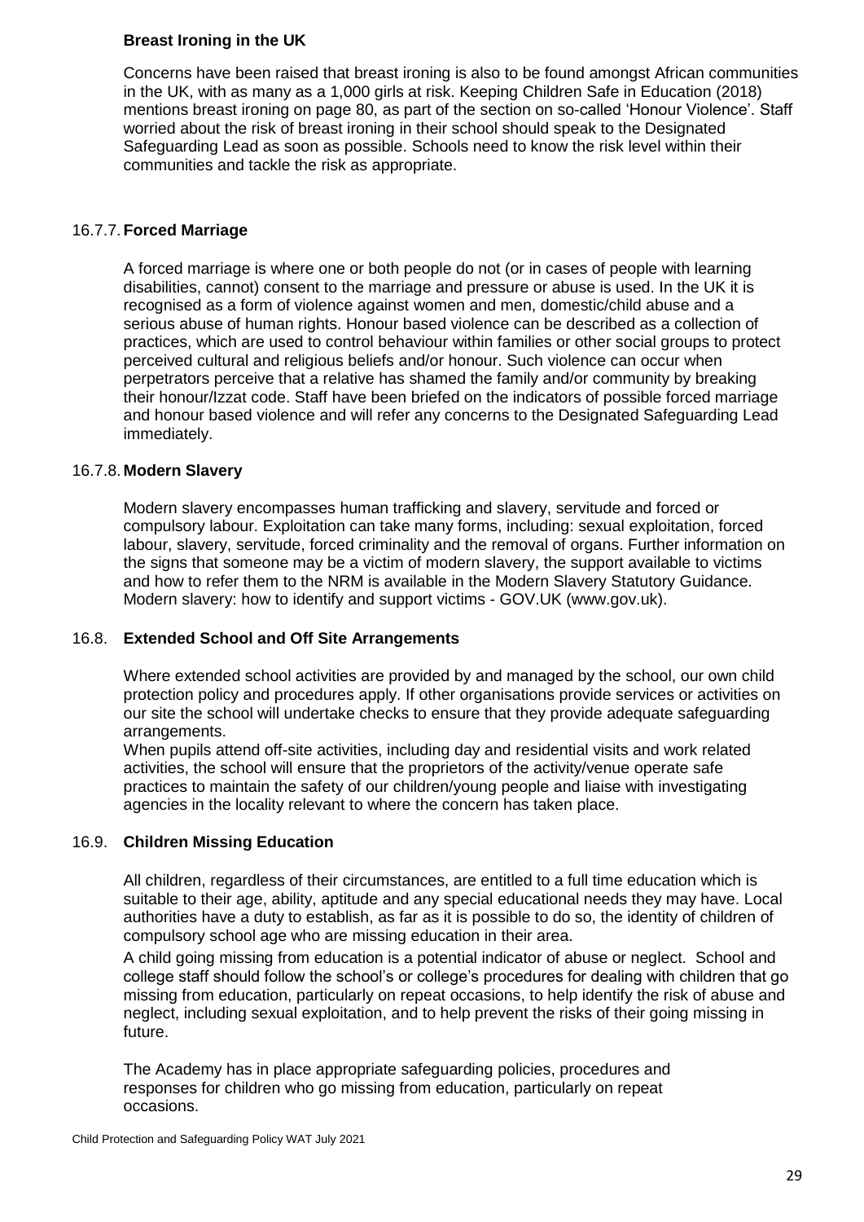**Breast Ironing in the UK**

Concerns have been raised that breast ironing is also to be found amongst African communities in the UK, with as many as a 1,000 girls at risk. Keeping Children Safe in Education (2018) mentions breast ironing on page 80, as part of the section on so-called 'Honour Violence'. Staff worried about the risk of breast ironing in their school should speak to the Designated Safeguarding Lead as soon as possible. Schools need to know the risk level within their communities and tackle the risk as appropriate.

### 16.7.7. Forced Marriage

A forced marriage is where one or both people do not (or in cases of people with learning disabilities, cannot) consent to the marriage and pressure or abuse is used. In the UK it is recognised as a form of violence against women and men, domestic/child abuse and a serious abuse of human rights. Honour based violence can be described as a collection of practices, which are used to control behaviour within families or other social groups to protect perceived cultural and religious beliefs and/or honour. Such violence can occur when perpetrators perceive that a relative has shamed the family and/or community by breaking their honour/Izzat code. Staff have been briefed on the indicators of possible forced marriage and honour based violence and will refer any concerns to the Designated Safeguarding Lead immediately.

### 16.7.8. Modern Slavery

Modern slavery encompasses human trafficking and slavery, servitude and forced or compulsory labour. Exploitation can take many forms, including: sexual exploitation, forced labour, slavery, servitude, forced criminality and the removal of organs. Further information on the signs that someone may be a victim of modern slavery, the support available to victims and how to refer them to the NRM is available in the Modern Slavery Statutory Guidance. Modern slavery: how to identify and support victims - GOV.UK (www.gov.uk).

## 16.8. Extended School and Off Site Arrangements

Where extended school activities are provided by and managed by the school, our own child protection policy and procedures apply. If other organisations provide services or activities on our site the school will undertake checks to ensure that they provide adequate safeguarding arrangements.

When pupils attend off-site activities, including day and residential visits and work related activities, the school will ensure that the proprietors of the activity/venue operate safe practices to maintain the safety of our children/young people and liaise with investigating agencies in the locality relevant to where the concern has taken place.

## 16.9. Children Missing Education

All children, regardless of their circumstances, are entitled to a full time education which is suitable to their age, ability, aptitude and any special educational needs they may have. Local authorities have a duty to establish, as far as it is possible to do so, the identity of children of compulsory school age who are missing education in their area.

A child going missing from education is a potential indicator of abuse or neglect. School and college staff should follow the school's or college's procedures for dealing with children that go missing from education, particularly on repeat occasions, to help identify the risk of abuse and neglect, including sexual exploitation, and to help prevent the risks of their going missing in future.

The Academy has in place appropriate safeguarding policies, procedures and responses for children who go missing from education, particularly on repeat occasions.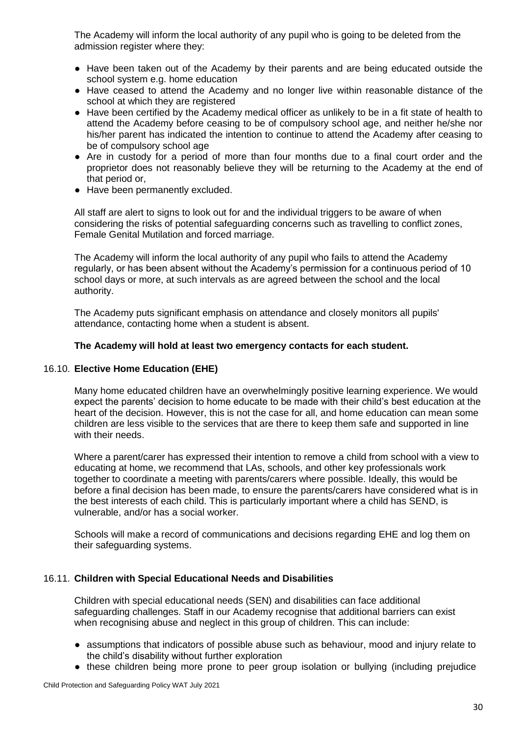The Academy will inform the local authority of any pupil who is going to be deleted from the admission register where they:

- Have been taken out of the Academy by their parents and are being educated outside the school system e.g. home education
- Have ceased to attend the Academy and no longer live within reasonable distance of the school at which they are registered
- Have been certified by the Academy medical officer as unlikely to be in a fit state of health to attend the Academy before ceasing to be of compulsory school age, and neither he/she nor his/her parent has indicated the intention to continue to attend the Academy after ceasing to be of compulsory school age
- Are in custody for a period of more than four months due to a final court order and the proprietor does not reasonably believe they will be returning to the Academy at the end of that period or,
- Have been permanently excluded.

All staff are alert to signs to look out for and the individual triggers to be aware of when considering the risks of potential safeguarding concerns such as travelling to conflict zones, Female Genital Mutilation and forced marriage.

The Academy will inform the local authority of any pupil who fails to attend the Academy regularly, or has been absent without the Academy's permission for a continuous period of 10 school days or more, at such intervals as are agreed between the school and the local authority.

The Academy puts significant emphasis on attendance and closely monitors all pupils' attendance, contacting home when a student is absent.

**The Academy will hold at least two emergency contacts for each student.**

### 16.10. Elective Home Education (EHE)

Many home educated children have an overwhelmingly positive learning experience. We would expect the parents' decision to home educate to be made with their child's best education at the heart of the decision. However, this is not the case for all, and home education can mean some children are less visible to the services that are there to keep them safe and supported in line with their needs.

Where a parent/carer has expressed their intention to remove a child from school with a view to educating at home, we recommend that LAs, schools, and other key professionals work together to coordinate a meeting with parents/carers where possible. Ideally, this would be before a final decision has been made, to ensure the parents/carers have considered what is in the best interests of each child. This is particularly important where a child has SEND, is vulnerable, and/or has a social worker.

Schools will make a record of communications and decisions regarding EHE and log them on their safeguarding systems.

### 16.11. Children with Special Educational Needs and Disabilities

Children with special educational needs (SEN) and disabilities can face additional safeguarding challenges. Staff in our Academy recognise that additional barriers can exist when recognising abuse and neglect in this group of children. This can include:

- assumptions that indicators of possible abuse such as behaviour, mood and injury relate to the child's disability without further exploration
- these children being more prone to peer group isolation or bullying (including prejudice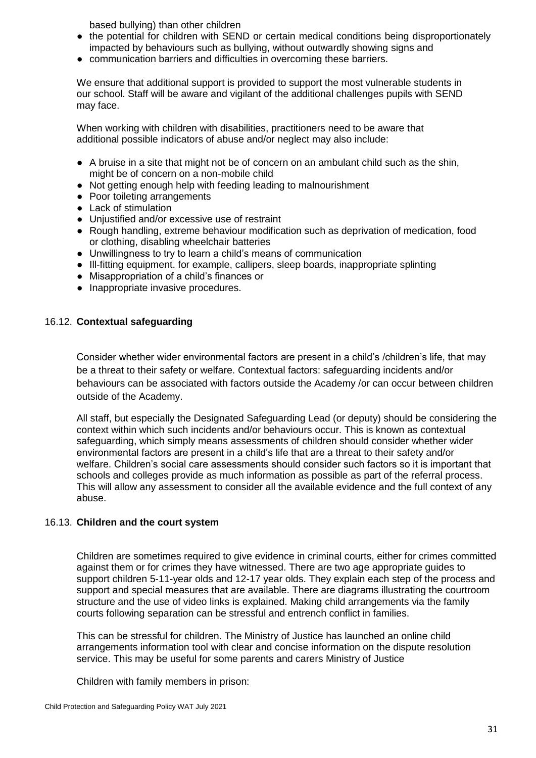based bullying) than other children

- the potential for children with SEND or certain medical conditions being disproportionately impacted by behaviours such as bullying, without outwardly showing signs and
- communication barriers and difficulties in overcoming these barriers.

We ensure that additional support is provided to support the most vulnerable students in our school. Staff will be aware and vigilant of the additional challenges pupils with SEND may face.

When working with children with disabilities, practitioners need to be aware that additional possible indicators of abuse and/or neglect may also include:

- A bruise in a site that might not be of concern on an ambulant child such as the shin, might be of concern on a non-mobile child
- Not getting enough help with feeding leading to malnourishment
- Poor toileting arrangements
- Lack of stimulation
- Unjustified and/or excessive use of restraint
- Rough handling, extreme behaviour modification such as deprivation of medication, food or clothing, disabling wheelchair batteries
- Unwillingness to try to learn a child's means of communication
- Ill-fitting equipment. for example, callipers, sleep boards, inappropriate splinting
- Misappropriation of a child's finances or
- Inappropriate invasive procedures.

### 16.12. **Contextual safeguarding**

Consider whether wider environmental factors are present in a child's /children's life, that may be a threat to their safety or welfare. Contextual factors: safeguarding incidents and/or behaviours can be associated with factors outside the Academy /or can occur between children outside of the Academy.

All staff, but especially the Designated Safeguarding Lead (or deputy) should be considering the context within which such incidents and/or behaviours occur. This is known as contextual safeguarding, which simply means assessments of children should consider whether wider environmental factors are present in a child's life that are a threat to their safety and/or welfare. Children's social care assessments should consider such factors so it is important that schools and colleges provide as much information as possible as part of the referral process. This will allow any assessment to consider all the available evidence and the full context of any abuse.

### 16.13. **Children and the court system**

Children are sometimes required to give evidence in criminal courts, either for crimes committed against them or for crimes they have witnessed. There are two age appropriate guides to support children 5-11-year olds and 12-17 year olds. They explain each step of the process and support and special measures that are available. There are diagrams illustrating the courtroom structure and the use of video links is explained. Making child arrangements via the family courts following separation can be stressful and entrench conflict in families.

This can be stressful for children. The Ministry of Justice has launched an online child arrangements information tool with clear and concise information on the dispute resolution service. This may be useful for some parents and carers Ministry of Justice

Children with family members in prison: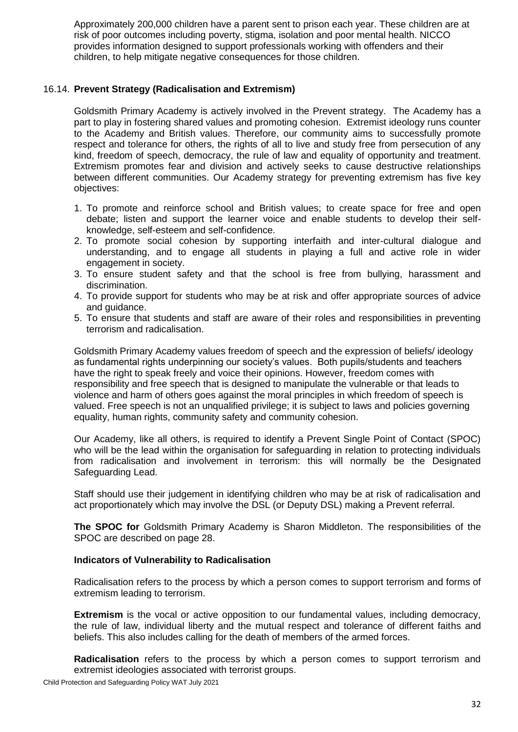Approximately 200,000 children have a parent sent to prison each year. These children are at risk of poor outcomes including poverty, stigma, isolation and poor mental health. NICCO provides information designed to support professionals working with offenders and their children, to help mitigate negative consequences for those children.

### 16.14. **Prevent Strategy (Radicalisation and Extremism)**

Goldsmith Primary Academy is actively involved in the Prevent strategy. The Academy has a part to play in fostering shared values and promoting cohesion. Extremist ideology runs counter to the Academy and British values. Therefore, our community aims to successfully promote respect and tolerance for others, the rights of all to live and study free from persecution of any kind, freedom of speech, democracy, the rule of law and equality of opportunity and treatment. Extremism promotes fear and division and actively seeks to cause destructive relationships between different communities. Our Academy strategy for preventing extremism has five key objectives:

1. To promote and reinforce school and British values; to create space for free and open debate; listen and support the learner voice and enable students to develop their self-knowledge, self-esteem and self-confidence.
2. To promote social cohesion by supporting interfaith and inter-cultural dialogue and understanding, and to engage all students in playing a full and active role in wider engagement in society.
3. To ensure student safety and that the school is free from bullying, harassment and discrimination.
4. To provide support for students who may be at risk and offer appropriate sources of advice and guidance.
5. To ensure that students and staff are aware of their roles and responsibilities in preventing terrorism and radicalisation.

Goldsmith Primary Academy values freedom of speech and the expression of beliefs/ ideology as fundamental rights underpinning our society's values. Both pupils/students and teachers have the right to speak freely and voice their opinions. However, freedom comes with responsibility and free speech that is designed to manipulate the vulnerable or that leads to violence and harm of others goes against the moral principles in which freedom of speech is valued. Free speech is not an unqualified privilege; it is subject to laws and policies governing equality, human rights, community safety and community cohesion.

Our Academy, like all others, is required to identify a Prevent Single Point of Contact (SPOC) who will be the lead within the organisation for safeguarding in relation to protecting individuals from radicalisation and involvement in terrorism: this will normally be the Designated Safeguarding Lead.

Staff should use their judgement in identifying children who may be at risk of radicalisation and act proportionately which may involve the DSL (or Deputy DSL) making a Prevent referral.

**The SPOC for** Goldsmith Primary Academy is Sharon Middleton. The responsibilities of the SPOC are described on page 28.

#### **Indicators of Vulnerability to Radicalisation**

Radicalisation refers to the process by which a person comes to support terrorism and forms of extremism leading to terrorism.

**Extremism** is the vocal or active opposition to our fundamental values, including democracy, the rule of law, individual liberty and the mutual respect and tolerance of different faiths and beliefs. This also includes calling for the death of members of the armed forces.

**Radicalisation** refers to the process by which a person comes to support terrorism and extremist ideologies associated with terrorist groups.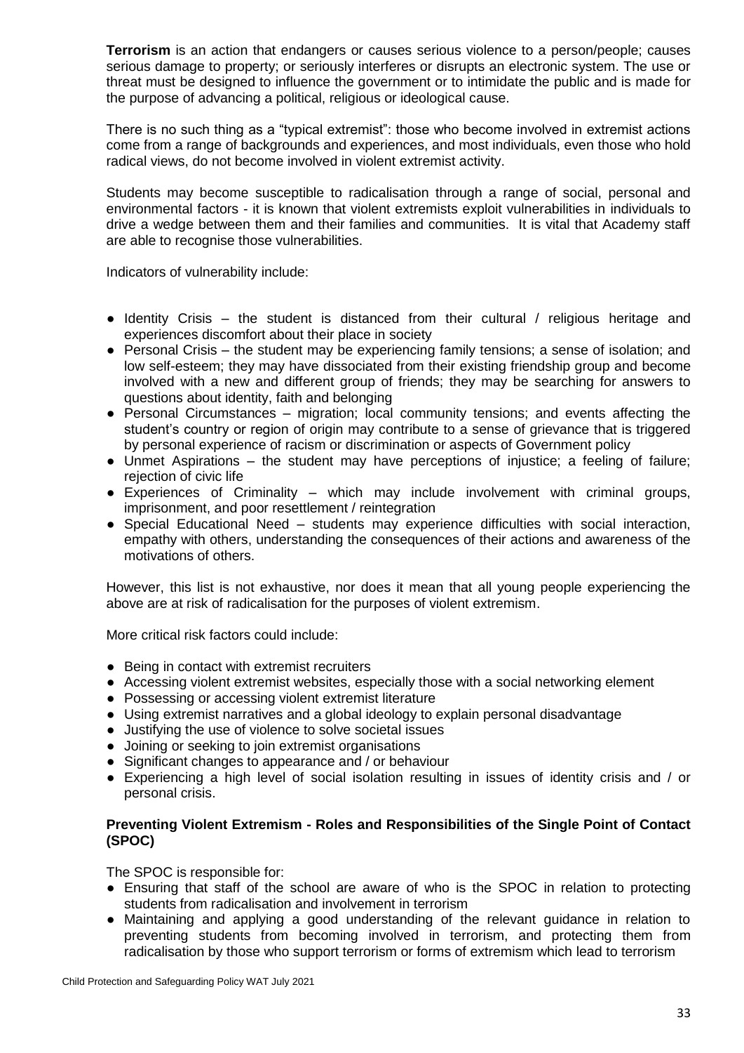**Terrorism** is an action that endangers or causes serious violence to a person/people; causes serious damage to property; or seriously interferes or disrupts an electronic system. The use or threat must be designed to influence the government or to intimidate the public and is made for the purpose of advancing a political, religious or ideological cause.

There is no such thing as a "typical extremist": those who become involved in extremist actions come from a range of backgrounds and experiences, and most individuals, even those who hold radical views, do not become involved in violent extremist activity.

Students may become susceptible to radicalisation through a range of social, personal and environmental factors - it is known that violent extremists exploit vulnerabilities in individuals to drive a wedge between them and their families and communities. It is vital that Academy staff are able to recognise those vulnerabilities.

Indicators of vulnerability include:

- Identity Crisis – the student is distanced from their cultural / religious heritage and experiences discomfort about their place in society
- Personal Crisis – the student may be experiencing family tensions; a sense of isolation; and low self-esteem; they may have dissociated from their existing friendship group and become involved with a new and different group of friends; they may be searching for answers to questions about identity, faith and belonging
- Personal Circumstances – migration; local community tensions; and events affecting the student's country or region of origin may contribute to a sense of grievance that is triggered by personal experience of racism or discrimination or aspects of Government policy
- Unmet Aspirations – the student may have perceptions of injustice; a feeling of failure; rejection of civic life
- Experiences of Criminality – which may include involvement with criminal groups, imprisonment, and poor resettlement / reintegration
- Special Educational Need – students may experience difficulties with social interaction, empathy with others, understanding the consequences of their actions and awareness of the motivations of others.

However, this list is not exhaustive, nor does it mean that all young people experiencing the above are at risk of radicalisation for the purposes of violent extremism.

More critical risk factors could include:

- Being in contact with extremist recruiters
- Accessing violent extremist websites, especially those with a social networking element
- Possessing or accessing violent extremist literature
- Using extremist narratives and a global ideology to explain personal disadvantage
- Justifying the use of violence to solve societal issues
- Joining or seeking to join extremist organisations
- Significant changes to appearance and / or behaviour
- Experiencing a high level of social isolation resulting in issues of identity crisis and / or personal crisis.

**Preventing Violent Extremism - Roles and Responsibilities of the Single Point of Contact (SPOC)**

The SPOC is responsible for:

- Ensuring that staff of the school are aware of who is the SPOC in relation to protecting students from radicalisation and involvement in terrorism
- Maintaining and applying a good understanding of the relevant guidance in relation to preventing students from becoming involved in terrorism, and protecting them from radicalisation by those who support terrorism or forms of extremism which lead to terrorism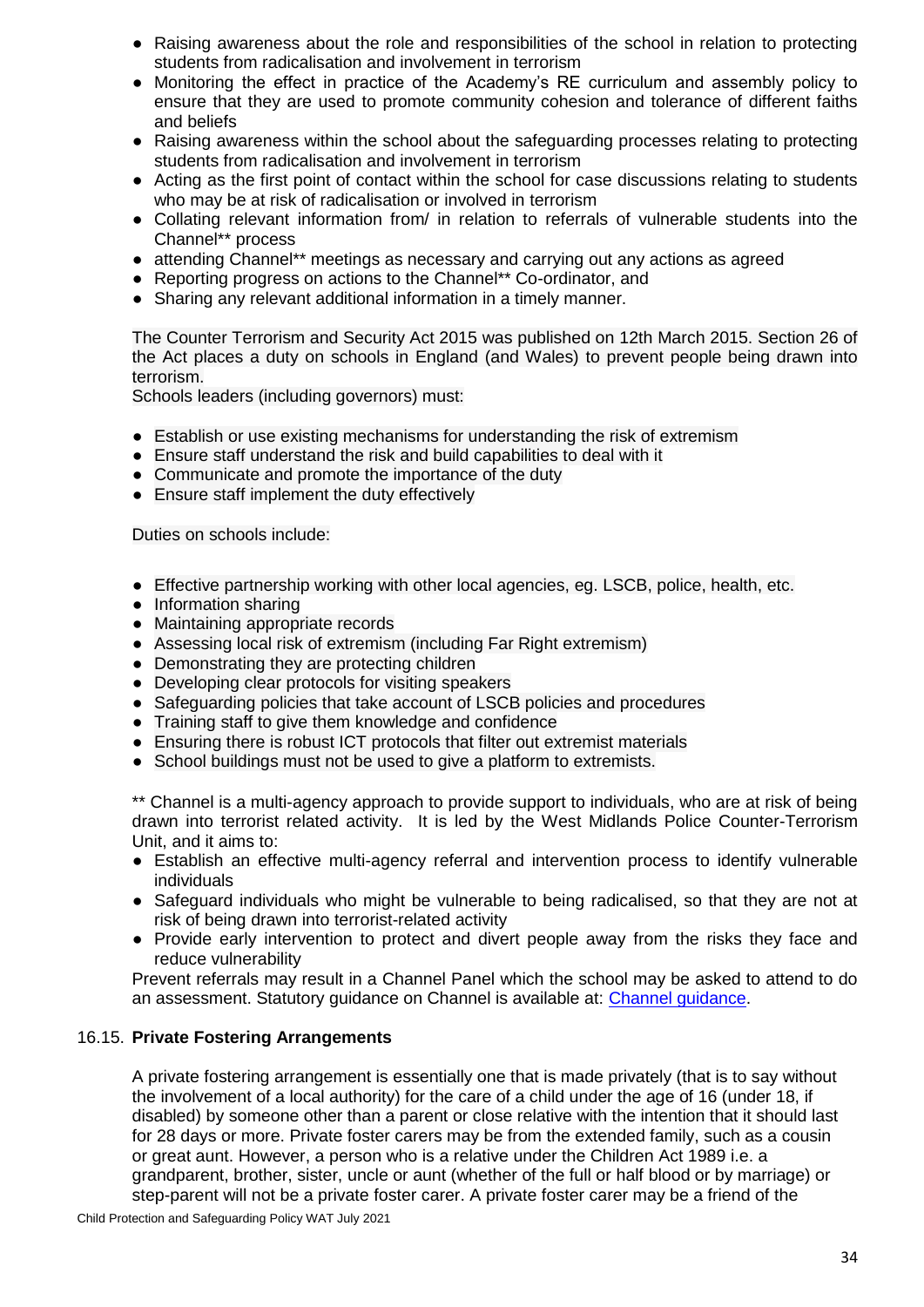- Raising awareness about the role and responsibilities of the school in relation to protecting students from radicalisation and involvement in terrorism
- Monitoring the effect in practice of the Academy's RE curriculum and assembly policy to ensure that they are used to promote community cohesion and tolerance of different faiths and beliefs
- Raising awareness within the school about the safeguarding processes relating to protecting students from radicalisation and involvement in terrorism
- Acting as the first point of contact within the school for case discussions relating to students who may be at risk of radicalisation or involved in terrorism
- Collating relevant information from/ in relation to referrals of vulnerable students into the Channel** process
- attending Channel** meetings as necessary and carrying out any actions as agreed
- Reporting progress on actions to the Channel** Co-ordinator, and
- Sharing any relevant additional information in a timely manner.

The Counter Terrorism and Security Act 2015 was published on 12th March 2015. Section 26 of the Act places a duty on schools in England (and Wales) to prevent people being drawn into terrorism.

Schools leaders (including governors) must:

- Establish or use existing mechanisms for understanding the risk of extremism
- Ensure staff understand the risk and build capabilities to deal with it
- Communicate and promote the importance of the duty
- Ensure staff implement the duty effectively

Duties on schools include:

- Effective partnership working with other local agencies, eg. LSCB, police, health, etc.
- Information sharing
- Maintaining appropriate records
- Assessing local risk of extremism (including Far Right extremism)
- Demonstrating they are protecting children
- Developing clear protocols for visiting speakers
- Safeguarding policies that take account of LSCB policies and procedures
- Training staff to give them knowledge and confidence
- Ensuring there is robust ICT protocols that filter out extremist materials
- School buildings must not be used to give a platform to extremists.

** Channel is a multi-agency approach to provide support to individuals, who are at risk of being drawn into terrorist related activity. It is led by the West Midlands Police Counter-Terrorism Unit, and it aims to:

- Establish an effective multi-agency referral and intervention process to identify vulnerable individuals
- Safeguard individuals who might be vulnerable to being radicalised, so that they are not at risk of being drawn into terrorist-related activity
- Provide early intervention to protect and divert people away from the risks they face and reduce vulnerability

Prevent referrals may result in a Channel Panel which the school may be asked to attend to do an assessment. Statutory guidance on Channel is available at: [Channel guidance](Channel guidance).

### 16.15. **Private Fostering Arrangements**

A private fostering arrangement is essentially one that is made privately (that is to say without the involvement of a local authority) for the care of a child under the age of 16 (under 18, if disabled) by someone other than a parent or close relative with the intention that it should last for 28 days or more. Private foster carers may be from the extended family, such as a cousin or great aunt. However, a person who is a relative under the Children Act 1989 i.e. a grandparent, brother, sister, uncle or aunt (whether of the full or half blood or by marriage) or step-parent will not be a private foster carer. A private foster carer may be a friend of the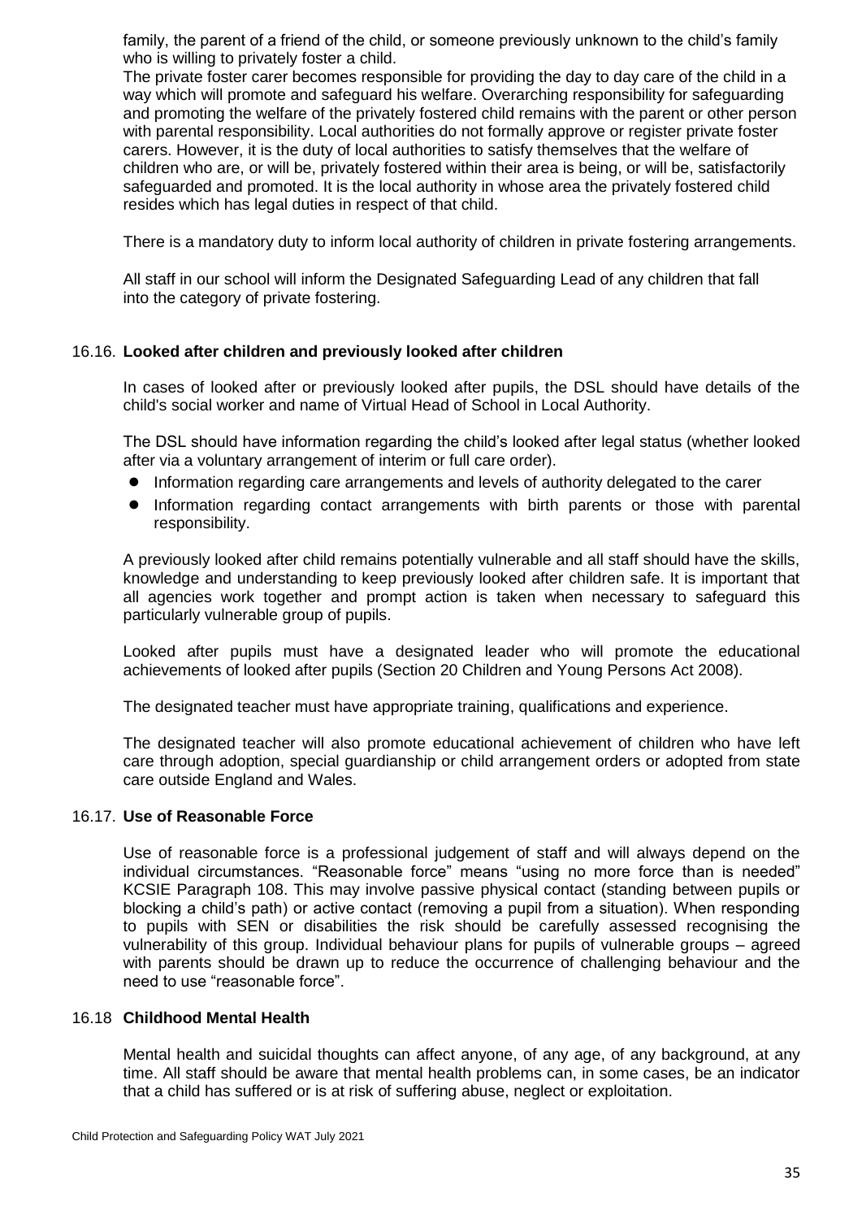family, the parent of a friend of the child, or someone previously unknown to the child's family who is willing to privately foster a child.

The private foster carer becomes responsible for providing the day to day care of the child in a way which will promote and safeguard his welfare. Overarching responsibility for safeguarding and promoting the welfare of the privately fostered child remains with the parent or other person with parental responsibility. Local authorities do not formally approve or register private foster carers. However, it is the duty of local authorities to satisfy themselves that the welfare of children who are, or will be, privately fostered within their area is being, or will be, satisfactorily safeguarded and promoted. It is the local authority in whose area the privately fostered child resides which has legal duties in respect of that child.

There is a mandatory duty to inform local authority of children in private fostering arrangements.

All staff in our school will inform the Designated Safeguarding Lead of any children that fall into the category of private fostering.

### 16.16. Looked after children and previously looked after children

In cases of looked after or previously looked after pupils, the DSL should have details of the child's social worker and name of Virtual Head of School in Local Authority.

The DSL should have information regarding the child's looked after legal status (whether looked after via a voluntary arrangement of interim or full care order).

- Information regarding care arrangements and levels of authority delegated to the carer
- Information regarding contact arrangements with birth parents or those with parental responsibility.

A previously looked after child remains potentially vulnerable and all staff should have the skills, knowledge and understanding to keep previously looked after children safe. It is important that all agencies work together and prompt action is taken when necessary to safeguard this particularly vulnerable group of pupils.

Looked after pupils must have a designated leader who will promote the educational achievements of looked after pupils (Section 20 Children and Young Persons Act 2008).

The designated teacher must have appropriate training, qualifications and experience.

The designated teacher will also promote educational achievement of children who have left care through adoption, special guardianship or child arrangement orders or adopted from state care outside England and Wales.

### 16.17. Use of Reasonable Force

Use of reasonable force is a professional judgement of staff and will always depend on the individual circumstances. "Reasonable force" means "using no more force than is needed" KCSIE Paragraph 108. This may involve passive physical contact (standing between pupils or blocking a child's path) or active contact (removing a pupil from a situation). When responding to pupils with SEN or disabilities the risk should be carefully assessed recognising the vulnerability of this group. Individual behaviour plans for pupils of vulnerable groups – agreed with parents should be drawn up to reduce the occurrence of challenging behaviour and the need to use "reasonable force".

### 16.18 Childhood Mental Health

Mental health and suicidal thoughts can affect anyone, of any age, of any background, at any time. All staff should be aware that mental health problems can, in some cases, be an indicator that a child has suffered or is at risk of suffering abuse, neglect or exploitation.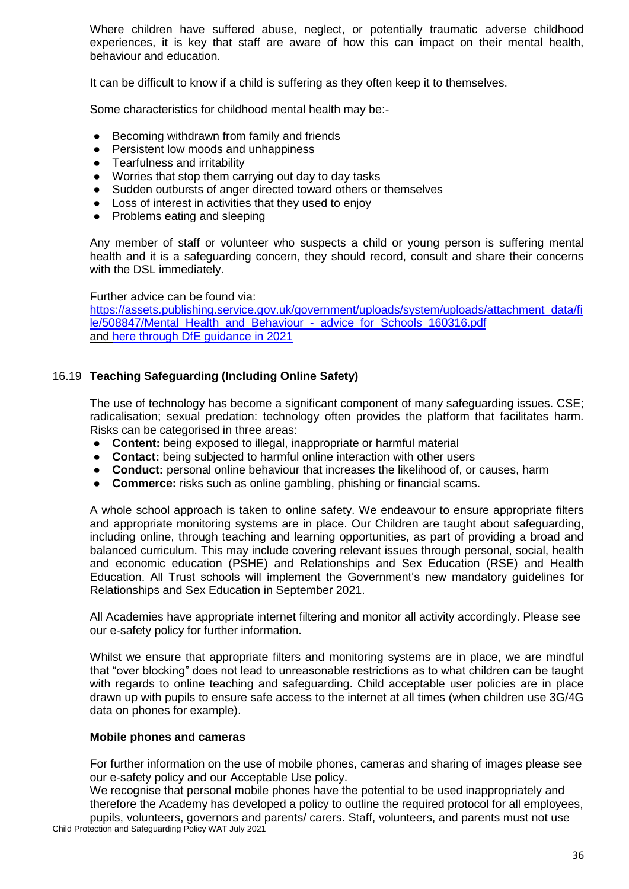Where children have suffered abuse, neglect, or potentially traumatic adverse childhood experiences, it is key that staff are aware of how this can impact on their mental health, behaviour and education.

It can be difficult to know if a child is suffering as they often keep it to themselves.

Some characteristics for childhood mental health may be:-

- Becoming withdrawn from family and friends
- Persistent low moods and unhappiness
- Tearfulness and irritability
- Worries that stop them carrying out day to day tasks
- Sudden outbursts of anger directed toward others or themselves
- Loss of interest in activities that they used to enjoy
- Problems eating and sleeping

Any member of staff or volunteer who suspects a child or young person is suffering mental health and it is a safeguarding concern, they should record, consult and share their concerns with the DSL immediately.

Further advice can be found via:
https://assets.publishing.service.gov.uk/government/uploads/system/uploads/attachment_data/file/508847/Mental_Health_and_Behaviour_-_advice_for_Schools_160316.pdf
and here through DfE guidance in 2021

### 16.19 Teaching Safeguarding (Including Online Safety)

The use of technology has become a significant component of many safeguarding issues. CSE; radicalisation; sexual predation: technology often provides the platform that facilitates harm. Risks can be categorised in three areas:

- **Content:** being exposed to illegal, inappropriate or harmful material
- **Contact:** being subjected to harmful online interaction with other users
- **Conduct:** personal online behaviour that increases the likelihood of, or causes, harm
- **Commerce:** risks such as online gambling, phishing or financial scams.

A whole school approach is taken to online safety. We endeavour to ensure appropriate filters and appropriate monitoring systems are in place. Our Children are taught about safeguarding, including online, through teaching and learning opportunities, as part of providing a broad and balanced curriculum. This may include covering relevant issues through personal, social, health and economic education (PSHE) and Relationships and Sex Education (RSE) and Health Education. All Trust schools will implement the Government's new mandatory guidelines for Relationships and Sex Education in September 2021.

All Academies have appropriate internet filtering and monitor all activity accordingly. Please see our e-safety policy for further information.

Whilst we ensure that appropriate filters and monitoring systems are in place, we are mindful that "over blocking" does not lead to unreasonable restrictions as to what children can be taught with regards to online teaching and safeguarding. Child acceptable user policies are in place drawn up with pupils to ensure safe access to the internet at all times (when children use 3G/4G data on phones for example).

**Mobile phones and cameras**

For further information on the use of mobile phones, cameras and sharing of images please see our e-safety policy and our Acceptable Use policy.
We recognise that personal mobile phones have the potential to be used inappropriately and therefore the Academy has developed a policy to outline the required protocol for all employees, pupils, volunteers, governors and parents/ carers. Staff, volunteers, and parents must not use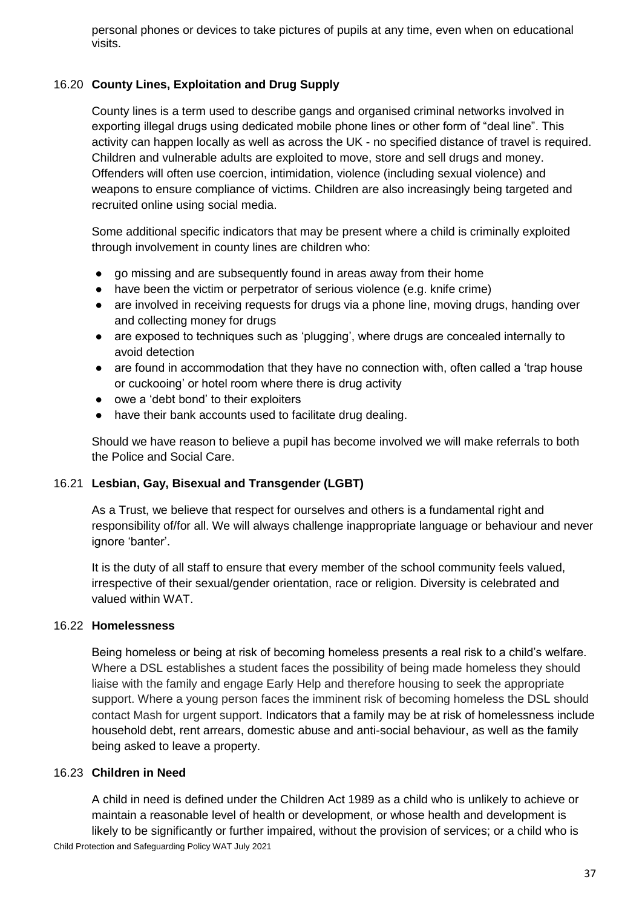personal phones or devices to take pictures of pupils at any time, even when on educational visits.

### 16.20 **County Lines, Exploitation and Drug Supply**

County lines is a term used to describe gangs and organised criminal networks involved in exporting illegal drugs using dedicated mobile phone lines or other form of "deal line". This activity can happen locally as well as across the UK - no specified distance of travel is required. Children and vulnerable adults are exploited to move, store and sell drugs and money. Offenders will often use coercion, intimidation, violence (including sexual violence) and weapons to ensure compliance of victims. Children are also increasingly being targeted and recruited online using social media.

Some additional specific indicators that may be present where a child is criminally exploited through involvement in county lines are children who:

- go missing and are subsequently found in areas away from their home
- have been the victim or perpetrator of serious violence (e.g. knife crime)
- are involved in receiving requests for drugs via a phone line, moving drugs, handing over and collecting money for drugs
- are exposed to techniques such as 'plugging', where drugs are concealed internally to avoid detection
- are found in accommodation that they have no connection with, often called a 'trap house or cuckooing' or hotel room where there is drug activity
- owe a 'debt bond' to their exploiters
- have their bank accounts used to facilitate drug dealing.

Should we have reason to believe a pupil has become involved we will make referrals to both the Police and Social Care.

### 16.21 **Lesbian, Gay, Bisexual and Transgender (LGBT)**

As a Trust, we believe that respect for ourselves and others is a fundamental right and responsibility of/for all. We will always challenge inappropriate language or behaviour and never ignore 'banter'.

It is the duty of all staff to ensure that every member of the school community feels valued, irrespective of their sexual/gender orientation, race or religion. Diversity is celebrated and valued within WAT.

### 16.22 **Homelessness**

Being homeless or being at risk of becoming homeless presents a real risk to a child's welfare. Where a DSL establishes a student faces the possibility of being made homeless they should liaise with the family and engage Early Help and therefore housing to seek the appropriate support. Where a young person faces the imminent risk of becoming homeless the DSL should contact Mash for urgent support. Indicators that a family may be at risk of homelessness include household debt, rent arrears, domestic abuse and anti-social behaviour, as well as the family being asked to leave a property.

### 16.23 **Children in Need**

A child in need is defined under the Children Act 1989 as a child who is unlikely to achieve or maintain a reasonable level of health or development, or whose health and development is likely to be significantly or further impaired, without the provision of services; or a child who is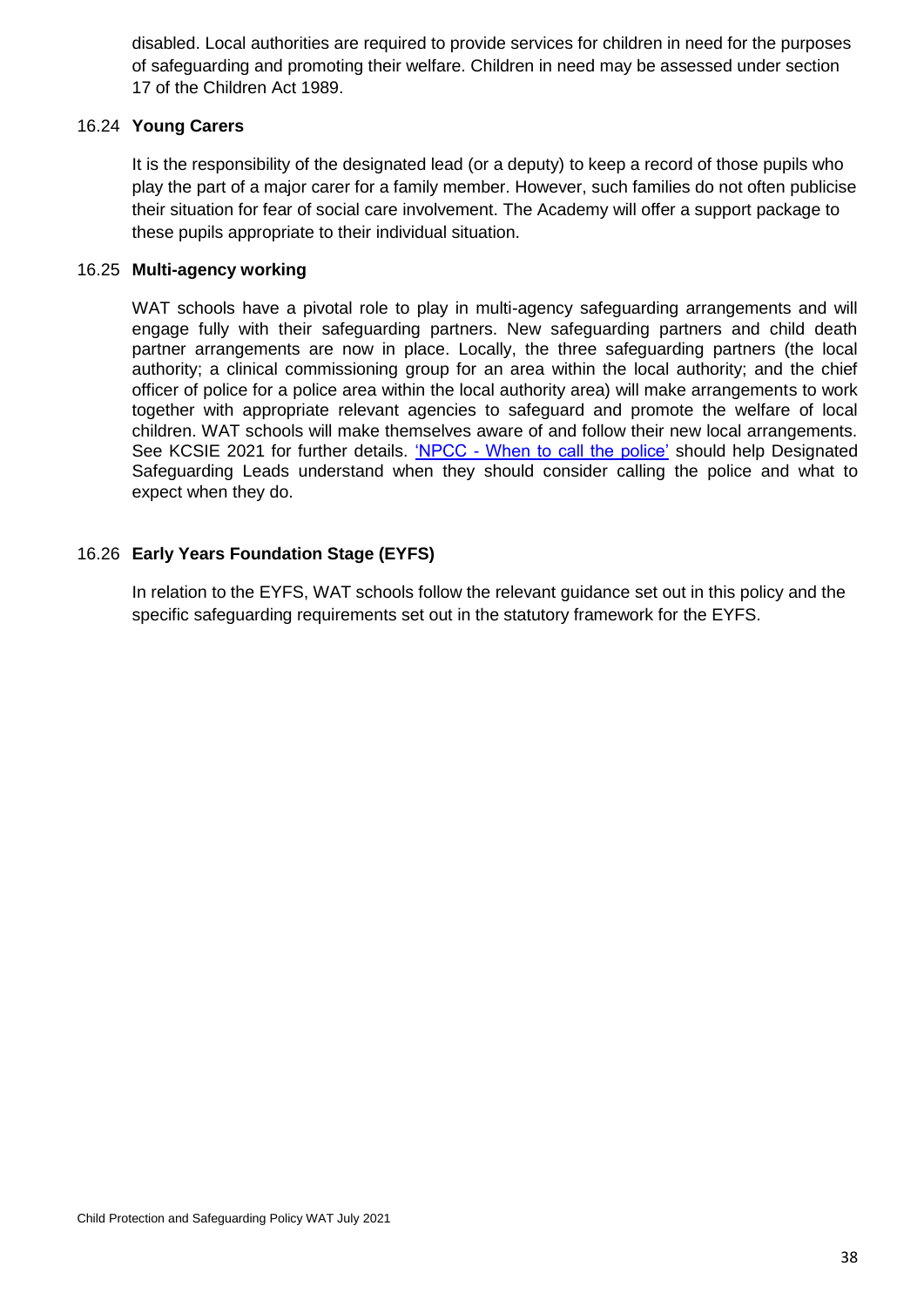disabled. Local authorities are required to provide services for children in need for the purposes of safeguarding and promoting their welfare. Children in need may be assessed under section 17 of the Children Act 1989.

### 16.24 Young Carers

It is the responsibility of the designated lead (or a deputy) to keep a record of those pupils who play the part of a major carer for a family member. However, such families do not often publicise their situation for fear of social care involvement. The Academy will offer a support package to these pupils appropriate to their individual situation.

### 16.25 Multi-agency working

WAT schools have a pivotal role to play in multi-agency safeguarding arrangements and will engage fully with their safeguarding partners. New safeguarding partners and child death partner arrangements are now in place. Locally, the three safeguarding partners (the local authority; a clinical commissioning group for an area within the local authority; and the chief officer of police for a police area within the local authority area) will make arrangements to work together with appropriate relevant agencies to safeguard and promote the welfare of local children. WAT schools will make themselves aware of and follow their new local arrangements. See KCSIE 2021 for further details. 'NPCC - When to call the police' should help Designated Safeguarding Leads understand when they should consider calling the police and what to expect when they do.

### 16.26 Early Years Foundation Stage (EYFS)

In relation to the EYFS, WAT schools follow the relevant guidance set out in this policy and the specific safeguarding requirements set out in the statutory framework for the EYFS.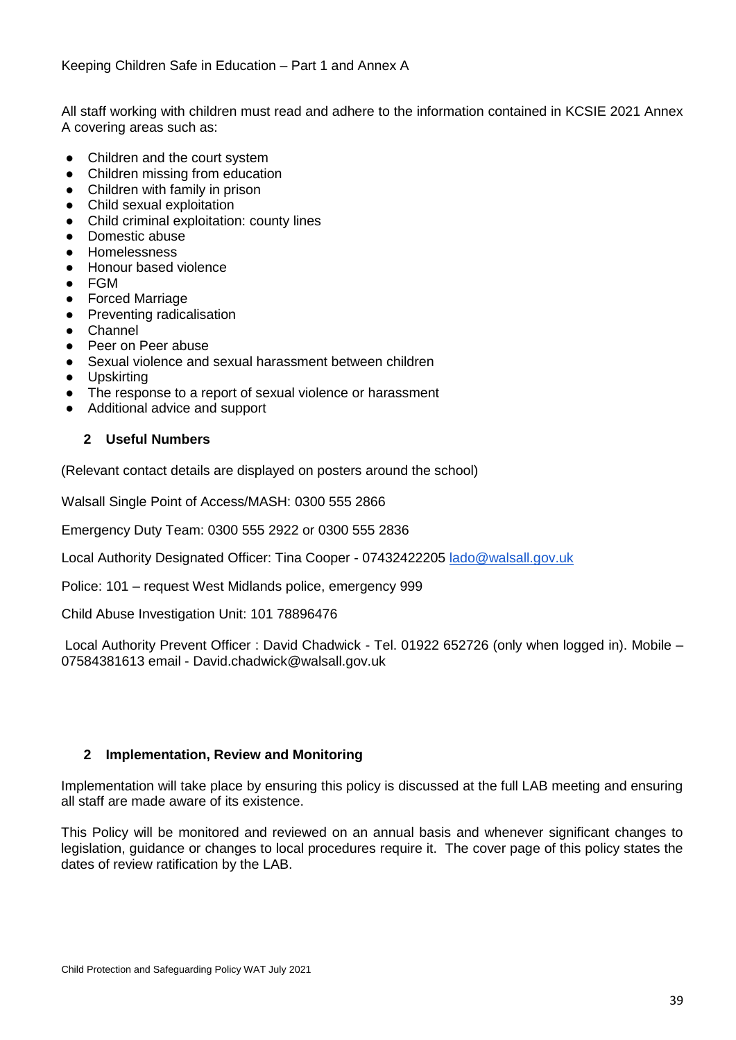Keeping Children Safe in Education – Part 1 and Annex A

All staff working with children must read and adhere to the information contained in KCSIE 2021 Annex A covering areas such as:

- Children and the court system
- Children missing from education
- Children with family in prison
- Child sexual exploitation
- Child criminal exploitation: county lines
- Domestic abuse
- Homelessness
- Honour based violence
- FGM
- Forced Marriage
- Preventing radicalisation
- Channel
- Peer on Peer abuse
- Sexual violence and sexual harassment between children
- Upskirting
- The response to a report of sexual violence or harassment
- Additional advice and support

## 2 Useful Numbers

(Relevant contact details are displayed on posters around the school)

Walsall Single Point of Access/MASH: 0300 555 2866

Emergency Duty Team: 0300 555 2922 or 0300 555 2836

Local Authority Designated Officer: Tina Cooper - 07432422205 lado@walsall.gov.uk

Police: 101 – request West Midlands police, emergency 999

Child Abuse Investigation Unit: 101 78896476

Local Authority Prevent Officer : David Chadwick - Tel. 01922 652726 (only when logged in). Mobile – 07584381613 email - David.chadwick@walsall.gov.uk

## 2 Implementation, Review and Monitoring

Implementation will take place by ensuring this policy is discussed at the full LAB meeting and ensuring all staff are made aware of its existence.

This Policy will be monitored and reviewed on an annual basis and whenever significant changes to legislation, guidance or changes to local procedures require it. The cover page of this policy states the dates of review ratification by the LAB.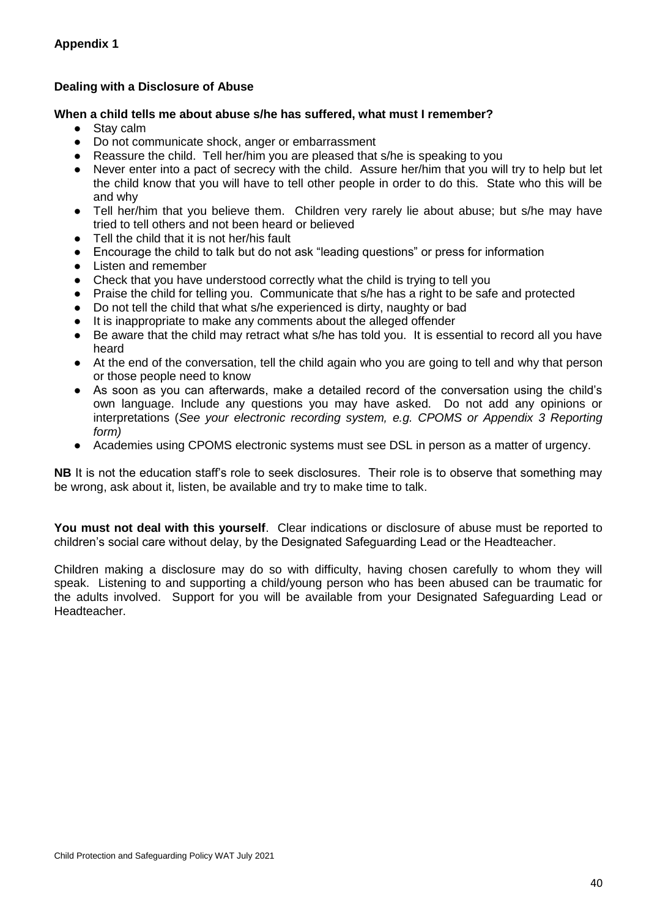## Appendix 1

### Dealing with a Disclosure of Abuse

**When a child tells me about abuse s/he has suffered, what must I remember?**

- Stay calm
- Do not communicate shock, anger or embarrassment
- Reassure the child. Tell her/him you are pleased that s/he is speaking to you
- Never enter into a pact of secrecy with the child. Assure her/him that you will try to help but let the child know that you will have to tell other people in order to do this. State who this will be and why
- Tell her/him that you believe them. Children very rarely lie about abuse; but s/he may have tried to tell others and not been heard or believed
- Tell the child that it is not her/his fault
- Encourage the child to talk but do not ask "leading questions" or press for information
- Listen and remember
- Check that you have understood correctly what the child is trying to tell you
- Praise the child for telling you. Communicate that s/he has a right to be safe and protected
- Do not tell the child that what s/he experienced is dirty, naughty or bad
- It is inappropriate to make any comments about the alleged offender
- Be aware that the child may retract what s/he has told you. It is essential to record all you have heard
- At the end of the conversation, tell the child again who you are going to tell and why that person or those people need to know
- As soon as you can afterwards, make a detailed record of the conversation using the child's own language. Include any questions you may have asked. Do not add any opinions or interpretations (*See your electronic recording system, e.g. CPOMS or Appendix 3 Reporting form)*
- Academies using CPOMS electronic systems must see DSL in person as a matter of urgency.

**NB** It is not the education staff's role to seek disclosures. Their role is to observe that something may be wrong, ask about it, listen, be available and try to make time to talk.

**You must not deal with this yourself**. Clear indications or disclosure of abuse must be reported to children's social care without delay, by the Designated Safeguarding Lead or the Headteacher.

Children making a disclosure may do so with difficulty, having chosen carefully to whom they will speak. Listening to and supporting a child/young person who has been abused can be traumatic for the adults involved. Support for you will be available from your Designated Safeguarding Lead or Headteacher.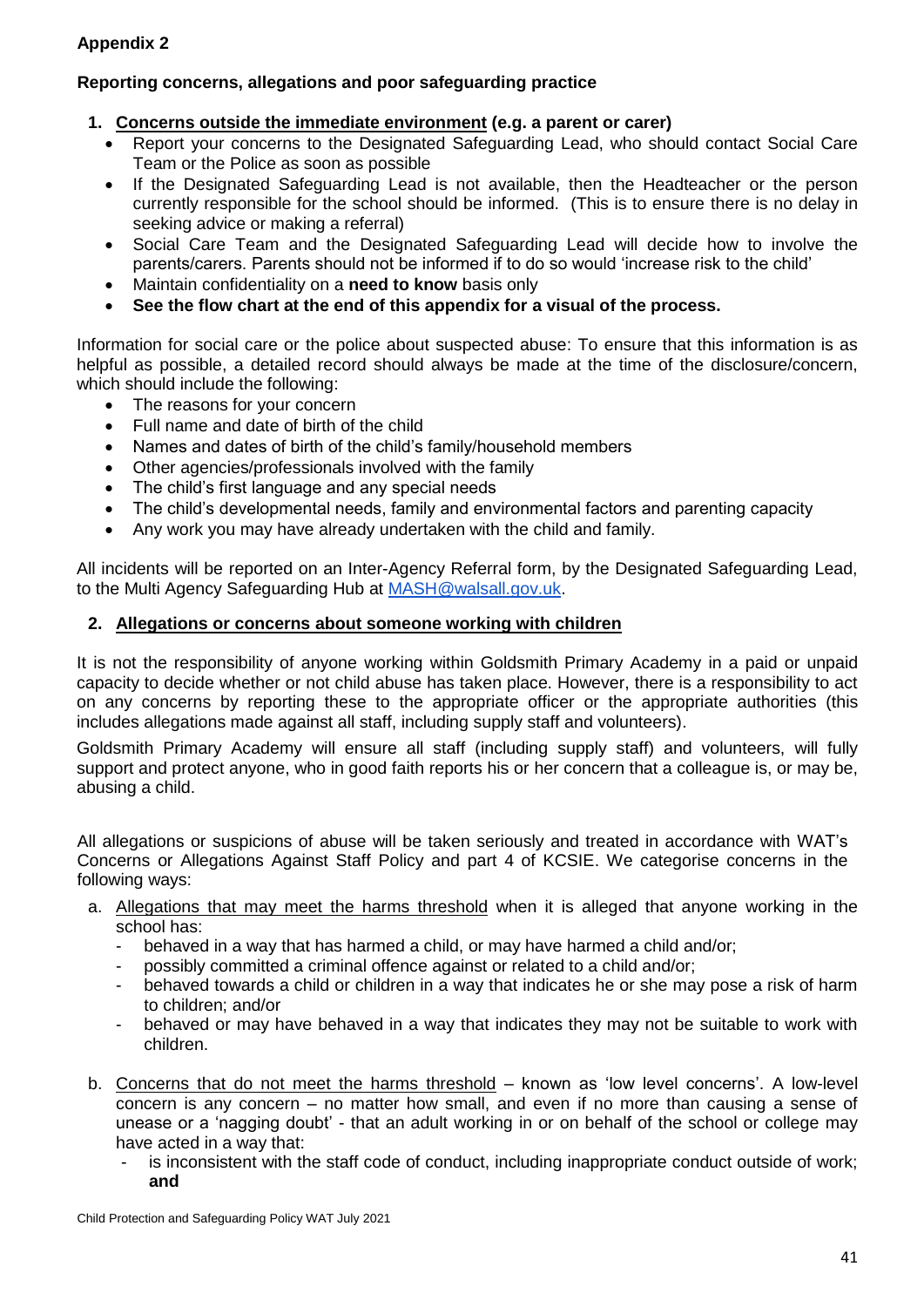**Appendix 2**

**Reporting concerns, allegations and poor safeguarding practice**

1. **Concerns outside the immediate environment (e.g. a parent or carer)**
    - Report your concerns to the Designated Safeguarding Lead, who should contact Social Care Team or the Police as soon as possible
    - If the Designated Safeguarding Lead is not available, then the Headteacher or the person currently responsible for the school should be informed. (This is to ensure there is no delay in seeking advice or making a referral)
    - Social Care Team and the Designated Safeguarding Lead will decide how to involve the parents/carers. Parents should not be informed if to do so would 'increase risk to the child'
    - Maintain confidentiality on a **need to know** basis only
    - **See the flow chart at the end of this appendix for a visual of the process.**

Information for social care or the police about suspected abuse: To ensure that this information is as helpful as possible, a detailed record should always be made at the time of the disclosure/concern, which should include the following:

- The reasons for your concern
- Full name and date of birth of the child
- Names and dates of birth of the child's family/household members
- Other agencies/professionals involved with the family
- The child's first language and any special needs
- The child's developmental needs, family and environmental factors and parenting capacity
- Any work you may have already undertaken with the child and family.

All incidents will be reported on an Inter-Agency Referral form, by the Designated Safeguarding Lead, to the Multi Agency Safeguarding Hub at [MASH@walsall.gov.uk](mailto:MASH@walsall.gov.uk).

2. **Allegations or concerns about someone working with children**

It is not the responsibility of anyone working within Goldsmith Primary Academy in a paid or unpaid capacity to decide whether or not child abuse has taken place. However, there is a responsibility to act on any concerns by reporting these to the appropriate officer or the appropriate authorities (this includes allegations made against all staff, including supply staff and volunteers).

Goldsmith Primary Academy will ensure all staff (including supply staff) and volunteers, will fully support and protect anyone, who in good faith reports his or her concern that a colleague is, or may be, abusing a child.

All allegations or suspicions of abuse will be taken seriously and treated in accordance with WAT's Concerns or Allegations Against Staff Policy and part 4 of KCSIE. We categorise concerns in the following ways:

a. Allegations that may meet the harms threshold when it is alleged that anyone working in the school has:
    - behaved in a way that has harmed a child, or may have harmed a child and/or;
    - possibly committed a criminal offence against or related to a child and/or;
    - behaved towards a child or children in a way that indicates he or she may pose a risk of harm to children; and/or
    - behaved or may have behaved in a way that indicates they may not be suitable to work with children.

b. Concerns that do not meet the harms threshold – known as 'low level concerns'. A low-level concern is any concern – no matter how small, and even if no more than causing a sense of unease or a 'nagging doubt' - that an adult working in or on behalf of the school or college may have acted in a way that:
    - is inconsistent with the staff code of conduct, including inappropriate conduct outside of work; **and**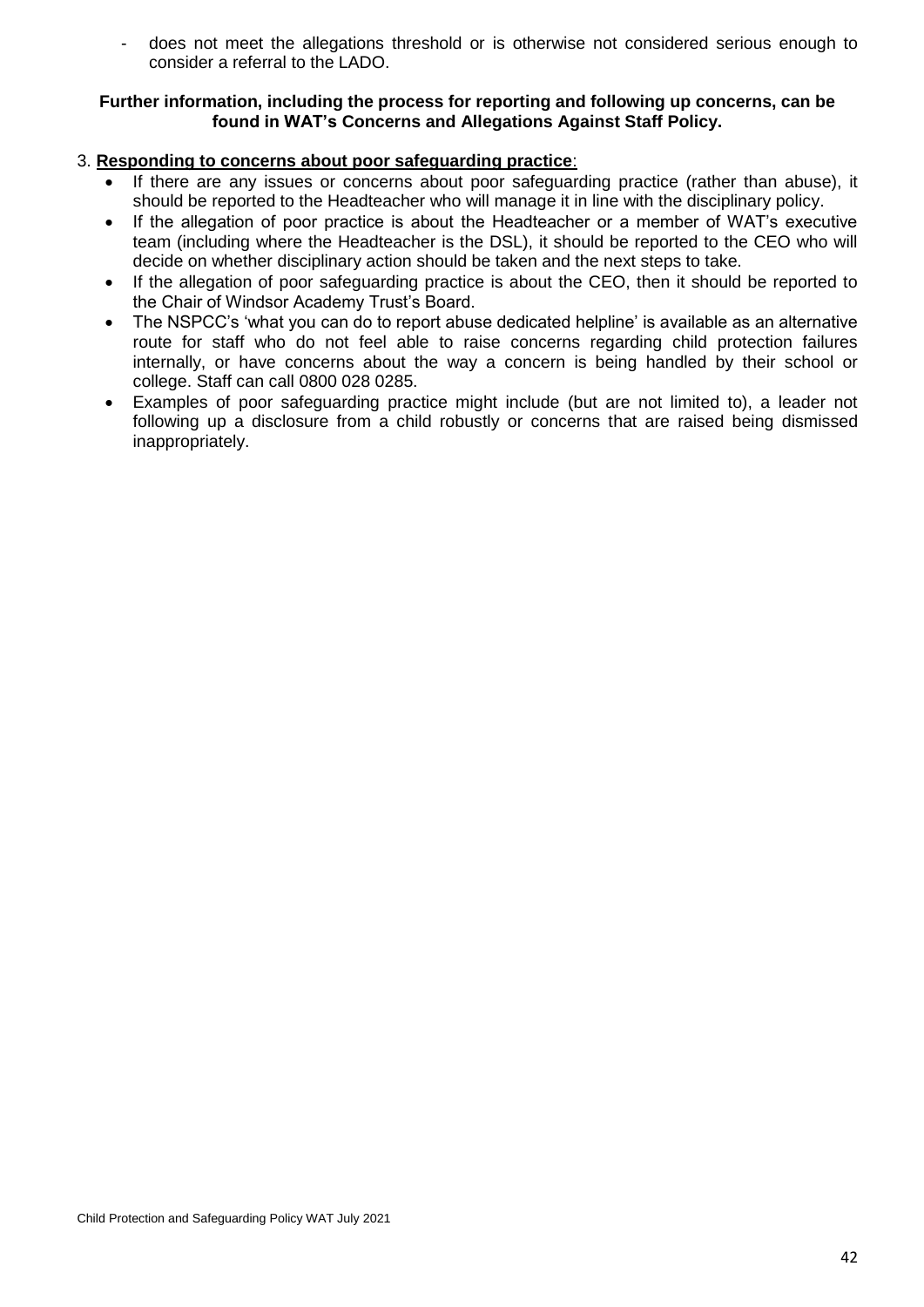- does not meet the allegations threshold or is otherwise not considered serious enough to consider a referral to the LADO.

**Further information, including the process for reporting and following up concerns, can be found in WAT's Concerns and Allegations Against Staff Policy.**

3. **Responding to concerns about poor safeguarding practice**:
   - If there are any issues or concerns about poor safeguarding practice (rather than abuse), it should be reported to the Headteacher who will manage it in line with the disciplinary policy.
   - If the allegation of poor practice is about the Headteacher or a member of WAT's executive team (including where the Headteacher is the DSL), it should be reported to the CEO who will decide on whether disciplinary action should be taken and the next steps to take.
   - If the allegation of poor safeguarding practice is about the CEO, then it should be reported to the Chair of Windsor Academy Trust's Board.
   - The NSPCC's 'what you can do to report abuse dedicated helpline' is available as an alternative route for staff who do not feel able to raise concerns regarding child protection failures internally, or have concerns about the way a concern is being handled by their school or college. Staff can call 0800 028 0285.
   - Examples of poor safeguarding practice might include (but are not limited to), a leader not following up a disclosure from a child robustly or concerns that are raised being dismissed inappropriately.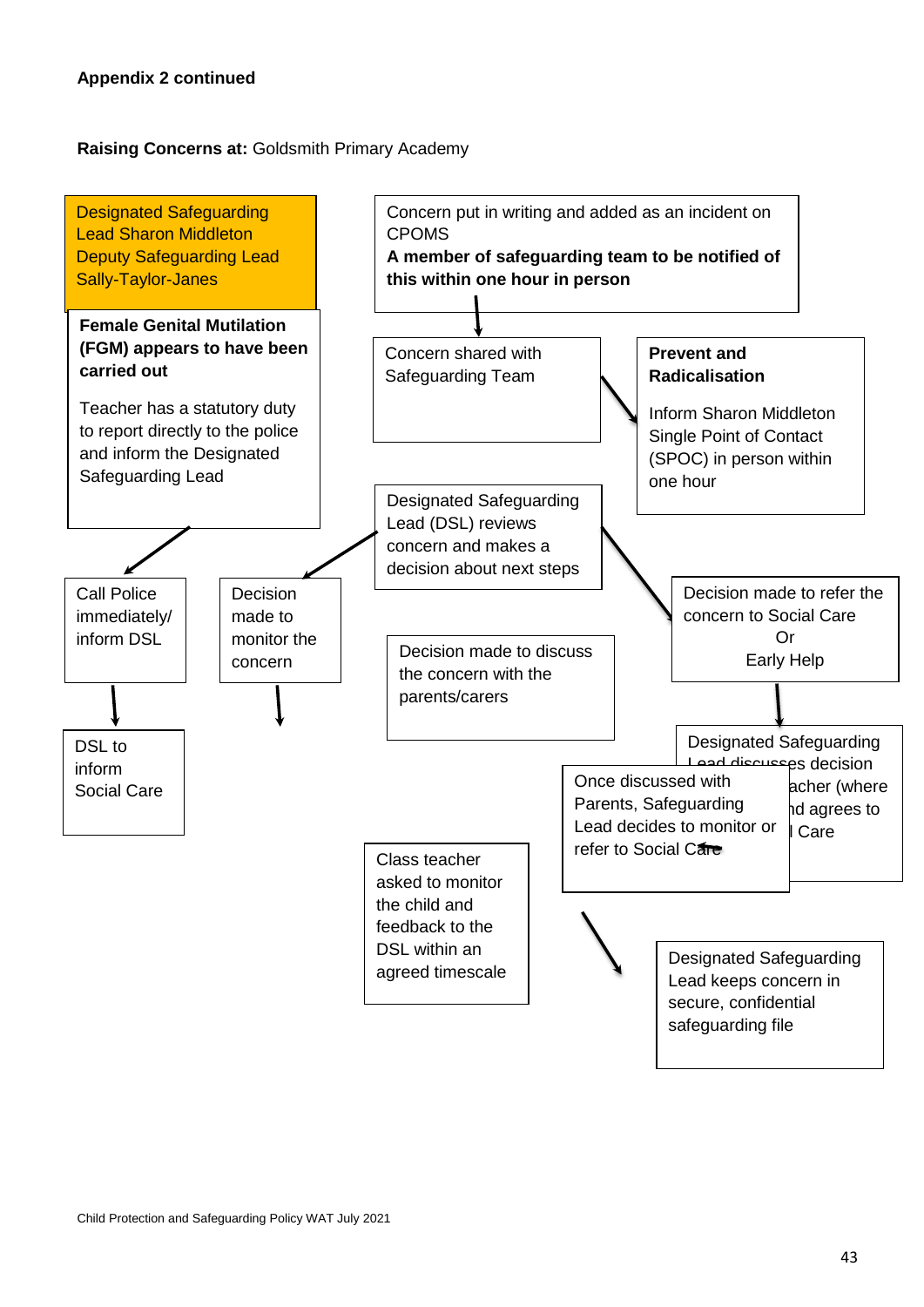**Appendix 2 continued**

**Raising Concerns at:** Goldsmith Primary Academy

Designated Safeguarding Lead Sharon Middleton
Deputy Safeguarding Lead Sally-Taylor-Janes

Concern put in writing and added as an incident on CPOMS
**A member of safeguarding team to be notified of this within one hour in person**

**Female Genital Mutilation (FGM) appears to have been carried out**

Teacher has a statutory duty to report directly to the police and inform the Designated Safeguarding Lead

Concern shared with Safeguarding Team

**Prevent and Radicalisation**

Inform Sharon Middleton Single Point of Contact (SPOC) in person within one hour

Designated Safeguarding Lead (DSL) reviews concern and makes a decision about next steps

Call Police immediately/ inform DSL

Decision made to monitor the concern

Decision made to refer the concern to Social Care Or Early Help

Decision made to discuss the concern with the parents/carers

DSL to inform Social Care

Designated Safeguarding Lead discusses decision ...acher (where ...d agrees to ...l Care

Once discussed with Parents, Safeguarding Lead decides to monitor or refer to Social Care

Class teacher asked to monitor the child and feedback to the DSL within an agreed timescale

Designated Safeguarding Lead keeps concern in secure, confidential safeguarding file

Child Protection and Safeguarding Policy WAT July 2021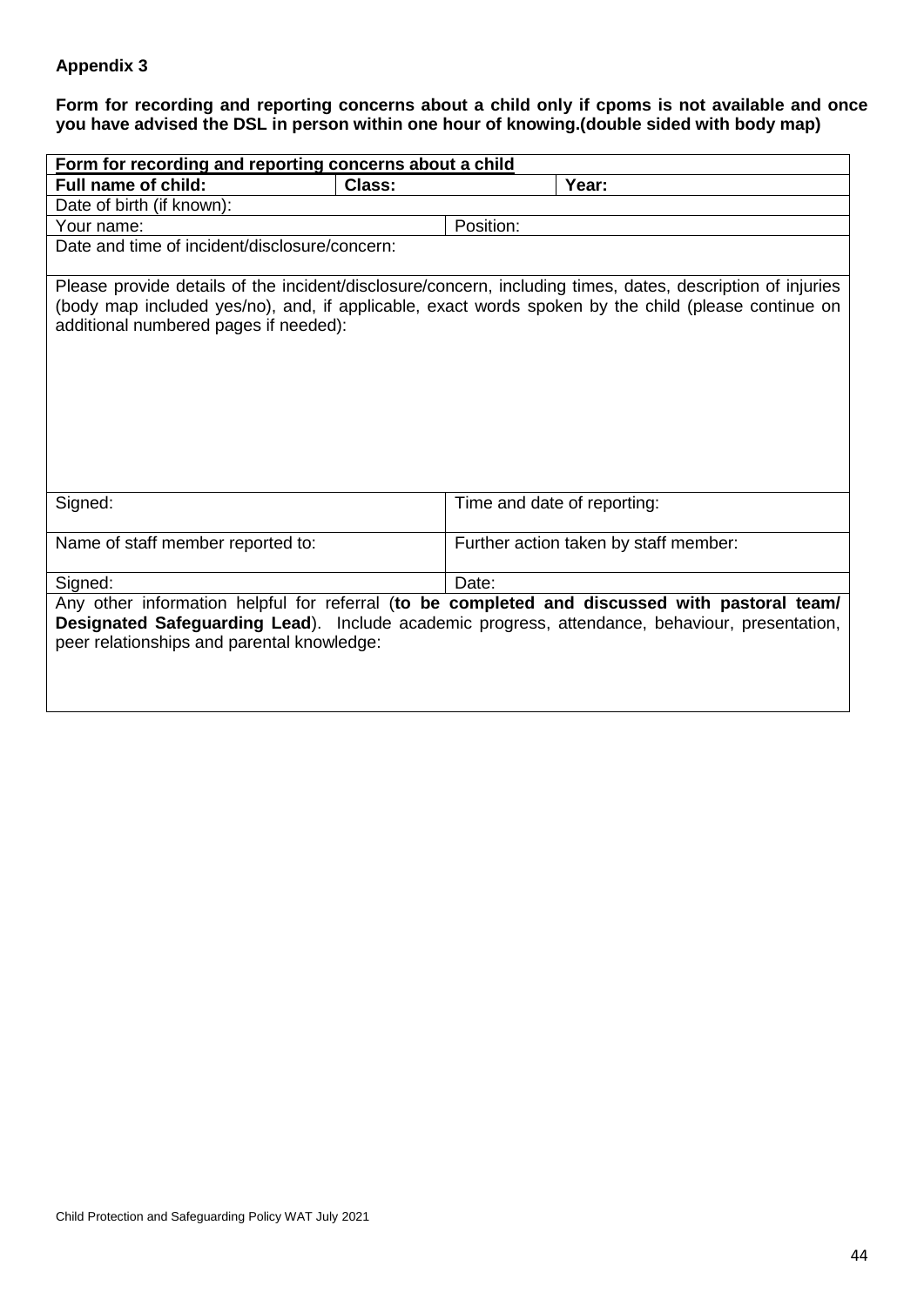**Appendix 3**

**Form for recording and reporting concerns about a child only if cpoms is not available and once you have advised the DSL in person within one hour of knowing.(double sided with body map)**

| **Form for recording and reporting concerns about a child** | | | |
|---|---|---|---|
| **Full name of child:** | **Class:** | | **Year:** |
| Date of birth (if known): | | | |
| Your name: | | Position: | |
| Date and time of incident/disclosure/concern: | | | |
| Please provide details of the incident/disclosure/concern, including times, dates, description of injuries (body map included yes/no), and, if applicable, exact words spoken by the child (please continue on additional numbered pages if needed): | | | |
| Signed: | | Time and date of reporting: | |
| Name of staff member reported to: | | Further action taken by staff member: | |
| Signed: | | Date: | |
| Any other information helpful for referral (**to be completed and discussed with pastoral team/ Designated Safeguarding Lead**). Include academic progress, attendance, behaviour, presentation, peer relationships and parental knowledge: | | | |

Child Protection and Safeguarding Policy WAT July 2021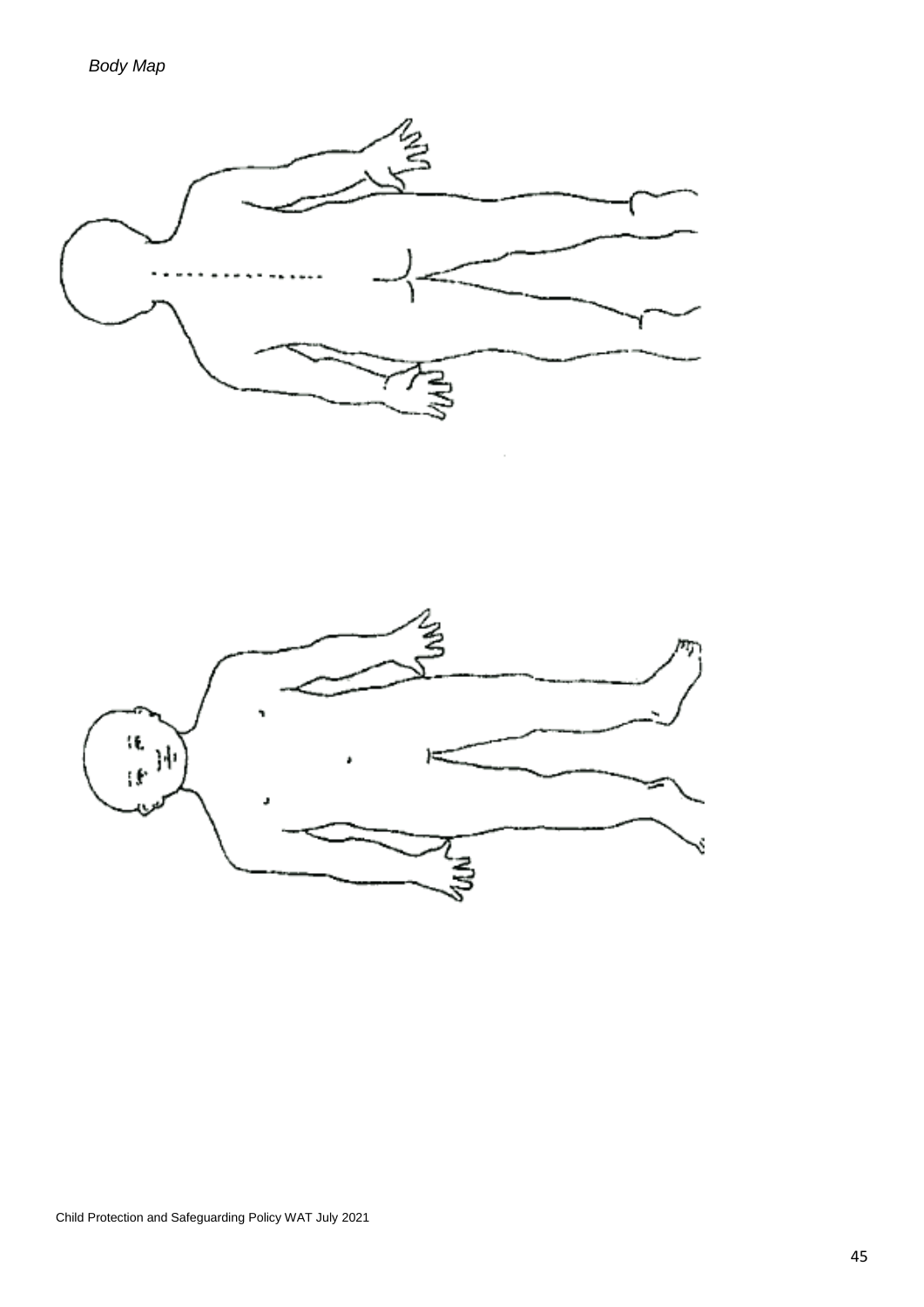*Body Map*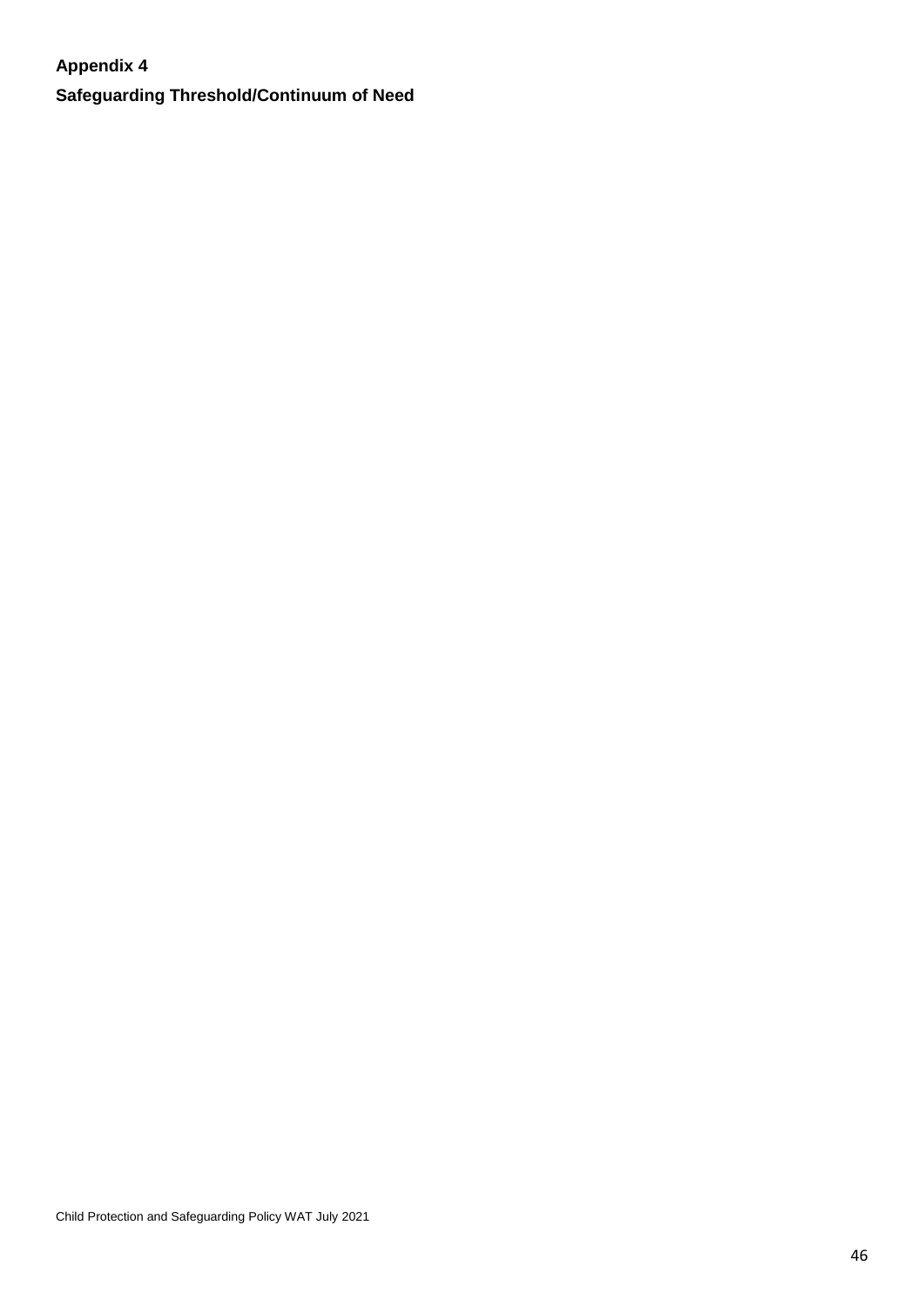**Appendix 4**

**Safeguarding Threshold/Continuum of Need**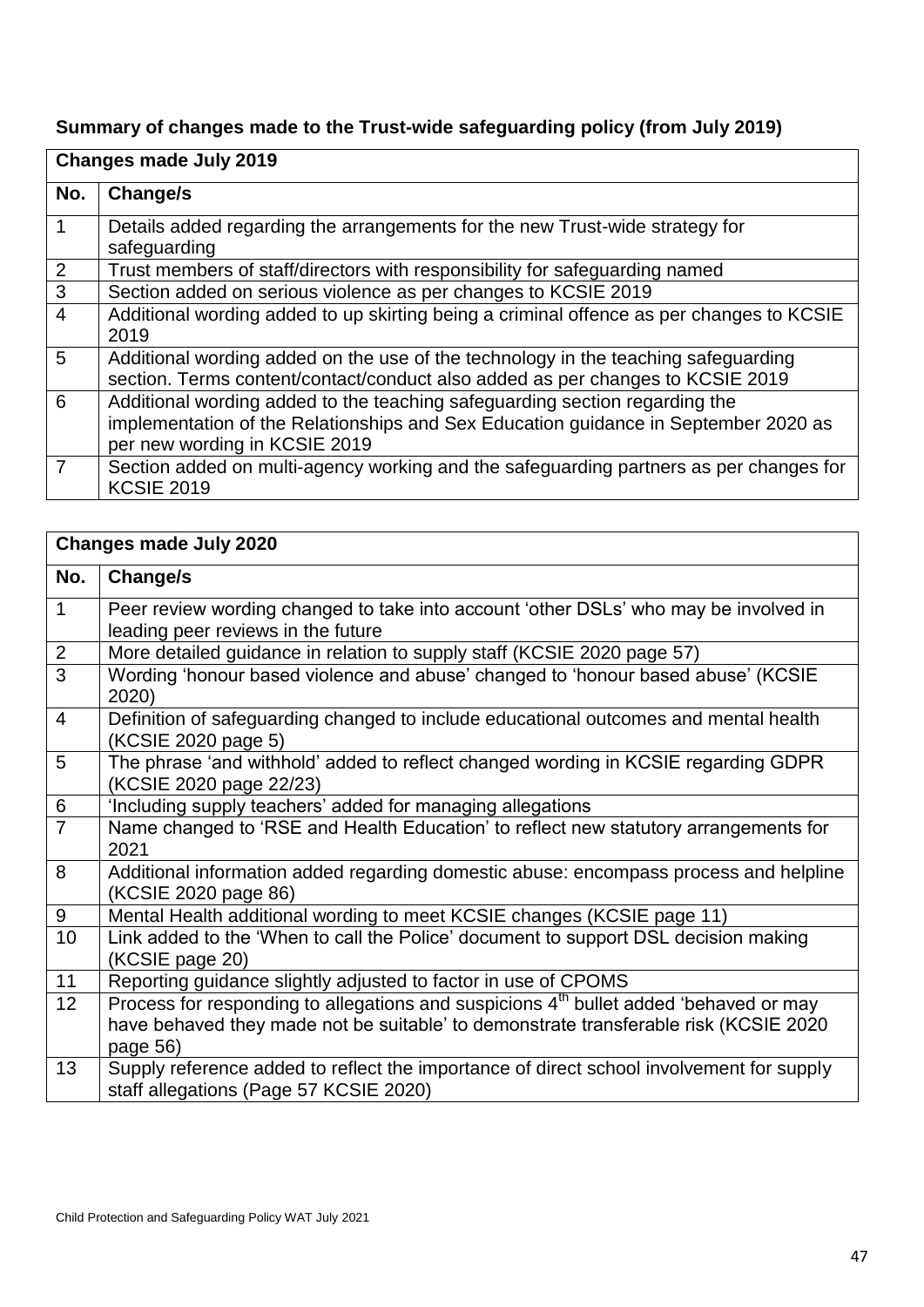**Summary of changes made to the Trust-wide safeguarding policy (from July 2019)**

| **Changes made July 2019** | |
|---|---|
| **No.** | **Change/s** |
| 1 | Details added regarding the arrangements for the new Trust-wide strategy for safeguarding |
| 2 | Trust members of staff/directors with responsibility for safeguarding named |
| 3 | Section added on serious violence as per changes to KCSIE 2019 |
| 4 | Additional wording added to up skirting being a criminal offence as per changes to KCSIE 2019 |
| 5 | Additional wording added on the use of the technology in the teaching safeguarding section. Terms content/contact/conduct also added as per changes to KCSIE 2019 |
| 6 | Additional wording added to the teaching safeguarding section regarding the implementation of the Relationships and Sex Education guidance in September 2020 as per new wording in KCSIE 2019 |
| 7 | Section added on multi-agency working and the safeguarding partners as per changes for KCSIE 2019 |

| **Changes made July 2020** | |
|---|---|
| **No.** | **Change/s** |
| 1 | Peer review wording changed to take into account 'other DSLs' who may be involved in leading peer reviews in the future |
| 2 | More detailed guidance in relation to supply staff (KCSIE 2020 page 57) |
| 3 | Wording 'honour based violence and abuse' changed to 'honour based abuse' (KCSIE 2020) |
| 4 | Definition of safeguarding changed to include educational outcomes and mental health (KCSIE 2020 page 5) |
| 5 | The phrase 'and withhold' added to reflect changed wording in KCSIE regarding GDPR (KCSIE 2020 page 22/23) |
| 6 | 'Including supply teachers' added for managing allegations |
| 7 | Name changed to 'RSE and Health Education' to reflect new statutory arrangements for 2021 |
| 8 | Additional information added regarding domestic abuse: encompass process and helpline (KCSIE 2020 page 86) |
| 9 | Mental Health additional wording to meet KCSIE changes (KCSIE page 11) |
| 10 | Link added to the 'When to call the Police' document to support DSL decision making (KCSIE page 20) |
| 11 | Reporting guidance slightly adjusted to factor in use of CPOMS |
| 12 | Process for responding to allegations and suspicions 4th bullet added 'behaved or may have behaved they made not be suitable' to demonstrate transferable risk (KCSIE 2020 page 56) |
| 13 | Supply reference added to reflect the importance of direct school involvement for supply staff allegations (Page 57 KCSIE 2020) |

Child Protection and Safeguarding Policy WAT July 2021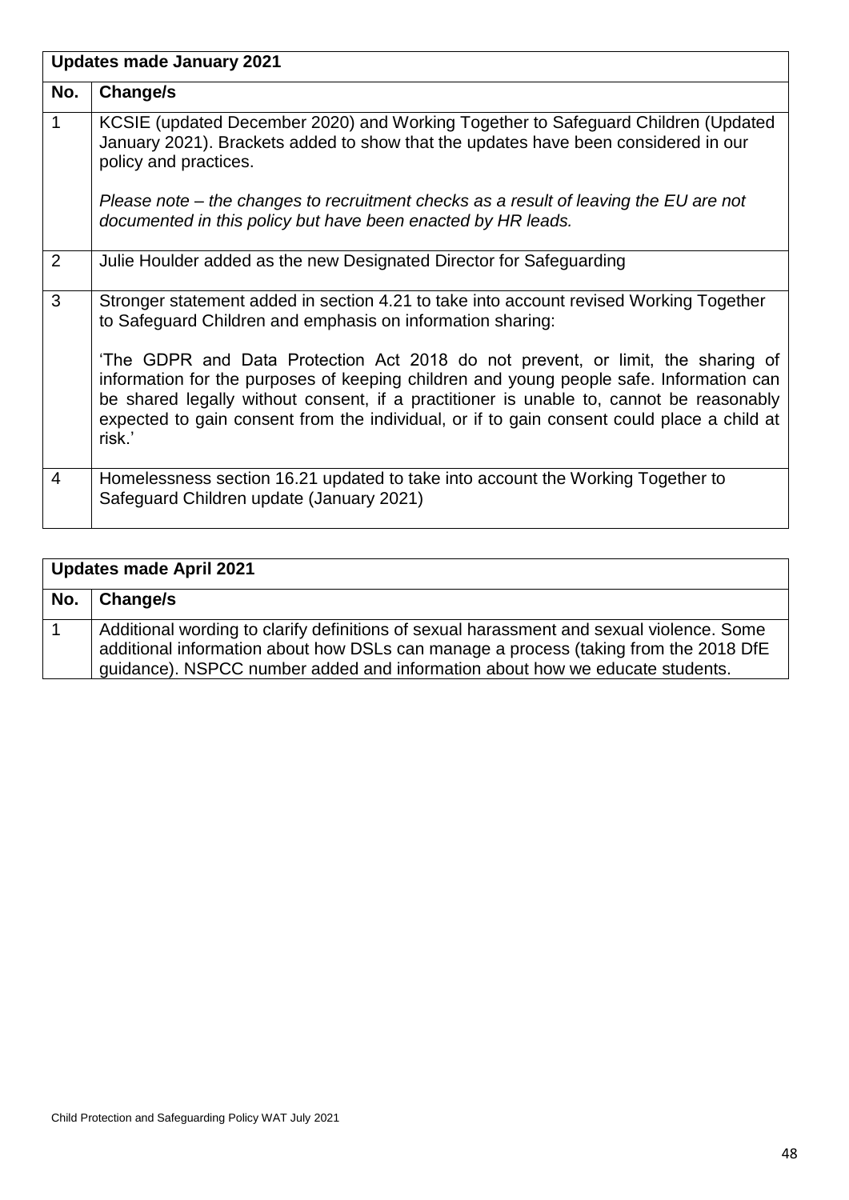| Updates made January 2021 | |
|---|---|
| **No.** | **Change/s** |
| 1 | KCSIE (updated December 2020) and Working Together to Safeguard Children (Updated January 2021). Brackets added to show that the updates have been considered in our policy and practices.<br><br>*Please note – the changes to recruitment checks as a result of leaving the EU are not documented in this policy but have been enacted by HR leads.* |
| 2 | Julie Houlder added as the new Designated Director for Safeguarding |
| 3 | Stronger statement added in section 4.21 to take into account revised Working Together to Safeguard Children and emphasis on information sharing:<br><br>'The GDPR and Data Protection Act 2018 do not prevent, or limit, the sharing of information for the purposes of keeping children and young people safe. Information can be shared legally without consent, if a practitioner is unable to, cannot be reasonably expected to gain consent from the individual, or if to gain consent could place a child at risk.' |
| 4 | Homelessness section 16.21 updated to take into account the Working Together to Safeguard Children update (January 2021) |

| Updates made April 2021 | |
|---|---|
| **No.** | **Change/s** |
| 1 | Additional wording to clarify definitions of sexual harassment and sexual violence. Some additional information about how DSLs can manage a process (taking from the 2018 DfE guidance). NSPCC number added and information about how we educate students. |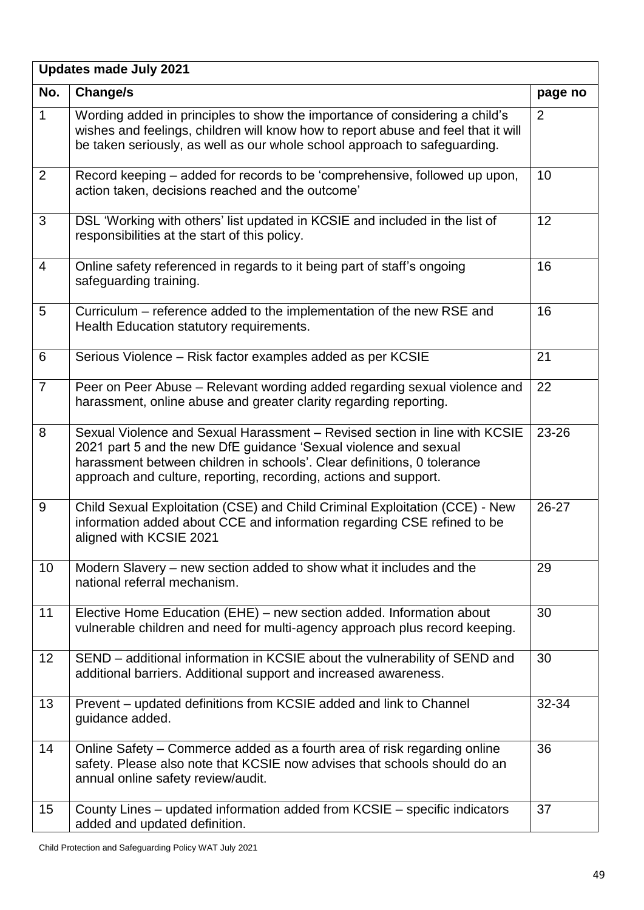| **Updates made July 2021** | | |
|---|---|---|
| **No.** | **Change/s** | **page no** |
| 1 | Wording added in principles to show the importance of considering a child's wishes and feelings, children will know how to report abuse and feel that it will be taken seriously, as well as our whole school approach to safeguarding. | 2 |
| 2 | Record keeping – added for records to be 'comprehensive, followed up upon, action taken, decisions reached and the outcome' | 10 |
| 3 | DSL 'Working with others' list updated in KCSIE and included in the list of responsibilities at the start of this policy. | 12 |
| 4 | Online safety referenced in regards to it being part of staff's ongoing safeguarding training. | 16 |
| 5 | Curriculum – reference added to the implementation of the new RSE and Health Education statutory requirements. | 16 |
| 6 | Serious Violence – Risk factor examples added as per KCSIE | 21 |
| 7 | Peer on Peer Abuse – Relevant wording added regarding sexual violence and harassment, online abuse and greater clarity regarding reporting. | 22 |
| 8 | Sexual Violence and Sexual Harassment – Revised section in line with KCSIE 2021 part 5 and the new DfE guidance 'Sexual violence and sexual harassment between children in schools'. Clear definitions, 0 tolerance approach and culture, reporting, recording, actions and support. | 23-26 |
| 9 | Child Sexual Exploitation (CSE) and Child Criminal Exploitation (CCE) - New information added about CCE and information regarding CSE refined to be aligned with KCSIE 2021 | 26-27 |
| 10 | Modern Slavery – new section added to show what it includes and the national referral mechanism. | 29 |
| 11 | Elective Home Education (EHE) – new section added. Information about vulnerable children and need for multi-agency approach plus record keeping. | 30 |
| 12 | SEND – additional information in KCSIE about the vulnerability of SEND and additional barriers. Additional support and increased awareness. | 30 |
| 13 | Prevent – updated definitions from KCSIE added and link to Channel guidance added. | 32-34 |
| 14 | Online Safety – Commerce added as a fourth area of risk regarding online safety. Please also note that KCSIE now advises that schools should do an annual online safety review/audit. | 36 |
| 15 | County Lines – updated information added from KCSIE – specific indicators added and updated definition. | 37 |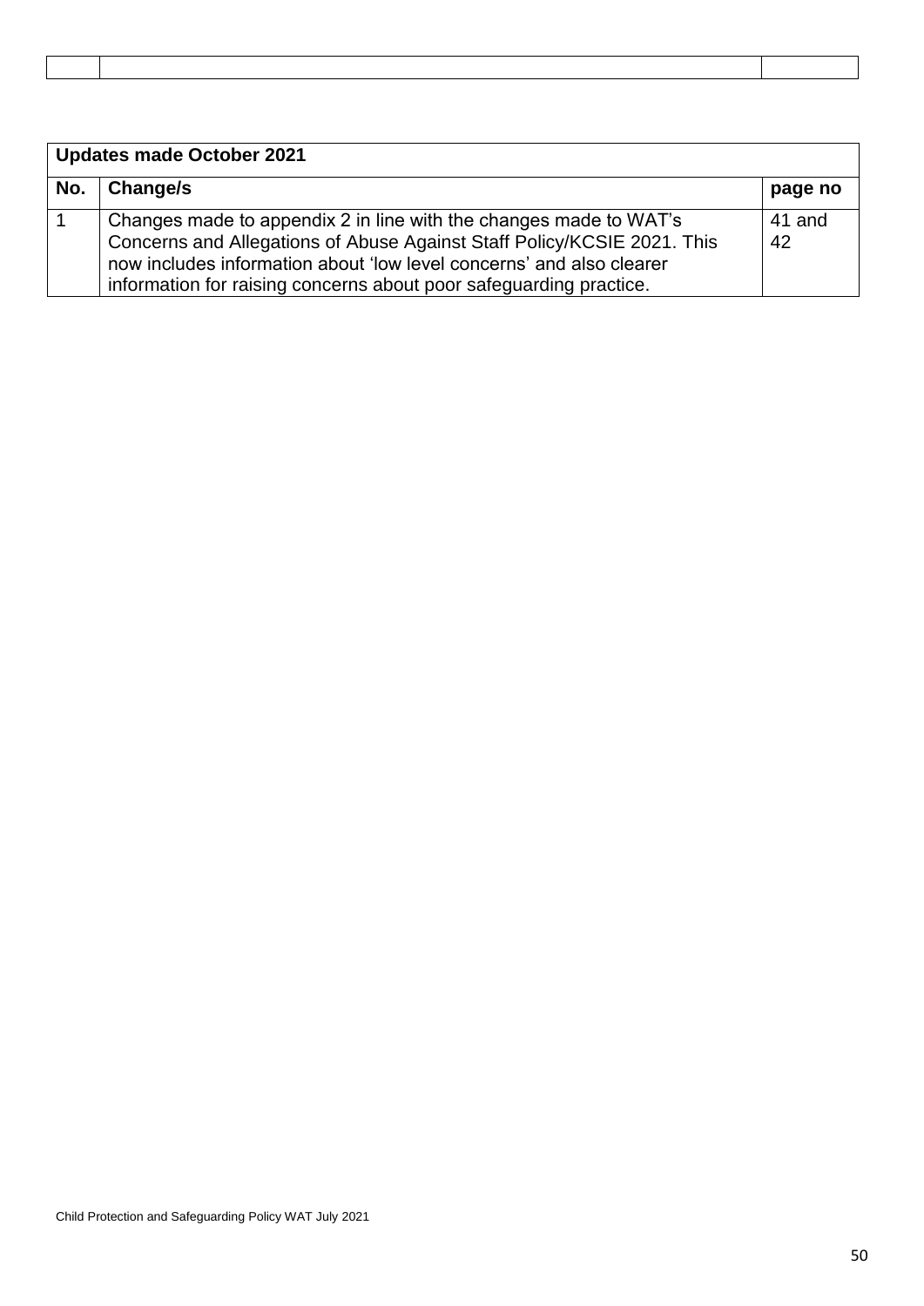| | | |
|---|---|---|
| | | |

| Updates made October 2021 | | |
|---|---|---|
| **No.** | **Change/s** | **page no** |
| 1 | Changes made to appendix 2 in line with the changes made to WAT's Concerns and Allegations of Abuse Against Staff Policy/KCSIE 2021. This now includes information about 'low level concerns' and also clearer information for raising concerns about poor safeguarding practice. | 41 and 42 |